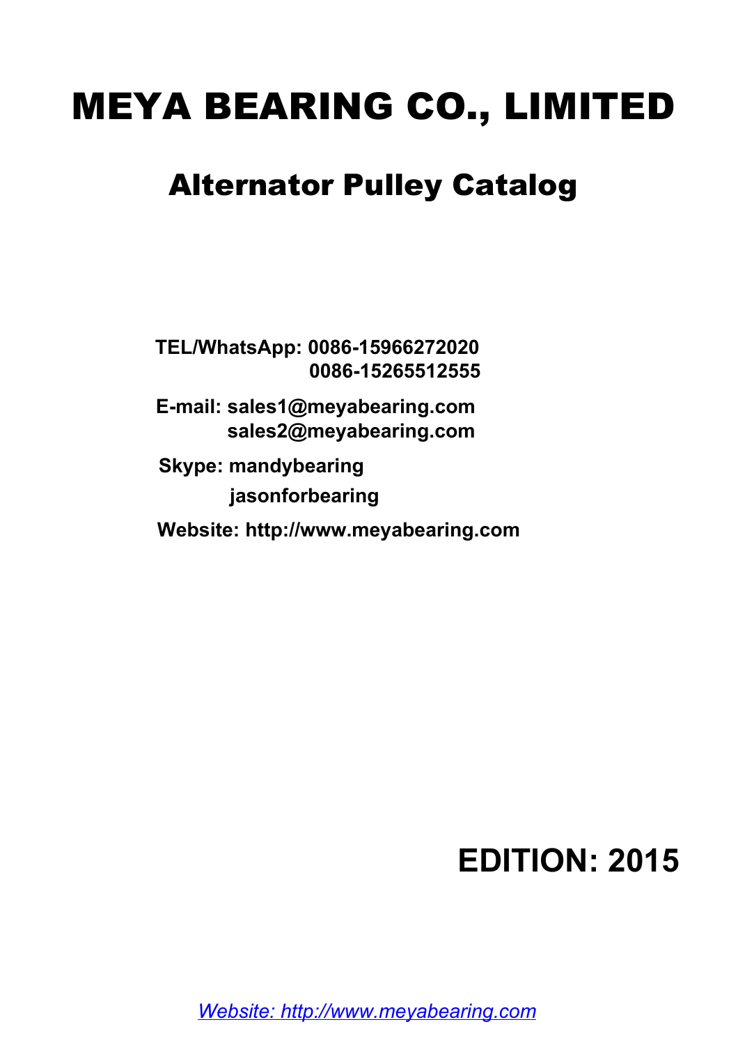# MEYA BEARING CO., LIMITED

## Alternator Pulley Catalog

**TEL/WhatsApp: 0086-15966272020**
**0086-15265512555**

**E-mail: sales1@meyabearing.com**
**sales2@meyabearing.com**

**Skype: mandybearing**
**jasonforbearing**

**Website: http://www.meyabearing.com**

**EDITION: 2015**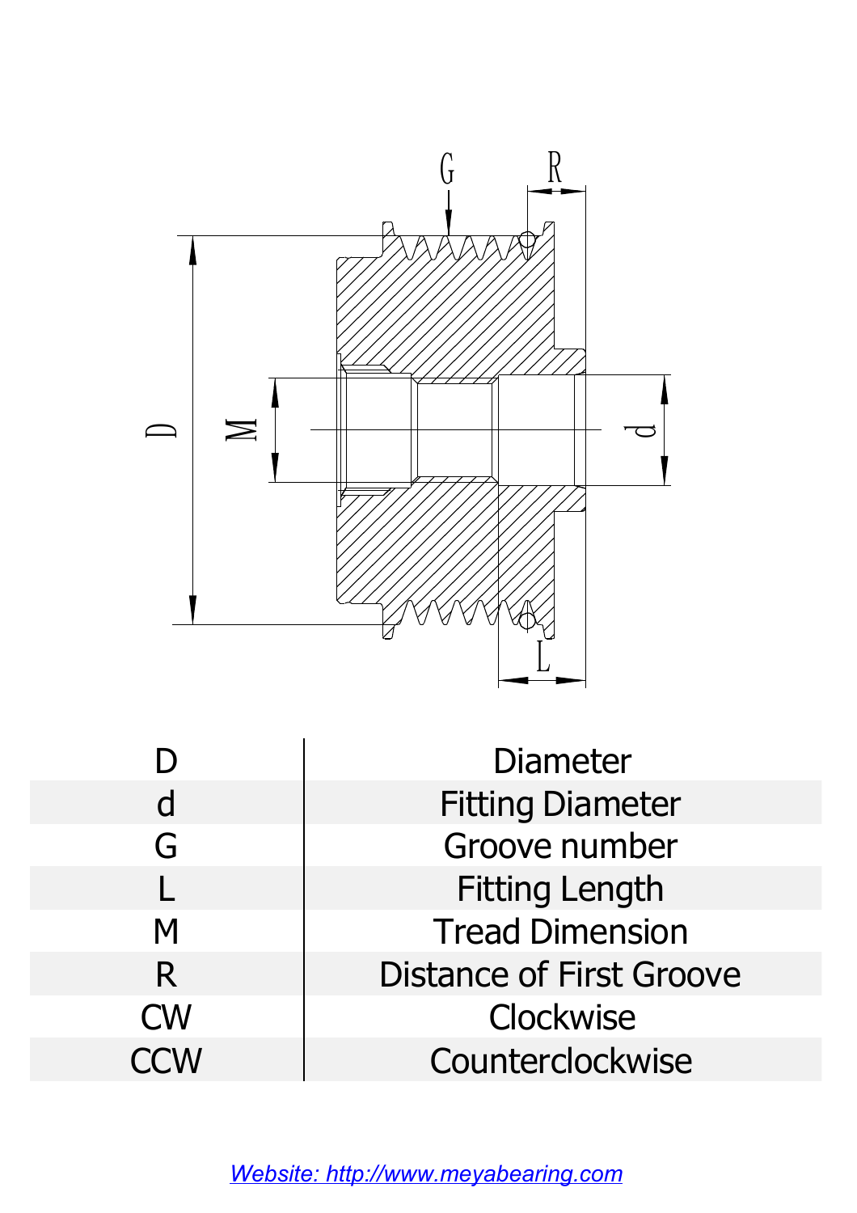G

R

D

M

d

L

| | |
|---|---|
| D | Diameter |
| d | Fitting Diameter |
| G | Groove number |
| L | Fitting Length |
| M | Tread Dimension |
| R | Distance of First Groove |
| CW | Clockwise |
| CCW | Counterclockwise |

*Website: http://www.meyabearing.com*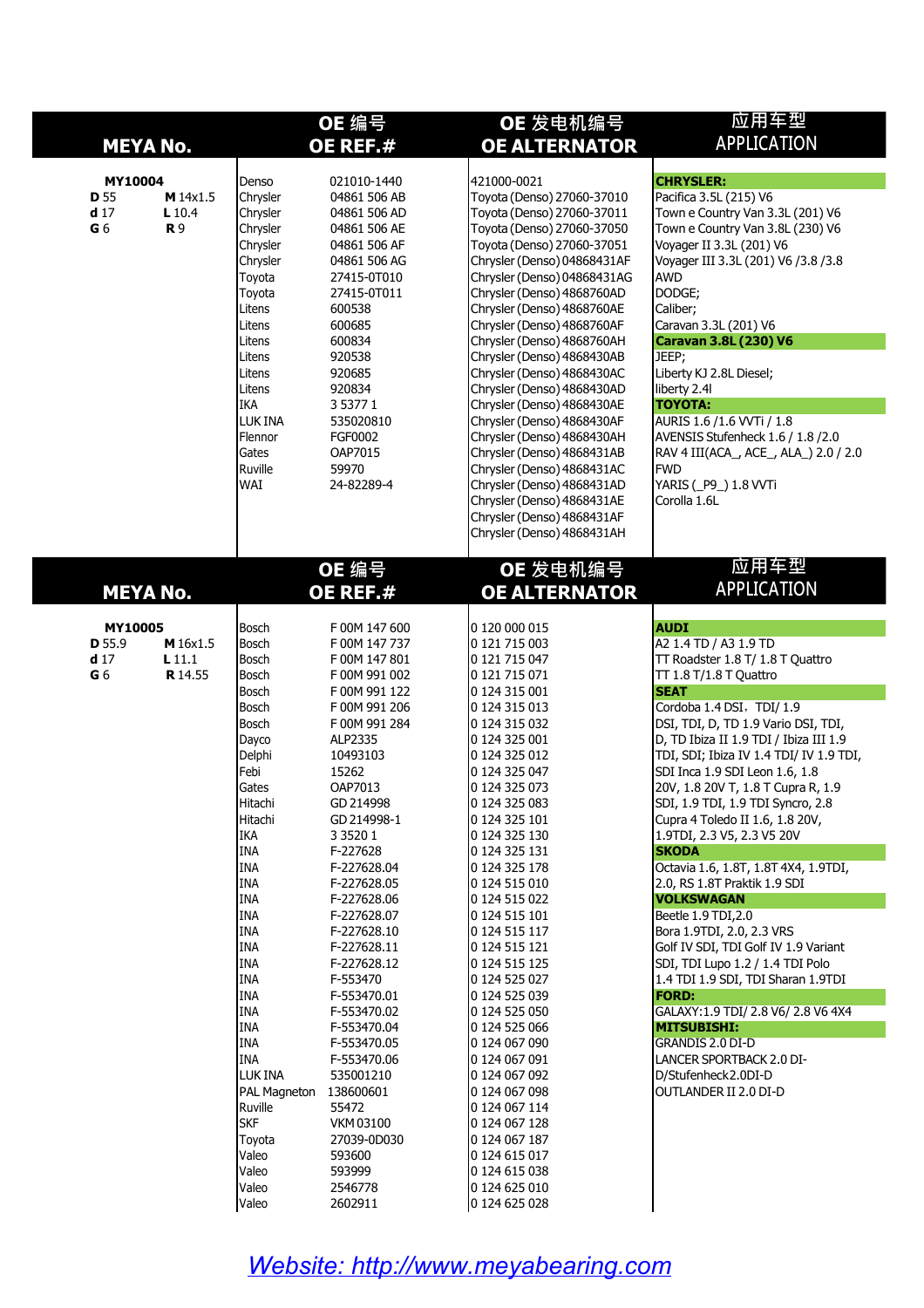| MEYA No. | OE 编号 OE REF.# | | OE 发电机编号 OE ALTERNATOR | 应用车型 APPLICATION |
|---|---|---|---|---|
| **MY10004** | Denso | 021010-1440 | 421000-0021 | **CHRYSLER:** |
| **D** 55 **M** 14x1.5 | Chrysler | 04861 506 AB | Toyota (Denso) 27060-37010 | Pacifica 3.5L (215) V6 |
| **d** 17 **L** 10.4 | Chrysler | 04861 506 AD | Toyota (Denso) 27060-37011 | Town e Country Van 3.3L (201) V6 |
| **G** 6 **R** 9 | Chrysler | 04861 506 AE | Toyota (Denso) 27060-37050 | Town e Country Van 3.8L (230) V6 |
| | Chrysler | 04861 506 AF | Toyota (Denso) 27060-37051 | Voyager II 3.3L (201) V6 |
| | Chrysler | 04861 506 AG | Chrysler (Denso) 04868431AF | Voyager III 3.3L (201) V6 /3.8 /3.8 |
| | Toyota | 27415-0T010 | Chrysler (Denso) 04868431AG | AWD |
| | Toyota | 27415-0T011 | Chrysler (Denso) 4868760AD | DODGE; |
| | Litens | 600538 | Chrysler (Denso) 4868760AE | Caliber; |
| | Litens | 600685 | Chrysler (Denso) 4868760AF | Caravan 3.3L (201) V6 |
| | Litens | 600834 | Chrysler (Denso) 4868760AH | **Caravan 3.8L (230) V6** |
| | Litens | 920538 | Chrysler (Denso) 4868430AB | JEEP; |
| | Litens | 920685 | Chrysler (Denso) 4868430AC | Liberty KJ 2.8L Diesel; |
| | Litens | 920834 | Chrysler (Denso) 4868430AD | liberty 2.4l |
| | IKA | 3 5377 1 | Chrysler (Denso) 4868430AE | **TOYOTA:** |
| | LUK INA | 535020810 | Chrysler (Denso) 4868430AF | AURIS 1.6 /1.6 VVTi / 1.8 |
| | Flennor | FGF0002 | Chrysler (Denso) 4868430AH | AVENSIS Stufenheck 1.6 / 1.8 /2.0 |
| | Gates | OAP7015 | Chrysler (Denso) 4868431AB | RAV 4 III(ACA_, ACE_, ALA_) 2.0 / 2.0 |
| | Ruville | 59970 | Chrysler (Denso) 4868431AC | FWD |
| | WAI | 24-82289-4 | Chrysler (Denso) 4868431AD | YARIS (_P9_) 1.8 VVTi |
| | | | Chrysler (Denso) 4868431AE | Corolla 1.6L |
| | | | Chrysler (Denso) 4868431AF | |
| | | | Chrysler (Denso) 4868431AH | |

| MEYA No. | OE 编号 OE REF.# | | OE 发电机编号 OE ALTERNATOR | 应用车型 APPLICATION |
|---|---|---|---|---|
| **MY10005** | Bosch | F 00M 147 600 | 0 120 000 015 | **AUDI** |
| **D** 55.9 **M** 16x1.5 | Bosch | F 00M 147 737 | 0 121 715 003 | A2 1.4 TD / A3 1.9 TD |
| **d** 17 **L** 11.1 | Bosch | F 00M 147 801 | 0 121 715 047 | TT Roadster 1.8 T/ 1.8 T Quattro |
| **G** 6 **R** 14.55 | Bosch | F 00M 991 002 | 0 121 715 071 | TT 1.8 T/1.8 T Quattro |
| | Bosch | F 00M 991 122 | 0 124 315 001 | **SEAT** |
| | Bosch | F 00M 991 206 | 0 124 315 013 | Cordoba 1.4 DSI，TDI/ 1.9 |
| | Bosch | F 00M 991 284 | 0 124 315 032 | DSI, TDI, D, TD 1.9 Vario DSI, TDI, |
| | Dayco | ALP2335 | 0 124 325 001 | D, TD Ibiza II 1.9 TDI / Ibiza III 1.9 |
| | Delphi | 10493103 | 0 124 325 012 | TDI, SDI; Ibiza IV 1.4 TDI/ IV 1.9 TDI, |
| | Febi | 15262 | 0 124 325 047 | SDI Inca 1.9 SDI Leon 1.6, 1.8 |
| | Gates | OAP7013 | 0 124 325 073 | 20V, 1.8 20V T, 1.8 T Cupra R, 1.9 |
| | Hitachi | GD 214998 | 0 124 325 083 | SDI, 1.9 TDI, 1.9 TDI Syncro, 2.8 |
| | Hitachi | GD 214998-1 | 0 124 325 101 | Cupra 4 Toledo II 1.6, 1.8 20V, |
| | IKA | 3 3520 1 | 0 124 325 130 | 1.9TDI, 2.3 V5, 2.3 V5 20V |
| | INA | F-227628 | 0 124 325 131 | **SKODA** |
| | INA | F-227628.04 | 0 124 325 178 | Octavia 1.6, 1.8T, 1.8T 4X4, 1.9TDI, |
| | INA | F-227628.05 | 0 124 515 010 | 2.0, RS 1.8T Praktik 1.9 SDI |
| | INA | F-227628.06 | 0 124 515 022 | **VOLKSWAGAN** |
| | INA | F-227628.07 | 0 124 515 101 | Beetle 1.9 TDI,2.0 |
| | INA | F-227628.10 | 0 124 515 117 | Bora 1.9TDI, 2.0, 2.3 VRS |
| | INA | F-227628.11 | 0 124 515 121 | Golf IV SDI, TDI Golf IV 1.9 Variant |
| | INA | F-227628.12 | 0 124 515 125 | SDI, TDI Lupo 1.2 / 1.4 TDI Polo |
| | INA | F-553470 | 0 124 525 027 | 1.4 TDI 1.9 SDI, TDI Sharan 1.9TDI |
| | INA | F-553470.01 | 0 124 525 039 | **FORD:** |
| | INA | F-553470.02 | 0 124 525 050 | GALAXY:1.9 TDI/ 2.8 V6/ 2.8 V6 4X4 |
| | INA | F-553470.04 | 0 124 525 066 | **MITSUBISHI:** |
| | INA | F-553470.05 | 0 124 067 090 | GRANDIS 2.0 DI-D |
| | INA | F-553470.06 | 0 124 067 091 | LANCER SPORTBACK 2.0 DI- |
| | LUK INA | 535001210 | 0 124 067 092 | D/Stufenheck2.0DI-D |
| | PAL Magneton | 138600601 | 0 124 067 098 | OUTLANDER II 2.0 DI-D |
| | Ruville | 55472 | 0 124 067 114 | |
| | SKF | VKM 03100 | 0 124 067 128 | |
| | Toyota | 27039-0D030 | 0 124 067 187 | |
| | Valeo | 593600 | 0 124 615 017 | |
| | Valeo | 593999 | 0 124 615 038 | |
| | Valeo | 2546778 | 0 124 625 010 | |
| | Valeo | 2602911 | 0 124 625 028 | |

Website: http://www.meyabearing.com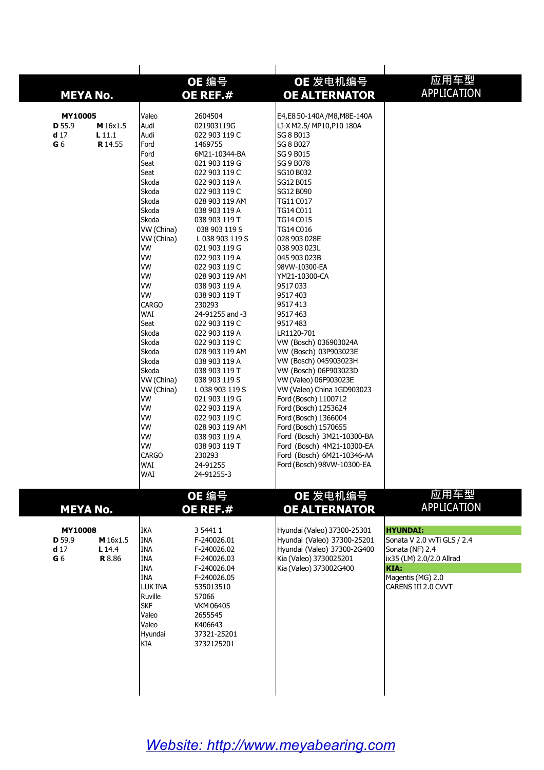| MEYA No. | | OE 编号 OE REF.# | | OE 发电机编号 OE ALTERNATOR | 应用车型 APPLICATION |
|---|---|---|---|---|---|
| **MY10005** | | Valeo | 2604504 | E4,E8 50-140A /M8,M8E-140A | |
| **D** 55.9 | **M** 16x1.5 | Audi | 021903119G | LI-X M2.5/ MP10,P10 180A | |
| **d** 17 | **L** 11.1 | Audi | 022 903 119 C | SG 8 B013 | |
| **G** 6 | **R** 14.55 | Ford | 1469755 | SG 8 B027 | |
| | | Ford | 6M21-10344-BA | SG 9 B015 | |
| | | Seat | 021 903 119 G | SG 9 B078 | |
| | | Seat | 022 903 119 C | SG10 B032 | |
| | | Skoda | 022 903 119 A | SG12 B015 | |
| | | Skoda | 022 903 119 C | SG12 B090 | |
| | | Skoda | 028 903 119 AM | TG11 C017 | |
| | | Skoda | 038 903 119 A | TG14 C011 | |
| | | Skoda | 038 903 119 T | TG14 C015 | |
| | | VW (China) | 038 903 119 S | TG14 C016 | |
| | | VW (China) | L 038 903 119 S | 028 903 028E | |
| | | VW | 021 903 119 G | 038 903 023L | |
| | | VW | 022 903 119 A | 045 903 023B | |
| | | VW | 022 903 119 C | 98VW-10300-EA | |
| | | VW | 028 903 119 AM | YM21-10300-CA | |
| | | VW | 038 903 119 A | 9517 033 | |
| | | VW | 038 903 119 T | 9517 403 | |
| | | CARGO | 230293 | 9517 413 | |
| | | WAI | 24-91255 and -3 | 9517 463 | |
| | | Seat | 022 903 119 C | 9517 483 | |
| | | Skoda | 022 903 119 A | LR1120-701 | |
| | | Skoda | 022 903 119 C | VW (Bosch) 036903024A | |
| | | Skoda | 028 903 119 AM | VW (Bosch) 03P903023E | |
| | | Skoda | 038 903 119 A | VW (Bosch) 045903023H | |
| | | Skoda | 038 903 119 T | VW (Bosch) 06F903023D | |
| | | VW (China) | 038 903 119 S | VW (Valeo) 06F903023E | |
| | | VW (China) | L 038 903 119 S | VW (Valeo) China 1GD903023 | |
| | | VW | 021 903 119 G | Ford (Bosch) 1100712 | |
| | | VW | 022 903 119 A | Ford (Bosch) 1253624 | |
| | | VW | 022 903 119 C | Ford (Bosch) 1366004 | |
| | | VW | 028 903 119 AM | Ford (Bosch) 1570655 | |
| | | VW | 038 903 119 A | Ford (Bosch) 3M21-10300-BA | |
| | | VW | 038 903 119 T | Ford (Bosch) 4M21-10300-EA | |
| | | CARGO | 230293 | Ford (Bosch) 6M21-10346-AA | |
| | | WAI | 24-91255 | Ford (Bosch) 98VW-10300-EA | |
| | | WAI | 24-91255-3 | | |

| MEYA No. | | OE 编号 OE REF.# | | OE 发电机编号 OE ALTERNATOR | 应用车型 APPLICATION |
|---|---|---|---|---|---|
| **MY10008** | | IKA | 3 5441 1 | Hyundai (Valeo) 37300-25301 | **HYUNDAI:** |
| **D** 59.9 | **M** 16x1.5 | INA | F-240026.01 | Hyundai (Valeo) 37300-25201 | Sonata V 2.0 wTi GLS / 2.4 |
| **d** 17 | **L** 14.4 | INA | F-240026.02 | Hyundai (Valeo) 37300-2G400 | Sonata (NF) 2.4 |
| **G** 6 | **R** 8.86 | INA | F-240026.03 | Kia (Valeo) 3730025201 | ix35 (LM) 2.0/2.0 Allrad |
| | | INA | F-240026.04 | Kia (Valeo) 373002G400 | **KIA:** |
| | | INA | F-240026.05 | | Magentis (MG) 2.0 |
| | | LUK INA | 535013510 | | CARENS III 2.0 CVVT |
| | | Ruville | 57066 | | |
| | | SKF | VKM 06405 | | |
| | | Valeo | 2655545 | | |
| | | Valeo | K406643 | | |
| | | Hyundai | 37321-25201 | | |
| | | KIA | 3732125201 | | |

Website: http://www.meyabearing.com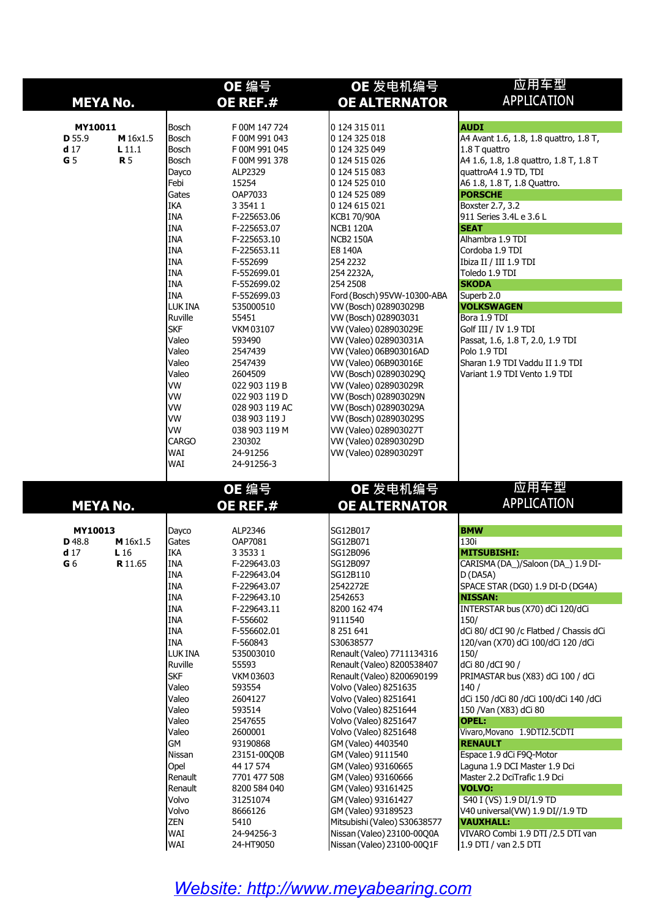| MEYA No. | OE 编号 OE REF.# | | OE 发电机编号 OE ALTERNATOR | 应用车型 APPLICATION |
|---|---|---|---|---|
| **MY10011** | Bosch | F 00M 147 724 | 0 124 315 011 | **AUDI** |
| **D** 55.9 **M** 16x1.5 | Bosch | F 00M 991 043 | 0 124 325 018 | A4 Avant 1.6, 1.8, 1.8 quattro, 1.8 T, |
| **d** 17 **L** 11.1 | Bosch | F 00M 991 045 | 0 124 325 049 | 1.8 T quattro |
| **G** 5 **R** 5 | Bosch | F 00M 991 378 | 0 124 515 026 | A4 1.6, 1.8, 1.8 quattro, 1.8 T, 1.8 T |
| | Dayco | ALP2329 | 0 124 515 083 | quattroA4 1.9 TD, TDI |
| | Febi | 15254 | 0 124 525 010 | A6 1.8, 1.8 T, 1.8 Quattro. |
| | Gates | OAP7033 | 0 124 525 089 | **PORSCHE** |
| | IKA | 3 3541 1 | 0 124 615 021 | Boxster 2.7, 3.2 |
| | INA | F-225653.06 | KCB1 70/90A | 911 Series 3.4L e 3.6 L |
| | INA | F-225653.07 | NCB1 120A | **SEAT** |
| | INA | F-225653.10 | NCB2 150A | Alhambra 1.9 TDI |
| | INA | F-225653.11 | E8 140A | Cordoba 1.9 TDI |
| | INA | F-552699 | 254 2232 | Ibiza II / III 1.9 TDI |
| | INA | F-552699.01 | 254 2232A, | Toledo 1.9 TDI |
| | INA | F-552699.02 | 254 2508 | **SKODA** |
| | INA | F-552699.03 | Ford (Bosch) 95VW-10300-ABA | Superb 2.0 |
| | LUK INA | 535000510 | VW (Bosch) 028903029B | **VOLKSWAGEN** |
| | Ruville | 55451 | VW (Bosch) 028903031 | Bora 1.9 TDI |
| | SKF | VKM 03107 | VW (Valeo) 028903029E | Golf III / IV 1.9 TDI |
| | Valeo | 593490 | VW (Valeo) 028903031A | Passat, 1.6, 1.8 T, 2.0, 1.9 TDI |
| | Valeo | 2547439 | VW (Valeo) 06B903016AD | Polo 1.9 TDI |
| | Valeo | 2547439 | VW (Valeo) 06B903016E | Sharan 1.9 TDI Vaddu II 1.9 TDI |
| | Valeo | 2604509 | VW (Bosch) 028903029Q | Variant 1.9 TDI Vento 1.9 TDI |
| | VW | 022 903 119 B | VW (Valeo) 028903029R | |
| | VW | 022 903 119 D | VW (Bosch) 028903029N | |
| | VW | 028 903 119 AC | VW (Bosch) 028903029A | |
| | VW | 038 903 119 J | VW (Bosch) 028903029S | |
| | VW | 038 903 119 M | VW (Valeo) 028903027T | |
| | CARGO | 230302 | VW (Valeo) 028903029D | |
| | WAI | 24-91256 | VW (Valeo) 028903029T | |
| | WAI | 24-91256-3 | | |

| MEYA No. | OE 编号 OE REF.# | | OE 发电机编号 OE ALTERNATOR | 应用车型 APPLICATION |
|---|---|---|---|---|
| **MY10013** | Dayco | ALP2346 | SG12B017 | **BMW** |
| **D** 48.8 **M** 16x1.5 | Gates | OAP7081 | SG12B071 | 130i |
| **d** 17 **L** 16 | IKA | 3 3533 1 | SG12B096 | **MITSUBISHI:** |
| **G** 6 **R** 11.65 | INA | F-229643.03 | SG12B097 | CARISMA (DA_)/Saloon (DA_) 1.9 DI- |
| | INA | F-229643.04 | SG12B110 | D (DA5A) |
| | INA | F-229643.07 | 2542272E | SPACE STAR (DG0) 1.9 DI-D (DG4A) |
| | INA | F-229643.10 | 2542653 | **NISSAN:** |
| | INA | F-229643.11 | 8200 162 474 | INTERSTAR bus (X70) dCi 120/dCi |
| | INA | F-556602 | 9111540 | 150/ |
| | INA | F-556602.01 | 8 251 641 | dCi 80/ dCI 90 /c Flatbed / Chassis dCi |
| | INA | F-560843 | S30638577 | 120/van (X70) dCi 100/dCi 120 /dCi |
| | LUK INA | 535003010 | Renault (Valeo) 7711134316 | 150/ |
| | Ruville | 55593 | Renault (Valeo) 8200538407 | dCi 80 /dCI 90 / |
| | SKF | VKM 03603 | Renault (Valeo) 8200690199 | PRIMASTAR bus (X83) dCi 100 / dCi |
| | Valeo | 593554 | Volvo (Valeo) 8251635 | 140 / |
| | Valeo | 2604127 | Volvo (Valeo) 8251641 | dCi 150 /dCi 80 /dCi 100/dCi 140 /dCi |
| | Valeo | 593514 | Volvo (Valeo) 8251644 | 150 /Van (X83) dCi 80 |
| | Valeo | 2547655 | Volvo (Valeo) 8251647 | **OPEL:** |
| | Valeo | 2600001 | Volvo (Valeo) 8251648 | Vivaro,Movano 1.9DTI2.5CDTI |
| | GM | 93190868 | GM (Valeo) 4403540 | **RENAULT** |
| | Nissan | 23151-00Q0B | GM (Valeo) 9111540 | Espace 1.9 dCi F9Q-Motor |
| | Opel | 44 17 574 | GM (Valeo) 93160665 | Laguna 1.9 DCI Master 1.9 Dci |
| | Renault | 7701 477 508 | GM (Valeo) 93160666 | Master 2.2 DciTrafic 1.9 Dci |
| | Renault | 8200 584 040 | GM (Valeo) 93161425 | **VOLVO:** |
| | Volvo | 31251074 | GM (Valeo) 93161427 | S40 I (VS) 1.9 DI/1.9 TD |
| | Volvo | 8666126 | GM (Valeo) 93189523 | V40 universal(VW) 1.9 DI//1.9 TD |
| | ZEN | 5410 | Mitsubishi (Valeo) S30638577 | **VAUXHALL:** |
| | WAI | 24-94256-3 | Nissan (Valeo) 23100-00Q0A | VIVARO Combi 1.9 DTI /2.5 DTI van |
| | WAI | 24-HT9050 | Nissan (Valeo) 23100-00Q1F | 1.9 DTI / van 2.5 DTI |

*Website: http://www.meyabearing.com*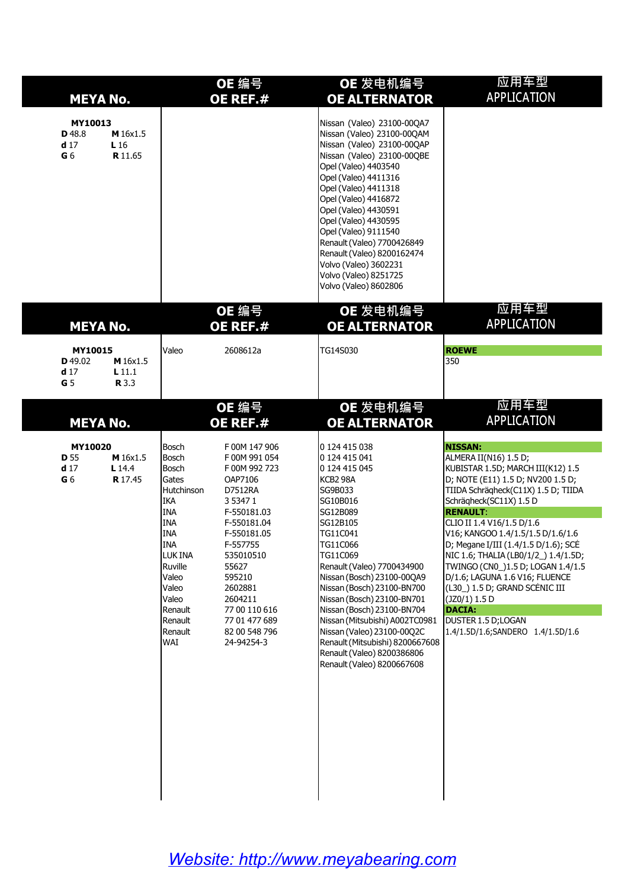| MEYA No. | OE 编号 OE REF.# | OE 发电机编号 OE ALTERNATOR | 应用车型 APPLICATION |
|---|---|---|---|
| **MY10013**<br>**D** 48.8 **M** 16x1.5<br>**d** 17 **L** 16<br>**G** 6 **R** 11.65 | | Nissan (Valeo) 23100-00QA7<br>Nissan (Valeo) 23100-00QAM<br>Nissan (Valeo) 23100-00QAP<br>Nissan (Valeo) 23100-00QBE<br>Opel (Valeo) 4403540<br>Opel (Valeo) 4411316<br>Opel (Valeo) 4411318<br>Opel (Valeo) 4416872<br>Opel (Valeo) 4430591<br>Opel (Valeo) 4430595<br>Opel (Valeo) 9111540<br>Renault (Valeo) 7700426849<br>Renault (Valeo) 8200162474<br>Volvo (Valeo) 3602231<br>Volvo (Valeo) 8251725<br>Volvo (Valeo) 8602806 | |

| MEYA No. | OE 编号 OE REF.# | | OE 发电机编号 OE ALTERNATOR | 应用车型 APPLICATION |
|---|---|---|---|---|
| **MY10015**<br>**D** 49.02 **M** 16x1.5<br>**d** 17 **L** 11.1<br>**G** 5 **R** 3.3 | Valeo | 2608612a | TG14S030 | **ROEWE**<br>350 |

| MEYA No. | OE 编号 OE REF.# | | OE 发电机编号 OE ALTERNATOR | 应用车型 APPLICATION |
|---|---|---|---|---|
| **MY10020**<br>**D** 55 **M** 16x1.5<br>**d** 17 **L** 14.4<br>**G** 6 **R** 17.45 | Bosch<br>Bosch<br>Bosch<br>Gates<br>Hutchinson<br>IKA<br>INA<br>INA<br>INA<br>INA<br>LUK INA<br>Ruville<br>Valeo<br>Valeo<br>Valeo<br>Renault<br>Renault<br>Renault<br>WAI | F 00M 147 906<br>F 00M 991 054<br>F 00M 992 723<br>OAP7106<br>D7512RA<br>3 5347 1<br>F-550181.03<br>F-550181.04<br>F-550181.05<br>F-557755<br>535010510<br>55627<br>595210<br>2602881<br>2604211<br>77 00 110 616<br>77 01 477 689<br>82 00 548 796<br>24-94254-3 | 0 124 415 038<br>0 124 415 041<br>0 124 415 045<br>KCB2 98A<br>SG9B033<br>SG10B016<br>SG12B089<br>SG12B105<br>TG11C041<br>TG11C066<br>TG11C069<br>Renault (Valeo) 7700434900<br>Nissan (Bosch) 23100-00QA9<br>Nissan (Bosch) 23100-BN700<br>Nissan (Bosch) 23100-BN701<br>Nissan (Bosch) 23100-BN704<br>Nissan (Mitsubishi) A002TC0981<br>Nissan (Valeo) 23100-00Q2C<br>Renault (Mitsubishi) 8200667608<br>Renault (Valeo) 8200386806<br>Renault (Valeo) 8200667608 | **NISSAN:**<br>ALMERA II(N16) 1.5 D; KUBISTAR 1.5D; MARCH III(K12) 1.5 D; NOTE (E11) 1.5 D; NV200 1.5 D; TIIDA Schrägheck(C11X) 1.5 D; TIIDA Schrägheck(SC11X) 1.5 D<br>**RENAULT**:<br>CLIO II 1.4 V16/1.5 D/1.6 V16; KANGOO 1.4/1.5/1.5 D/1.6/1.6 D; Megane I/III (1.4/1.5 D/1.6); SCÈNIC 1.6; THALIA (LB0/1/2_) 1.4/1.5D; TWINGO (CN0_)1.5 D; LOGAN 1.4/1.5 D/1.6; LAGUNA 1.6 V16; FLUENCE (L30_) 1.5 D; GRAND SCÉNIC III (JZ0/1) 1.5 D<br>**DACIA:**<br>DUSTER 1.5 D;LOGAN 1.4/1.5D/1.6;SANDERO 1.4/1.5D/1.6 |

Website: http://www.meyabearing.com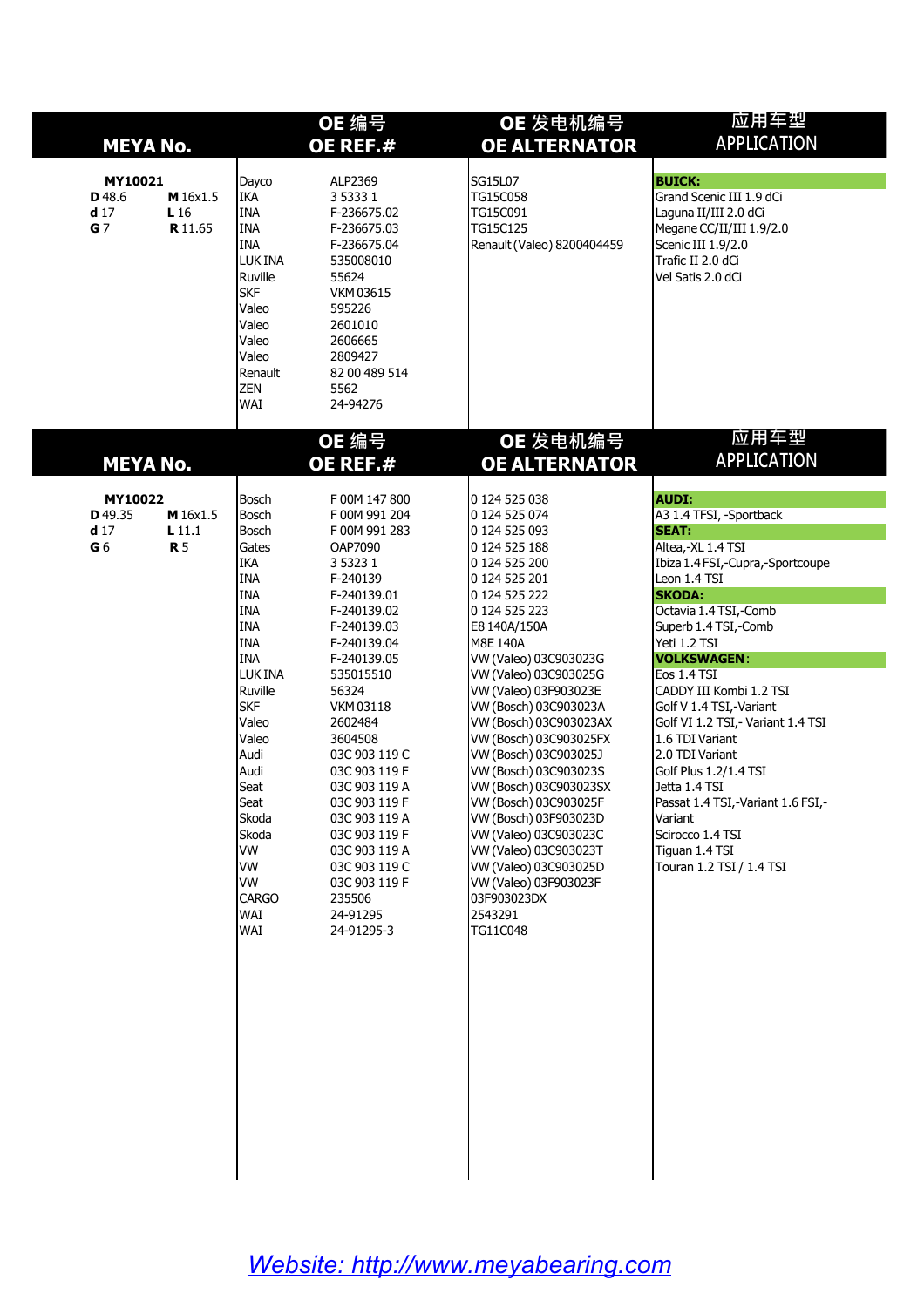| MEYA No. | OE 编号<br>OE REF.# | | OE 发电机编号<br>OE ALTERNATOR | 应用车型<br>APPLICATION |
|---|---|---|---|---|
| **MY10021** | Dayco | ALP2369 | SG15L07 | **BUICK:** |
| **D** 48.6 **M** 16x1.5 | IKA | 3 5333 1 | TG15C058 | Grand Scenic III 1.9 dCi |
| **d** 17 **L** 16 | INA | F-236675.02 | TG15C091 | Laguna II/III 2.0 dCi |
| **G** 7 **R** 11.65 | INA | F-236675.03 | TG15C125 | Megane CC/II/III 1.9/2.0 |
| | INA | F-236675.04 | Renault (Valeo) 8200404459 | Scenic III 1.9/2.0 |
| | LUK INA | 535008010 | | Trafic II 2.0 dCi |
| | Ruville | 55624 | | Vel Satis 2.0 dCi |
| | SKF | VKM 03615 | | |
| | Valeo | 595226 | | |
| | Valeo | 2601010 | | |
| | Valeo | 2606665 | | |
| | Valeo | 2809427 | | |
| | Renault | 82 00 489 514 | | |
| | ZEN | 5562 | | |
| | WAI | 24-94276 | | |

| MEYA No. | OE 编号<br>OE REF.# | | OE 发电机编号<br>OE ALTERNATOR | 应用车型<br>APPLICATION |
|---|---|---|---|---|
| **MY10022** | Bosch | F 00M 147 800 | 0 124 525 038 | **AUDI:** |
| **D** 49.35 **M** 16x1.5 | Bosch | F 00M 991 204 | 0 124 525 074 | A3 1.4 TFSI, -Sportback |
| **d** 17 **L** 11.1 | Bosch | F 00M 991 283 | 0 124 525 093 | **SEAT:** |
| **G** 6 **R** 5 | Gates | OAP7090 | 0 124 525 188 | Altea,-XL 1.4 TSI |
| | IKA | 3 5323 1 | 0 124 525 200 | Ibiza 1.4 FSI,-Cupra,-Sportcoupe |
| | INA | F-240139 | 0 124 525 201 | Leon 1.4 TSI |
| | INA | F-240139.01 | 0 124 525 222 | **SKODA:** |
| | INA | F-240139.02 | 0 124 525 223 | Octavia 1.4 TSI,-Comb |
| | INA | F-240139.03 | E8 140A/150A | Superb 1.4 TSI,-Comb |
| | INA | F-240139.04 | M8E 140A | Yeti 1.2 TSI |
| | INA | F-240139.05 | VW (Valeo) 03C903023G | **VOLKSWAGEN**: |
| | LUK INA | 535015510 | VW (Valeo) 03C903025G | Eos 1.4 TSI |
| | Ruville | 56324 | VW (Valeo) 03F903023E | CADDY III Kombi 1.2 TSI |
| | SKF | VKM 03118 | VW (Bosch) 03C903023A | Golf V 1.4 TSI,-Variant |
| | Valeo | 2602484 | VW (Bosch) 03C903023AX | Golf VI 1.2 TSI,- Variant 1.4 TSI |
| | Valeo | 3604508 | VW (Bosch) 03C903025FX | 1.6 TDI Variant |
| | Audi | 03C 903 119 C | VW (Bosch) 03C903025J | 2.0 TDI Variant |
| | Audi | 03C 903 119 F | VW (Bosch) 03C903023S | Golf Plus 1.2/1.4 TSI |
| | Seat | 03C 903 119 A | VW (Bosch) 03C903023SX | Jetta 1.4 TSI |
| | Seat | 03C 903 119 F | VW (Bosch) 03C903025F | Passat 1.4 TSI,-Variant 1.6 FSI,- |
| | Skoda | 03C 903 119 A | VW (Bosch) 03F903023D | Variant |
| | Skoda | 03C 903 119 F | VW (Valeo) 03C903023C | Scirocco 1.4 TSI |
| | VW | 03C 903 119 A | VW (Valeo) 03C903023T | Tiguan 1.4 TSI |
| | VW | 03C 903 119 C | VW (Valeo) 03C903025D | Touran 1.2 TSI / 1.4 TSI |
| | VW | 03C 903 119 F | VW (Valeo) 03F903023F | |
| | CARGO | 235506 | 03F903023DX | |
| | WAI | 24-91295 | 2543291 | |
| | WAI | 24-91295-3 | TG11C048 | |

Website: http://www.meyabearing.com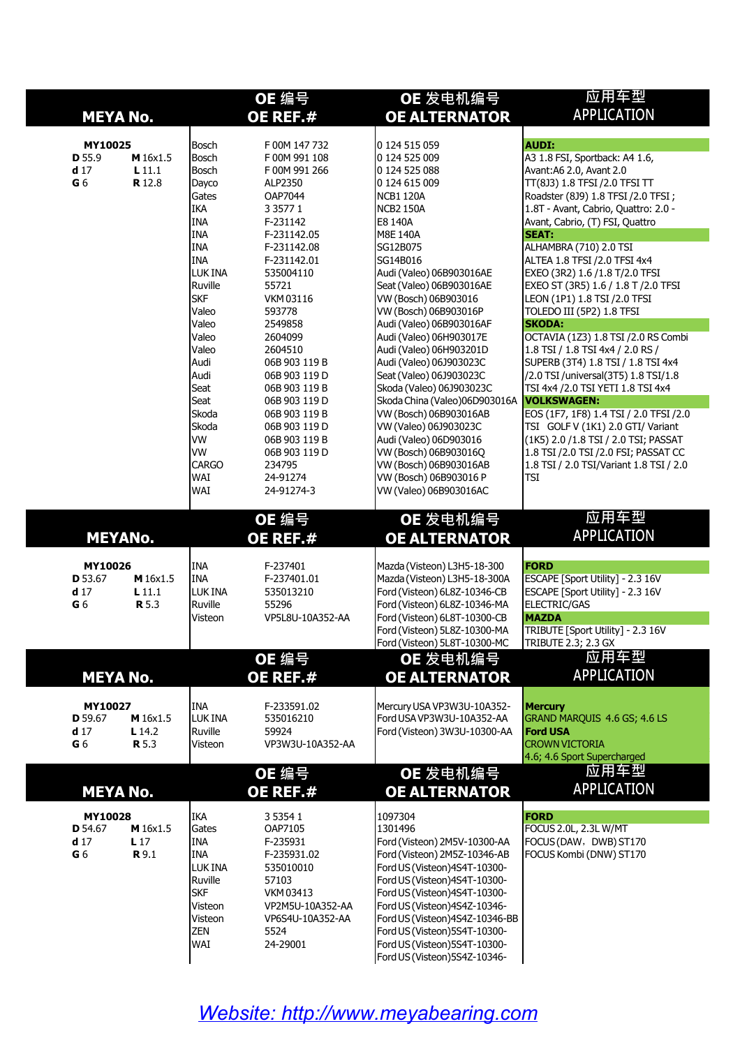| MEYA No. | OE 编号<br>OE REF.# | | OE 发电机编号<br>OE ALTERNATOR | 应用车型<br>APPLICATION |
|---|---|---|---|---|
| **MY10025** | Bosch | F 00M 147 732 | 0 124 515 059 | **AUDI:** |
| **D** 55.9 **M** 16x1.5 | Bosch | F 00M 991 108 | 0 124 525 009 | A3 1.8 FSI, Sportback: A4 1.6, |
| **d** 17 **L** 11.1 | Bosch | F 00M 991 266 | 0 124 525 088 | Avant:A6 2.0, Avant 2.0 |
| **G** 6 **R** 12.8 | Dayco | ALP2350 | 0 124 615 009 | TT(8J3) 1.8 TFSI /2.0 TFSI TT |
| | Gates | OAP7044 | NCB1 120A | Roadster (8J9) 1.8 TFSI /2.0 TFSI ; |
| | IKA | 3 3577 1 | NCB2 150A | 1.8T - Avant, Cabrio, Quattro: 2.0 - |
| | INA | F-231142 | E8 140A | Avant, Cabrio, (T) FSI, Quattro |
| | INA | F-231142.05 | M8E 140A | **SEAT:** |
| | INA | F-231142.08 | SG12B075 | ALHAMBRA (710) 2.0 TSI |
| | INA | F-231142.01 | SG14B016 | ALTEA 1.8 TFSI /2.0 TFSI 4x4 |
| | LUK INA | 535004110 | Audi (Valeo) 06B903016AE | EXEO (3R2) 1.6 /1.8 T/2.0 TFSI |
| | Ruville | 55721 | Seat (Valeo) 06B903016AE | EXEO ST (3R5) 1.6 / 1.8 T /2.0 TFSI |
| | SKF | VKM 03116 | VW (Bosch) 06B903016 | LEON (1P1) 1.8 TSI /2.0 TFSI |
| | Valeo | 593778 | VW (Bosch) 06B903016P | TOLEDO III (5P2) 1.8 TFSI |
| | Valeo | 2549858 | Audi (Valeo) 06B903016AF | **SKODA:** |
| | Valeo | 2604099 | Audi (Valeo) 06H903017E | OCTAVIA (1Z3) 1.8 TSI /2.0 RS Combi |
| | Valeo | 2604510 | Audi (Valeo) 06H903201D | 1.8 TSI / 1.8 TSI 4x4 / 2.0 RS / |
| | Audi | 06B 903 119 B | Audi (Valeo) 06J903023C | SUPERB (3T4) 1.8 TSI / 1.8 TSI 4x4 |
| | Audi | 06B 903 119 D | Seat (Valeo) 06J903023C | /2.0 TSI /universal(3T5) 1.8 TSI/1.8 |
| | Seat | 06B 903 119 B | Skoda (Valeo) 06J903023C | TSI 4x4 /2.0 TSI YETI 1.8 TSI 4x4 |
| | Seat | 06B 903 119 D | Skoda China (Valeo)06D903016A | **VOLKSWAGEN:** |
| | Skoda | 06B 903 119 B | VW (Bosch) 06B903016AB | EOS (1F7, 1F8) 1.4 TSI / 2.0 TFSI /2.0 |
| | Skoda | 06B 903 119 D | VW (Valeo) 06J903023C | TSI GOLF V (1K1) 2.0 GTI/ Variant |
| | VW | 06B 903 119 B | Audi (Valeo) 06D903016 | (1K5) 2.0 /1.8 TSI / 2.0 TSI; PASSAT |
| | VW | 06B 903 119 D | VW (Bosch) 06B903016Q | 1.8 TSI /2.0 TSI /2.0 FSI; PASSAT CC |
| | CARGO | 234795 | VW (Bosch) 06B903016AB | 1.8 TSI / 2.0 TSI/Variant 1.8 TSI / 2.0 |
| | WAI | 24-91274 | VW (Bosch) 06B903016 P | TSI |
| | WAI | 24-91274-3 | VW (Valeo) 06B903016AC | |

| MEYANo. | OE 编号<br>OE REF.# | | OE 发电机编号<br>OE ALTERNATOR | 应用车型<br>APPLICATION |
|---|---|---|---|---|
| **MY10026** | INA | F-237401 | Mazda (Visteon) L3H5-18-300 | **FORD** |
| **D** 53.67 **M** 16x1.5 | INA | F-237401.01 | Mazda (Visteon) L3H5-18-300A | ESCAPE [Sport Utility] - 2.3 16V |
| **d** 17 **L** 11.1 | LUK INA | 535013210 | Ford (Visteon) 6L8Z-10346-CB | ESCAPE [Sport Utility] - 2.3 16V |
| **G** 6 **R** 5.3 | Ruville | 55296 | Ford (Visteon) 6L8Z-10346-MA | ELECTRIC/GAS |
| | Visteon | VP5L8U-10A352-AA | Ford (Visteon) 6L8T-10300-CB | **MAZDA** |
| | | | Ford (Visteon) 5L8Z-10300-MA | TRIBUTE [Sport Utility] - 2.3 16V |
| | | | Ford (Visteon) 5L8T-10300-MC | TRIBUTE 2.3; 2.3 GX |

| MEYA No. | OE 编号<br>OE REF.# | | OE 发电机编号<br>OE ALTERNATOR | 应用车型<br>APPLICATION |
|---|---|---|---|---|
| **MY10027** | INA | F-233591.02 | Mercury USA VP3W3U-10A352- | **Mercury** |
| **D** 59.67 **M** 16x1.5 | LUK INA | 535016210 | Ford USA VP3W3U-10A352-AA | GRAND MARQUIS 4.6 GS; 4.6 LS |
| **d** 17 **L** 14.2 | Ruville | 59924 | Ford (Visteon) 3W3U-10300-AA | **Ford USA** |
| **G** 6 **R** 5.3 | Visteon | VP3W3U-10A352-AA | | CROWN VICTORIA |
| | | | | 4.6; 4.6 Sport Supercharged |

| MEYA No. | OE 编号<br>OE REF.# | | OE 发电机编号<br>OE ALTERNATOR | 应用车型<br>APPLICATION |
|---|---|---|---|---|
| **MY10028** | IKA | 3 5354 1 | 1097304 | **FORD** |
| **D** 54.67 **M** 16x1.5 | Gates | OAP7105 | 1301496 | FOCUS 2.0L, 2.3L W/MT |
| **d** 17 **L** 17 | INA | F-235931 | Ford (Visteon) 2M5V-10300-AA | FOCUS (DAW，DWB) ST170 |
| **G** 6 **R** 9.1 | INA | F-235931.02 | Ford (Visteon) 2M5Z-10346-AB | FOCUS Kombi (DNW) ST170 |
| | LUK INA | 535010010 | Ford US (Visteon)4S4T-10300- | |
| | Ruville | 57103 | Ford US (Visteon)4S4T-10300- | |
| | SKF | VKM 03413 | Ford US (Visteon)4S4T-10300- | |
| | Visteon | VP2M5U-10A352-AA | Ford US (Visteon)4S4Z-10346- | |
| | Visteon | VP6S4U-10A352-AA | Ford US (Visteon)4S4Z-10346-BB | |
| | ZEN | 5524 | Ford US (Visteon)5S4T-10300- | |
| | WAI | 24-29001 | Ford US (Visteon)5S4T-10300- | |
| | | | Ford US (Visteon)5S4Z-10346- | |

Website: http://www.meyabearing.com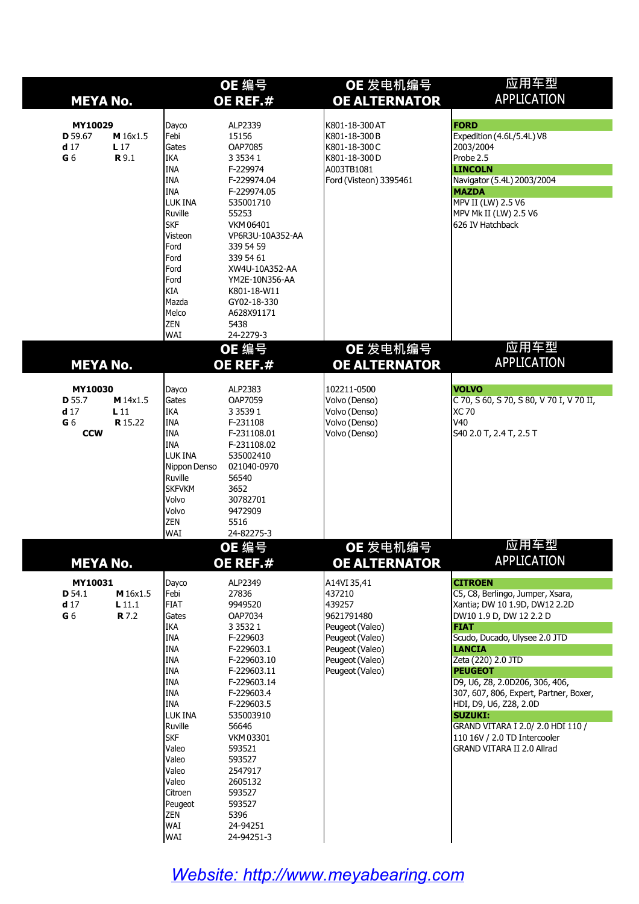| MEYA No. | OE 编号 OE REF.# | | OE 发电机编号 OE ALTERNATOR | 应用车型 APPLICATION |
|---|---|---|---|---|
| **MY10029** | Dayco | ALP2339 | K801-18-300 AT | **FORD** |
| **D** 59.67 **M** 16x1.5 | Febi | 15156 | K801-18-300 B | Expedition (4.6L/5.4L) V8 |
| **d** 17 **L** 17 | Gates | OAP7085 | K801-18-300 C | 2003/2004 |
| **G** 6 **R** 9.1 | IKA | 3 3534 1 | K801-18-300 D | Probe 2.5 |
| | INA | F-229974 | A003TB1081 | **LINCOLN** |
| | INA | F-229974.04 | Ford (Visteon) 3395461 | Navigator (5.4L) 2003/2004 |
| | INA | F-229974.05 | | **MAZDA** |
| | LUK INA | 535001710 | | MPV II (LW) 2.5 V6 |
| | Ruville | 55253 | | MPV Mk II (LW) 2.5 V6 |
| | SKF | VKM 06401 | | 626 IV Hatchback |
| | Visteon | VP6R3U-10A352-AA | | |
| | Ford | 339 54 59 | | |
| | Ford | 339 54 61 | | |
| | Ford | XW4U-10A352-AA | | |
| | Ford | YM2E-10N356-AA | | |
| | KIA | K801-18-W11 | | |
| | Mazda | GY02-18-330 | | |
| | Melco | A628X91171 | | |
| | ZEN | 5438 | | |
| | WAI | 24-2279-3 | | |

| MEYA No. | OE 编号 OE REF.# | | OE 发电机编号 OE ALTERNATOR | 应用车型 APPLICATION |
|---|---|---|---|---|
| **MY10030** | Dayco | ALP2383 | 102211-0500 | **VOLVO** |
| **D** 55.7 **M** 14x1.5 | Gates | OAP7059 | Volvo (Denso) | C 70, S 60, S 70, S 80, V 70 I, V 70 II, |
| **d** 17 **L** 11 | IKA | 3 3539 1 | Volvo (Denso) | XC 70 |
| **G** 6 **R** 15.22 | INA | F-231108 | Volvo (Denso) | V40 |
| **CCW** | INA | F-231108.01 | Volvo (Denso) | S40 2.0 T, 2.4 T, 2.5 T |
| | INA | F-231108.02 | | |
| | LUK INA | 535002410 | | |
| | Nippon Denso | 021040-0970 | | |
| | Ruville | 56540 | | |
| | SKFVKM | 3652 | | |
| | Volvo | 30782701 | | |
| | Volvo | 9472909 | | |
| | ZEN | 5516 | | |
| | WAI | 24-82275-3 | | |

| MEYA No. | OE 编号 OE REF.# | | OE 发电机编号 OE ALTERNATOR | 应用车型 APPLICATION |
|---|---|---|---|---|
| **MY10031** | Dayco | ALP2349 | A14VI 35,41 | **CITROEN** |
| **D** 54.1 **M** 16x1.5 | Febi | 27836 | 437210 | C5, C8, Berlingo, Jumper, Xsara, |
| **d** 17 **L** 11.1 | FIAT | 9949520 | 439257 | Xantia; DW 10 1.9D, DW12 2.2D |
| **G** 6 **R** 7.2 | Gates | OAP7034 | 9621791480 | DW10 1.9 D, DW 12 2.2 D |
| | IKA | 3 3532 1 | Peugeot (Valeo) | **FIAT** |
| | INA | F-229603 | Peugeot (Valeo) | Scudo, Ducado, Ulysee 2.0 JTD |
| | INA | F-229603.1 | Peugeot (Valeo) | **LANCIA** |
| | INA | F-229603.10 | Peugeot (Valeo) | Zeta (220) 2.0 JTD |
| | INA | F-229603.11 | Peugeot (Valeo) | **PEUGEOT** |
| | INA | F-229603.14 | | D9, U6, Z8, 2.0D206, 306, 406, |
| | INA | F-229603.4 | | 307, 607, 806, Expert, Partner, Boxer, |
| | INA | F-229603.5 | | HDI, D9, U6, Z28, 2.0D |
| | LUK INA | 535003910 | | **SUZUKI:** |
| | Ruville | 56646 | | GRAND VITARA I 2.0/ 2.0 HDI 110 / |
| | SKF | VKM 03301 | | 110 16V / 2.0 TD Intercooler |
| | Valeo | 593521 | | GRAND VITARA II 2.0 Allrad |
| | Valeo | 593527 | | |
| | Valeo | 2547917 | | |
| | Valeo | 2605132 | | |
| | Citroen | 593527 | | |
| | Peugeot | 593527 | | |
| | ZEN | 5396 | | |
| | WAI | 24-94251 | | |
| | WAI | 24-94251-3 | | |

Website: http://www.meyabearing.com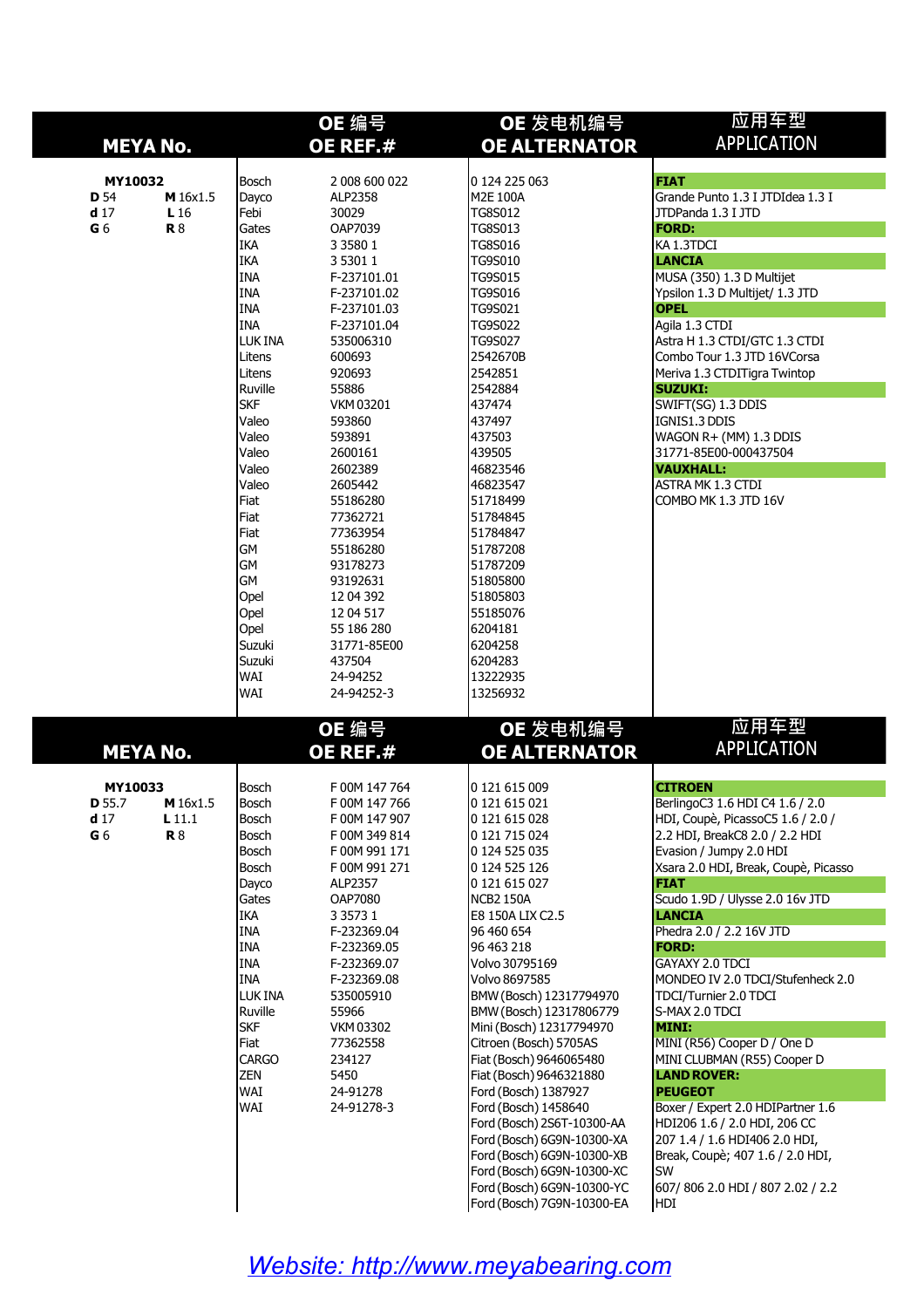| MEYA No. | | OE 编号<br>OE REF.# | OE 发电机编号<br>OE ALTERNATOR | 应用车型<br>APPLICATION |
|---|---|---|---|---|
| **MY10032** | Bosch | 2 008 600 022 | 0 124 225 063 | **FIAT** |
| **D** 54 **M** 16x1.5 | Dayco | ALP2358 | M2E 100A | Grande Punto 1.3 I JTDIdea 1.3 I |
| **d** 17 **L** 16 | Febi | 30029 | TG8S012 | JTDPanda 1.3 I JTD |
| **G** 6 **R** 8 | Gates | OAP7039 | TG8S013 | **FORD:** |
| | IKA | 3 3580 1 | TG8S016 | KA 1.3TDCI |
| | IKA | 3 5301 1 | TG9S010 | **LANCIA** |
| | INA | F-237101.01 | TG9S015 | MUSA (350) 1.3 D Multijet |
| | INA | F-237101.02 | TG9S016 | Ypsilon 1.3 D Multijet/ 1.3 JTD |
| | INA | F-237101.03 | TG9S021 | **OPEL** |
| | INA | F-237101.04 | TG9S022 | Agila 1.3 CTDI |
| | LUK INA | 535006310 | TG9S027 | Astra H 1.3 CTDI/GTC 1.3 CTDI |
| | Litens | 600693 | 2542670B | Combo Tour 1.3 JTD 16VCorsa |
| | Litens | 920693 | 2542851 | Meriva 1.3 CTDITigra Twintop |
| | Ruville | 55886 | 2542884 | **SUZUKI:** |
| | SKF | VKM 03201 | 437474 | SWIFT(SG) 1.3 DDIS |
| | Valeo | 593860 | 437497 | IGNIS1.3 DDIS |
| | Valeo | 593891 | 437503 | WAGON R+ (MM) 1.3 DDIS |
| | Valeo | 2600161 | 439505 | 31771-85E00-000437504 |
| | Valeo | 2602389 | 46823546 | **VAUXHALL:** |
| | Valeo | 2605442 | 46823547 | ASTRA MK 1.3 CTDI |
| | Fiat | 55186280 | 51718499 | COMBO MK 1.3 JTD 16V |
| | Fiat | 77362721 | 51784845 | |
| | Fiat | 77363954 | 51784847 | |
| | GM | 55186280 | 51787208 | |
| | GM | 93178273 | 51787209 | |
| | GM | 93192631 | 51805800 | |
| | Opel | 12 04 392 | 51805803 | |
| | Opel | 12 04 517 | 55185076 | |
| | Opel | 55 186 280 | 6204181 | |
| | Suzuki | 31771-85E00 | 6204258 | |
| | Suzuki | 437504 | 6204283 | |
| | WAI | 24-94252 | 13222935 | |
| | WAI | 24-94252-3 | 13256932 | |

| MEYA No. | | OE 编号<br>OE REF.# | OE 发电机编号<br>OE ALTERNATOR | 应用车型<br>APPLICATION |
|---|---|---|---|---|
| **MY10033** | Bosch | F 00M 147 764 | 0 121 615 009 | **CITROEN** |
| **D** 55.7 **M** 16x1.5 | Bosch | F 00M 147 766 | 0 121 615 021 | BerlingoC3 1.6 HDI C4 1.6 / 2.0 |
| **d** 17 **L** 11.1 | Bosch | F 00M 147 907 | 0 121 615 028 | HDI, Coupè, PicassoC5 1.6 / 2.0 / |
| **G** 6 **R** 8 | Bosch | F 00M 349 814 | 0 121 715 024 | 2.2 HDI, BreakC8 2.0 / 2.2 HDI |
| | Bosch | F 00M 991 171 | 0 124 525 035 | Evasion / Jumpy 2.0 HDI |
| | Bosch | F 00M 991 271 | 0 124 525 126 | Xsara 2.0 HDI, Break, Coupè, Picasso |
| | Dayco | ALP2357 | 0 121 615 027 | **FIAT** |
| | Gates | OAP7080 | NCB2 150A | Scudo 1.9D / Ulysse 2.0 16v JTD |
| | IKA | 3 3573 1 | E8 150A LIX C2.5 | **LANCIA** |
| | INA | F-232369.04 | 96 460 654 | Phedra 2.0 / 2.2 16V JTD |
| | INA | F-232369.05 | 96 463 218 | **FORD:** |
| | INA | F-232369.07 | Volvo 30795169 | GAYAXY 2.0 TDCI |
| | INA | F-232369.08 | Volvo 8697585 | MONDEO IV 2.0 TDCI/Stufenheck 2.0 |
| | LUK INA | 535005910 | BMW (Bosch) 12317794970 | TDCI/Turnier 2.0 TDCI |
| | Ruville | 55966 | BMW (Bosch) 12317806779 | S-MAX 2.0 TDCI |
| | SKF | VKM 03302 | Mini (Bosch) 12317794970 | **MINI:** |
| | Fiat | 77362558 | Citroen (Bosch) 5705AS | MINI (R56) Cooper D / One D |
| | CARGO | 234127 | Fiat (Bosch) 9646065480 | MINI CLUBMAN (R55) Cooper D |
| | ZEN | 5450 | Fiat (Bosch) 9646321880 | **LAND ROVER:** |
| | WAI | 24-91278 | Ford (Bosch) 1387927 | **PEUGEOT** |
| | WAI | 24-91278-3 | Ford (Bosch) 1458640 | Boxer / Expert 2.0 HDIPartner 1.6 |
| | | | Ford (Bosch) 2S6T-10300-AA | HDI206 1.6 / 2.0 HDI, 206 CC |
| | | | Ford (Bosch) 6G9N-10300-XA | 207 1.4 / 1.6 HDI406 2.0 HDI, |
| | | | Ford (Bosch) 6G9N-10300-XB | Break, Coupè; 407 1.6 / 2.0 HDI, |
| | | | Ford (Bosch) 6G9N-10300-XC | SW |
| | | | Ford (Bosch) 6G9N-10300-YC | 607/ 806 2.0 HDI / 807 2.02 / 2.2 |
| | | | Ford (Bosch) 7G9N-10300-EA | HDI |

Website: http://www.meyabearing.com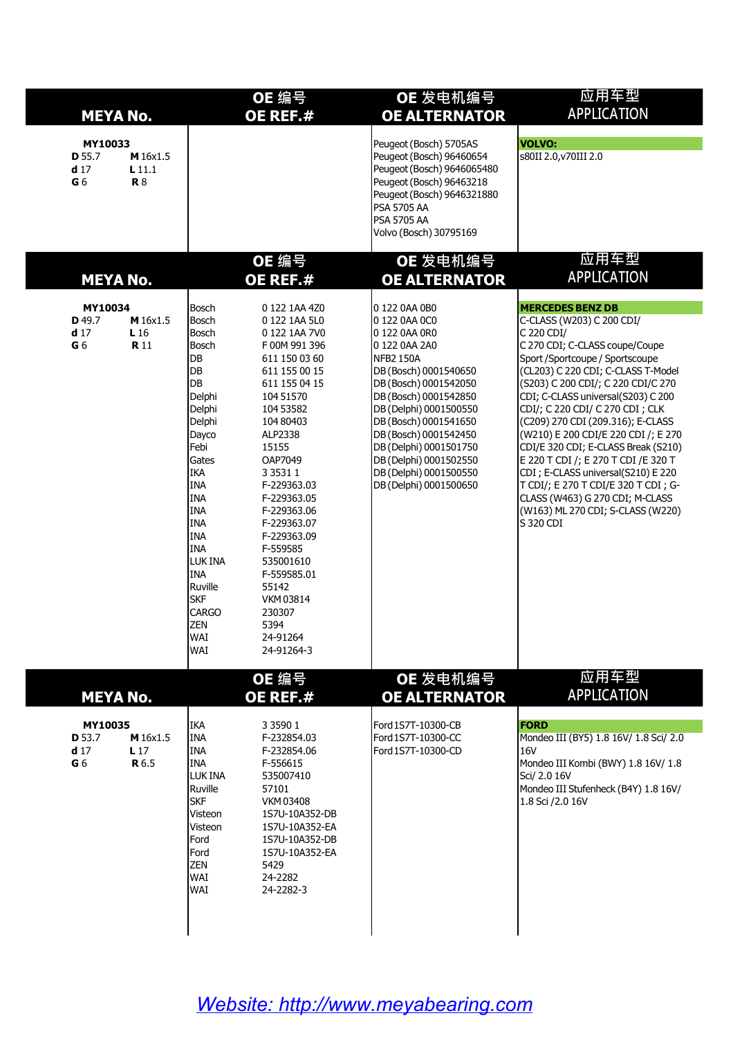| MEYA No. | OE 编号<br>OE REF.# | OE 发电机编号<br>OE ALTERNATOR | 应用车型<br>APPLICATION |
|---|---|---|---|
| **MY10033**<br>**D** 55.7 **M** 16x1.5<br>**d** 17 **L** 11.1<br>**G** 6 **R** 8 | | Peugeot (Bosch) 5705AS<br>Peugeot (Bosch) 96460654<br>Peugeot (Bosch) 9646065480<br>Peugeot (Bosch) 96463218<br>Peugeot (Bosch) 9646321880<br>PSA 5705 AA<br>PSA 5705 AA<br>Volvo (Bosch) 30795169 | **VOLVO:**<br>s80II 2.0,v70III 2.0 |

| MEYA No. | OE 编号<br>OE REF.# | OE 发电机编号<br>OE ALTERNATOR | 应用车型<br>APPLICATION |
|---|---|---|---|
| **MY10034**<br>**D** 49.7 **M** 16x1.5<br>**d** 17 **L** 16<br>**G** 6 **R** 11 | Bosch 0 122 1AA 4Z0<br>Bosch 0 122 1AA 5L0<br>Bosch 0 122 1AA 7V0<br>Bosch F 00M 991 396<br>DB 611 150 03 60<br>DB 611 155 00 15<br>DB 611 155 04 15<br>Delphi 104 51570<br>Delphi 104 53582<br>Delphi 104 80403<br>Dayco ALP2338<br>Febi 15155<br>Gates OAP7049<br>IKA 3 3531 1<br>INA F-229363.03<br>INA F-229363.05<br>INA F-229363.06<br>INA F-229363.07<br>INA F-229363.09<br>INA F-559585<br>LUK INA 535001610<br>INA F-559585.01<br>Ruville 55142<br>SKF VKM 03814<br>CARGO 230307<br>ZEN 5394<br>WAI 24-91264<br>WAI 24-91264-3 | 0 122 0AA 0B0<br>0 122 0AA 0C0<br>0 122 0AA 0R0<br>0 122 0AA 2A0<br>NFB2 150A<br>DB (Bosch) 0001540650<br>DB (Bosch) 0001542050<br>DB (Bosch) 0001542850<br>DB (Delphi) 0001500550<br>DB (Bosch) 0001541650<br>DB (Bosch) 0001542450<br>DB (Delphi) 0001501750<br>DB (Delphi) 0001502550<br>DB (Delphi) 0001500550<br>DB (Delphi) 0001500650 | **MERCEDES BENZ DB**<br>C-CLASS (W203) C 200 CDI/ C 220 CDI/ C 270 CDI; C-CLASS coupe/Coupe Sport /Sportcoupe / Sportscoupe (CL203) C 220 CDI; C-CLASS T-Model (S203) C 200 CDI/; C 220 CDI/C 270 CDI; C-CLASS universal(S203) C 200 CDI/; C 220 CDI/ C 270 CDI ; CLK (C209) 270 CDI (209.316); E-CLASS (W210) E 200 CDI/E 220 CDI /; E 270 CDI/E 320 CDI; E-CLASS Break (S210) E 220 T CDI /; E 270 T CDI /E 320 T CDI ; E-CLASS universal(S210) E 220 T CDI/; E 270 T CDI/E 320 T CDI ; G-CLASS (W463) G 270 CDI; M-CLASS (W163) ML 270 CDI; S-CLASS (W220) S 320 CDI |

| MEYA No. | OE 编号<br>OE REF.# | OE 发电机编号<br>OE ALTERNATOR | 应用车型<br>APPLICATION |
|---|---|---|---|
| **MY10035**<br>**D** 53.7 **M** 16x1.5<br>**d** 17 **L** 17<br>**G** 6 **R** 6.5 | IKA 3 3590 1<br>INA F-232854.03<br>INA F-232854.06<br>INA F-556615<br>LUK INA 535007410<br>Ruville 57101<br>SKF VKM 03408<br>Visteon 1S7U-10A352-DB<br>Visteon 1S7U-10A352-EA<br>Ford 1S7U-10A352-DB<br>Ford 1S7U-10A352-EA<br>ZEN 5429<br>WAI 24-2282<br>WAI 24-2282-3 | Ford 1S7T-10300-CB<br>Ford 1S7T-10300-CC<br>Ford 1S7T-10300-CD | **FORD**<br>Mondeo III (BY5) 1.8 16V/ 1.8 Sci/ 2.0 16V<br>Mondeo III Kombi (BWY) 1.8 16V/ 1.8 Sci/ 2.0 16V<br>Mondeo III Stufenheck (B4Y) 1.8 16V/ 1.8 Sci /2.0 16V |

Website: http://www.meyabearing.com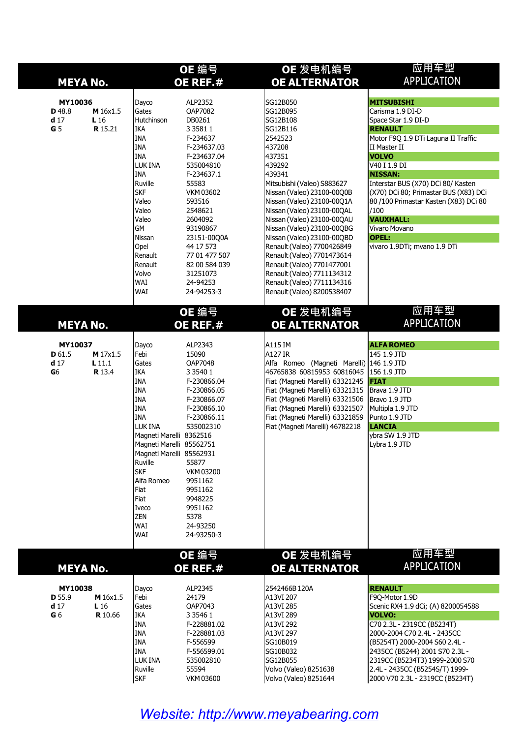| MEYA No. | OE 编号<br>OE REF.# | | OE 发电机编号<br>OE ALTERNATOR | 应用车型<br>APPLICATION |
|---|---|---|---|---|
| **MY10036** | Dayco | ALP2352 | SG12B050 | **MITSUBISHI** |
| **D** 48.8 **M** 16x1.5 | Gates | OAP7082 | SG12B095 | Carisma 1.9 DI-D |
| **d** 17 **L** 16 | Hutchinson | DB0261 | SG12B108 | Space Star 1.9 DI-D |
| **G** 5 **R** 15.21 | IKA | 3 3581 1 | SG12B116 | **RENAULT** |
| | INA | F-234637 | 2542523 | Motor F9Q 1.9 DTi Laguna II Traffic |
| | INA | F-234637.03 | 437208 | II Master II |
| | INA | F-234637.04 | 437351 | **VOLVO** |
| | LUK INA | 535004810 | 439292 | V40 I 1.9 DI |
| | INA | F-234637.1 | 439341 | **NISSAN:** |
| | Ruville | 55583 | Mitsubishi (Valeo) S883627 | Interstar BUS (X70) DCi 80/ Kasten |
| | SKF | VKM 03602 | Nissan (Valeo) 23100-00Q0B | (X70) DCi 80; Primastar BUS (X83) DCi |
| | Valeo | 593516 | Nissan (Valeo) 23100-00Q1A | 80 /100 Primastar Kasten (X83) DCi 80 |
| | Valeo | 2548621 | Nissan (Valeo) 23100-00QAL | /100 |
| | Valeo | 2604092 | Nissan (Valeo) 23100-00QAU | **VAUXHALL:** |
| | GM | 93190867 | Nissan (Valeo) 23100-00QBG | Vivaro Movano |
| | Nissan | 23151-00Q0A | Nissan (Valeo) 23100-00QBD | **OPEL:** |
| | Opel | 44 17 573 | Renault (Valeo) 7700426849 | vivaro 1.9DTi; mvano 1.9 DTi |
| | Renault | 77 01 477 507 | Renault (Valeo) 7701473614 | |
| | Renault | 82 00 584 039 | Renault (Valeo) 7701477001 | |
| | Volvo | 31251073 | Renault (Valeo) 7711134312 | |
| | WAI | 24-94253 | Renault (Valeo) 7711134316 | |
| | WAI | 24-94253-3 | Renault (Valeo) 8200538407 | |

| MEYA No. | OE 编号<br>OE REF.# | | OE 发电机编号<br>OE ALTERNATOR | 应用车型<br>APPLICATION |
|---|---|---|---|---|
| **MY10037** | Dayco | ALP2343 | A115 IM | **ALFA ROMEO** |
| **D** 61.5 **M** 17x1.5 | Febi | 15090 | A127 IR | 145 1.9 JTD |
| **d** 17 **L** 11.1 | Gates | OAP7048 | Alfa Romeo (Magneti Marelli) | 146 1.9 JTD |
| **G**6 **R** 13.4 | IKA | 3 3540 1 | 46765838 60815953 60816045 | 156 1.9 JTD |
| | INA | F-230866.04 | Fiat (Magneti Marelli) 63321245 | **FIAT** |
| | INA | F-230866.05 | Fiat (Magneti Marelli) 63321315 | Brava 1.9 JTD |
| | INA | F-230866.07 | Fiat (Magneti Marelli) 63321506 | Bravo 1.9 JTD |
| | INA | F-230866.10 | Fiat (Magneti Marelli) 63321507 | Multipla 1.9 JTD |
| | INA | F-230866.11 | Fiat (Magneti Marelli) 63321859 | Punto 1.9 JTD |
| | LUK INA | 535002310 | Fiat (Magneti Marelli) 46782218 | **LANCIA** |
| | Magneti Marelli | 8362516 | | ybra SW 1.9 JTD |
| | Magneti Marelli | 85562751 | | Lybra 1.9 JTD |
| | Magneti Marelli | 85562931 | | |
| | Ruville | 55877 | | |
| | SKF | VKM 03200 | | |
| | Alfa Romeo | 9951162 | | |
| | Fiat | 9951162 | | |
| | Fiat | 9948225 | | |
| | Iveco | 9951162 | | |
| | ZEN | 5378 | | |
| | WAI | 24-93250 | | |
| | WAI | 24-93250-3 | | |

| MEYA No. | OE 编号<br>OE REF.# | | OE 发电机编号<br>OE ALTERNATOR | 应用车型<br>APPLICATION |
|---|---|---|---|---|
| **MY10038** | Dayco | ALP2345 | 2542466B 120A | **RENAULT** |
| **D** 55.9 **M** 16x1.5 | Febi | 24179 | A13VI 207 | F9Q-Motor 1.9D |
| **d** 17 **L** 16 | Gates | OAP7043 | A13VI 285 | Scenic RX4 1.9 dCi; (A) 8200054588 |
| **G** 6 **R** 10.66 | IKA | 3 3546 1 | A13VI 289 | **VOLVO:** |
| | INA | F-228881.02 | A13VI 292 | C70 2.3L - 2319CC (B5234T) |
| | INA | F-228881.03 | A13VI 297 | 2000-2004 C70 2.4L - 2435CC |
| | INA | F-556599 | SG10B019 | (B5254T) 2000-2004 S60 2.4L - |
| | INA | F-556599.01 | SG10B032 | 2435CC (B5244) 2001 S70 2.3L - |
| | LUK INA | 535002810 | SG12B055 | 2319CC (B5234T3) 1999-2000 S70 |
| | Ruville | 55594 | Volvo (Valeo) 8251638 | 2.4L - 2435CC (B5254S/T) 1999- |
| | SKF | VKM 03600 | Volvo (Valeo) 8251644 | 2000 V70 2.3L - 2319CC (B5234T) |

Website: http://www.meyabearing.com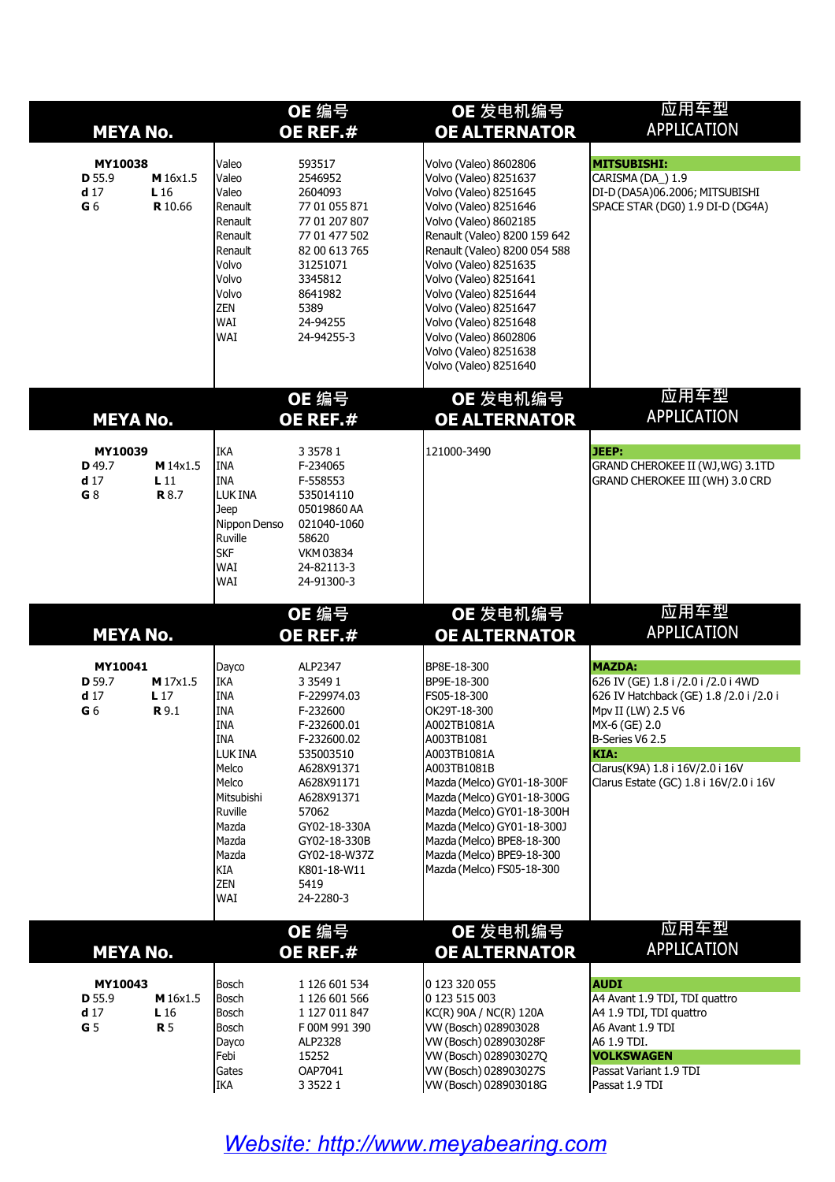| MEYA No. | OE 编号<br>OE REF.# | | OE 发电机编号<br>OE ALTERNATOR | 应用车型<br>APPLICATION |
|---|---|---|---|---|
| **MY10038** | Valeo | 593517 | Volvo (Valeo) 8602806 | **MITSUBISHI:** |
| **D** 55.9 **M** 16x1.5 | Valeo | 2546952 | Volvo (Valeo) 8251637 | CARISMA (DA_) 1.9 |
| **d** 17 **L** 16 | Valeo | 2604093 | Volvo (Valeo) 8251645 | DI-D (DA5A)06.2006; MITSUBISHI |
| **G** 6 **R** 10.66 | Renault | 77 01 055 871 | Volvo (Valeo) 8251646 | SPACE STAR (DG0) 1.9 DI-D (DG4A) |
| | Renault | 77 01 207 807 | Volvo (Valeo) 8602185 | |
| | Renault | 77 01 477 502 | Renault (Valeo) 8200 159 642 | |
| | Renault | 82 00 613 765 | Renault (Valeo) 8200 054 588 | |
| | Volvo | 31251071 | Volvo (Valeo) 8251635 | |
| | Volvo | 3345812 | Volvo (Valeo) 8251641 | |
| | Volvo | 8641982 | Volvo (Valeo) 8251644 | |
| | ZEN | 5389 | Volvo (Valeo) 8251647 | |
| | WAI | 24-94255 | Volvo (Valeo) 8251648 | |
| | WAI | 24-94255-3 | Volvo (Valeo) 8602806 | |
| | | | Volvo (Valeo) 8251638 | |
| | | | Volvo (Valeo) 8251640 | |

| MEYA No. | OE 编号<br>OE REF.# | | OE 发电机编号<br>OE ALTERNATOR | 应用车型<br>APPLICATION |
|---|---|---|---|---|
| **MY10039** | IKA | 3 3578 1 | 121000-3490 | **JEEP:** |
| **D** 49.7 **M** 14x1.5 | INA | F-234065 | | GRAND CHEROKEE II (WJ,WG) 3.1TD |
| **d** 17 **L** 11 | INA | F-558553 | | GRAND CHEROKEE III (WH) 3.0 CRD |
| **G** 8 **R** 8.7 | LUK INA | 535014110 | | |
| | Jeep | 05019860 AA | | |
| | Nippon Denso | 021040-1060 | | |
| | Ruville | 58620 | | |
| | SKF | VKM 03834 | | |
| | WAI | 24-82113-3 | | |
| | WAI | 24-91300-3 | | |

| MEYA No. | OE 编号<br>OE REF.# | | OE 发电机编号<br>OE ALTERNATOR | 应用车型<br>APPLICATION |
|---|---|---|---|---|
| **MY10041** | Dayco | ALP2347 | BP8E-18-300 | **MAZDA:** |
| **D** 59.7 **M** 17x1.5 | IKA | 3 3549 1 | BP9E-18-300 | 626 IV (GE) 1.8 i /2.0 i /2.0 i 4WD |
| **d** 17 **L** 17 | INA | F-229974.03 | FS05-18-300 | 626 IV Hatchback (GE) 1.8 /2.0 i /2.0 i |
| **G** 6 **R** 9.1 | INA | F-232600 | OK29T-18-300 | Mpv II (LW) 2.5 V6 |
| | INA | F-232600.01 | A002TB1081A | MX-6 (GE) 2.0 |
| | INA | F-232600.02 | A003TB1081 | B-Series V6 2.5 |
| | LUK INA | 535003510 | A003TB1081A | **KIA:** |
| | Melco | A628X91371 | A003TB1081B | Clarus(K9A) 1.8 i 16V/2.0 i 16V |
| | Melco | A628X91171 | Mazda (Melco) GY01-18-300F | Clarus Estate (GC) 1.8 i 16V/2.0 i 16V |
| | Mitsubishi | A628X91371 | Mazda (Melco) GY01-18-300G | |
| | Ruville | 57062 | Mazda (Melco) GY01-18-300H | |
| | Mazda | GY02-18-330A | Mazda (Melco) GY01-18-300J | |
| | Mazda | GY02-18-330B | Mazda (Melco) BPE8-18-300 | |
| | Mazda | GY02-18-W37Z | Mazda (Melco) BPE9-18-300 | |
| | KIA | K801-18-W11 | Mazda (Melco) FS05-18-300 | |
| | ZEN | 5419 | | |
| | WAI | 24-2280-3 | | |

| MEYA No. | OE 编号<br>OE REF.# | | OE 发电机编号<br>OE ALTERNATOR | 应用车型<br>APPLICATION |
|---|---|---|---|---|
| **MY10043** | Bosch | 1 126 601 534 | 0 123 320 055 | **AUDI** |
| **D** 55.9 **M** 16x1.5 | Bosch | 1 126 601 566 | 0 123 515 003 | A4 Avant 1.9 TDI, TDI quattro |
| **d** 17 **L** 16 | Bosch | 1 127 011 847 | KC(R) 90A / NC(R) 120A | A4 1.9 TDI, TDI quattro |
| **G** 5 **R** 5 | Bosch | F 00M 991 390 | VW (Bosch) 028903028 | A6 Avant 1.9 TDI |
| | Dayco | ALP2328 | VW (Bosch) 028903028F | A6 1.9 TDI. |
| | Febi | 15252 | VW (Bosch) 028903027Q | **VOLKSWAGEN** |
| | Gates | OAP7041 | VW (Bosch) 028903027S | Passat Variant 1.9 TDI |
| | IKA | 3 3522 1 | VW (Bosch) 028903018G | Passat 1.9 TDI |

Website: http://www.meyabearing.com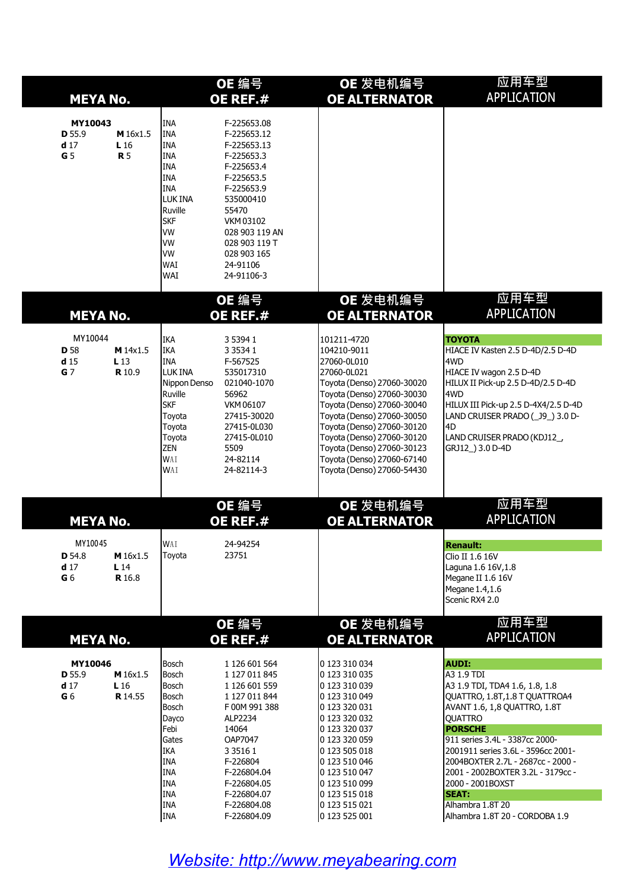| MEYA No. | OE 编号<br>OE REF.# | | OE 发电机编号<br>OE ALTERNATOR | 应用车型<br>APPLICATION |
|---|---|---|---|---|
| **MY10043** | INA | F-225653.08 | | |
| **D** 55.9 **M** 16x1.5 | INA | F-225653.12 | | |
| **d** 17 **L** 16 | INA | F-225653.13 | | |
| **G** 5 **R** 5 | INA | F-225653.3 | | |
| | INA | F-225653.4 | | |
| | INA | F-225653.5 | | |
| | INA | F-225653.9 | | |
| | LUK INA | 535000410 | | |
| | Ruville | 55470 | | |
| | SKF | VKM 03102 | | |
| | VW | 028 903 119 AN | | |
| | VW | 028 903 119 T | | |
| | VW | 028 903 165 | | |
| | WAI | 24-91106 | | |
| | WAI | 24-91106-3 | | |

| MEYA No. | OE 编号<br>OE REF.# | | OE 发电机编号<br>OE ALTERNATOR | 应用车型<br>APPLICATION |
|---|---|---|---|---|
| MY10044 | IKA | 3 5394 1 | 101211-4720 | **TOYOTA** |
| **D** 58 **M** 14x1.5 | IKA | 3 3534 1 | 104210-9011 | HIACE IV Kasten 2.5 D-4D/2.5 D-4D |
| **d** 15 **L** 13 | INA | F-567525 | 27060-0L010 | 4WD |
| **G** 7 **R** 10.9 | LUK INA | 535017310 | 27060-0L021 | HIACE IV wagon 2.5 D-4D |
| | Nippon Denso | 021040-1070 | Toyota (Denso) 27060-30020 | HILUX II Pick-up 2.5 D-4D/2.5 D-4D |
| | Ruville | 56962 | Toyota (Denso) 27060-30030 | 4WD |
| | SKF | VKM 06107 | Toyota (Denso) 27060-30040 | HILUX III Pick-up 2.5 D-4X4/2.5 D-4D |
| | Toyota | 27415-30020 | Toyota (Denso) 27060-30050 | LAND CRUISER PRADO (_J9_) 3.0 D- |
| | Toyota | 27415-0L030 | Toyota (Denso) 27060-30120 | 4D |
| | Toyota | 27415-0L010 | Toyota (Denso) 27060-30120 | LAND CRUISER PRADO (KDJ12_, |
| | ZEN | 5509 | Toyota (Denso) 27060-30123 | GRJ12_) 3.0 D-4D |
| | WAI | 24-82114 | Toyota (Denso) 27060-67140 | |
| | WAI | 24-82114-3 | Toyota (Denso) 27060-54430 | |

| MEYA No. | OE 编号<br>OE REF.# | | OE 发电机编号<br>OE ALTERNATOR | 应用车型<br>APPLICATION |
|---|---|---|---|---|
| MY10045 | WAI | 24-94254 | | **Renault:** |
| **D** 54.8 **M** 16x1.5 | Toyota | 23751 | | Clio II 1.6 16V |
| **d** 17 **L** 14 | | | | Laguna 1.6 16V,1.8 |
| **G** 6 **R** 16.8 | | | | Megane II 1.6 16V |
| | | | | Megane 1.4,1.6 |
| | | | | Scenic RX4 2.0 |

| MEYA No. | OE 编号<br>OE REF.# | | OE 发电机编号<br>OE ALTERNATOR | 应用车型<br>APPLICATION |
|---|---|---|---|---|
| **MY10046** | Bosch | 1 126 601 564 | 0 123 310 034 | **AUDI:** |
| **D** 55.9 **M** 16x1.5 | Bosch | 1 127 011 845 | 0 123 310 035 | A3 1.9 TDI |
| **d** 17 **L** 16 | Bosch | 1 126 601 559 | 0 123 310 039 | A3 1.9 TDI, TDA4 1.6, 1.8, 1.8 |
| **G** 6 **R** 14.55 | Bosch | 1 127 011 844 | 0 123 310 049 | QUATTRO, 1.8T,1.8 T QUATTROA4 |
| | Bosch | F 00M 991 388 | 0 123 320 031 | AVANT 1.6, 1,8 QUATTRO, 1.8T |
| | Dayco | ALP2234 | 0 123 320 032 | QUATTRO |
| | Febi | 14064 | 0 123 320 037 | **PORSCHE** |
| | Gates | OAP7047 | 0 123 320 059 | 911 series 3.4L - 3387cc 2000- |
| | IKA | 3 3516 1 | 0 123 505 018 | 2001911 series 3.6L - 3596cc 2001- |
| | INA | F-226804 | 0 123 510 046 | 2004BOXTER 2.7L - 2687cc - 2000 - |
| | INA | F-226804.04 | 0 123 510 047 | 2001 - 2002BOXTER 3.2L - 3179cc - |
| | INA | F-226804.05 | 0 123 510 099 | 2000 - 2001BOXST |
| | INA | F-226804.07 | 0 123 515 018 | **SEAT:** |
| | INA | F-226804.08 | 0 123 515 021 | Alhambra 1.8T 20 |
| | INA | F-226804.09 | 0 123 525 001 | Alhambra 1.8T 20 - CORDOBA 1.9 |

*Website: http://www.meyabearing.com*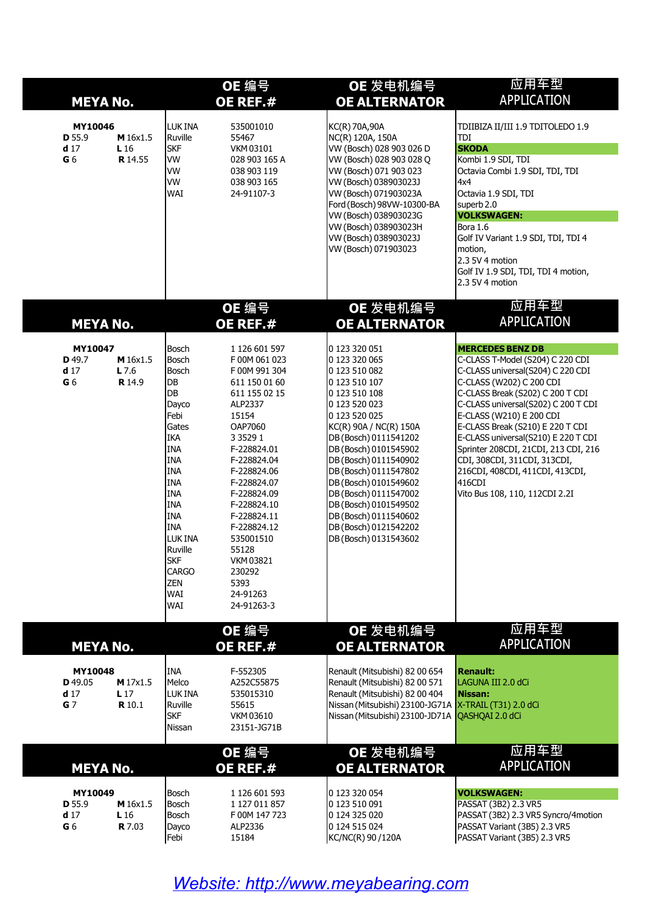| MEYA No. | OE 编号 OE REF.# | | OE 发电机编号 OE ALTERNATOR | 应用车型 APPLICATION |
|---|---|---|---|---|
| **MY10046**<br>**D** 55.9 **M** 16x1.5<br>**d** 17 **L** 16<br>**G** 6 **R** 14.55 | LUK INA<br>Ruville<br>SKF<br>VW<br>VW<br>VW<br>WAI | 535001010<br>55467<br>VKM 03101<br>028 903 165 A<br>038 903 119<br>038 903 165<br>24-91107-3 | KC(R) 70A,90A<br>NC(R) 120A, 150A<br>VW (Bosch) 028 903 026 D<br>VW (Bosch) 028 903 028 Q<br>VW (Bosch) 071 903 023<br>VW (Bosch) 038903023J<br>VW (Bosch) 071903023A<br>Ford (Bosch) 98VW-10300-BA<br>VW (Bosch) 038903023G<br>VW (Bosch) 038903023H<br>VW (Bosch) 038903023J<br>VW (Bosch) 071903023 | TDIIBIZA II/III 1.9 TDITOLEDO 1.9 TDI<br>**SKODA**<br>Kombi 1.9 SDI, TDI<br>Octavia Combi 1.9 SDI, TDI, TDI 4x4<br>Octavia 1.9 SDI, TDI<br>superb 2.0<br>**VOLKSWAGEN:**<br>Bora 1.6<br>Golf IV Variant 1.9 SDI, TDI, TDI 4 motion,<br>2.3 5V 4 motion<br>Golf IV 1.9 SDI, TDI, TDI 4 motion,<br>2.3 5V 4 motion |
| **MY10047**<br>**D** 49.7 **M** 16x1.5<br>**d** 17 **L** 7.6<br>**G** 6 **R** 14.9 | Bosch<br>Bosch<br>Bosch<br>DB<br>DB<br>Dayco<br>Febi<br>Gates<br>IKA<br>INA<br>INA<br>INA<br>INA<br>INA<br>INA<br>INA<br>INA<br>LUK INA<br>Ruville<br>SKF<br>CARGO<br>ZEN<br>WAI<br>WAI | 1 126 601 597<br>F 00M 061 023<br>F 00M 991 304<br>611 150 01 60<br>611 155 02 15<br>ALP2337<br>15154<br>OAP7060<br>3 3529 1<br>F-228824.01<br>F-228824.04<br>F-228824.06<br>F-228824.07<br>F-228824.09<br>F-228824.10<br>F-228824.11<br>F-228824.12<br>535001510<br>55128<br>VKM 03821<br>230292<br>5393<br>24-91263<br>24-91263-3 | 0 123 320 051<br>0 123 320 065<br>0 123 510 082<br>0 123 510 107<br>0 123 510 108<br>0 123 520 023<br>0 123 520 025<br>KC(R) 90A / NC(R) 150A<br>DB (Bosch) 0111541202<br>DB (Bosch) 0101545902<br>DB (Bosch) 0111540902<br>DB (Bosch) 0111547802<br>DB (Bosch) 0101549602<br>DB (Bosch) 0111547002<br>DB (Bosch) 0101549502<br>DB (Bosch) 0111540602<br>DB (Bosch) 0121542202<br>DB (Bosch) 0131543602 | **MERCEDES BENZ DB**<br>C-CLASS T-Model (S204) C 220 CDI<br>C-CLASS universal(S204) C 220 CDI<br>C-CLASS (W202) C 200 CDI<br>C-CLASS Break (S202) C 200 T CDI<br>C-CLASS universal(S202) C 200 T CDI<br>E-CLASS (W210) E 200 CDI<br>E-CLASS Break (S210) E 220 T CDI<br>E-CLASS universal(S210) E 220 T CDI<br>Sprinter 208CDI, 21CDI, 213 CDI, 216 CDI, 308CDI, 311CDI, 313CDI,<br>216CDI, 408CDI, 411CDI, 413CDI,<br>416CDI<br>Vito Bus 108, 110, 112CDI 2.2I |
| **MY10048**<br>**D** 49.05 **M** 17x1.5<br>**d** 17 **L** 17<br>**G** 7 **R** 10.1 | INA<br>Melco<br>LUK INA<br>Ruville<br>SKF<br>Nissan | F-552305<br>A252C55875<br>535015310<br>55615<br>VKM 03610<br>23151-JG71B | Renault (Mitsubishi) 82 00 654<br>Renault (Mitsubishi) 82 00 571<br>Renault (Mitsubishi) 82 00 404<br>Nissan (Mitsubishi) 23100-JG71A<br>Nissan (Mitsubishi) 23100-JD71A | **Renault:**<br>LAGUNA III 2.0 dCi<br>**Nissan:**<br>X-TRAIL (T31) 2.0 dCi<br>QASHQAI 2.0 dCi |
| **MY10049**<br>**D** 55.9 **M** 16x1.5<br>**d** 17 **L** 16<br>**G** 6 **R** 7.03 | Bosch<br>Bosch<br>Bosch<br>Dayco<br>Febi | 1 126 601 593<br>1 127 011 857<br>F 00M 147 723<br>ALP2336<br>15184 | 0 123 320 054<br>0 123 510 091<br>0 124 325 020<br>0 124 515 024<br>KC/NC(R) 90 /120A | **VOLKSWAGEN:**<br>PASSAT (3B2) 2.3 VR5<br>PASSAT (3B2) 2.3 VR5 Syncro/4motion<br>PASSAT Variant (3B5) 2.3 VR5<br>PASSAT Variant (3B5) 2.3 VR5 |

Website: http://www.meyabearing.com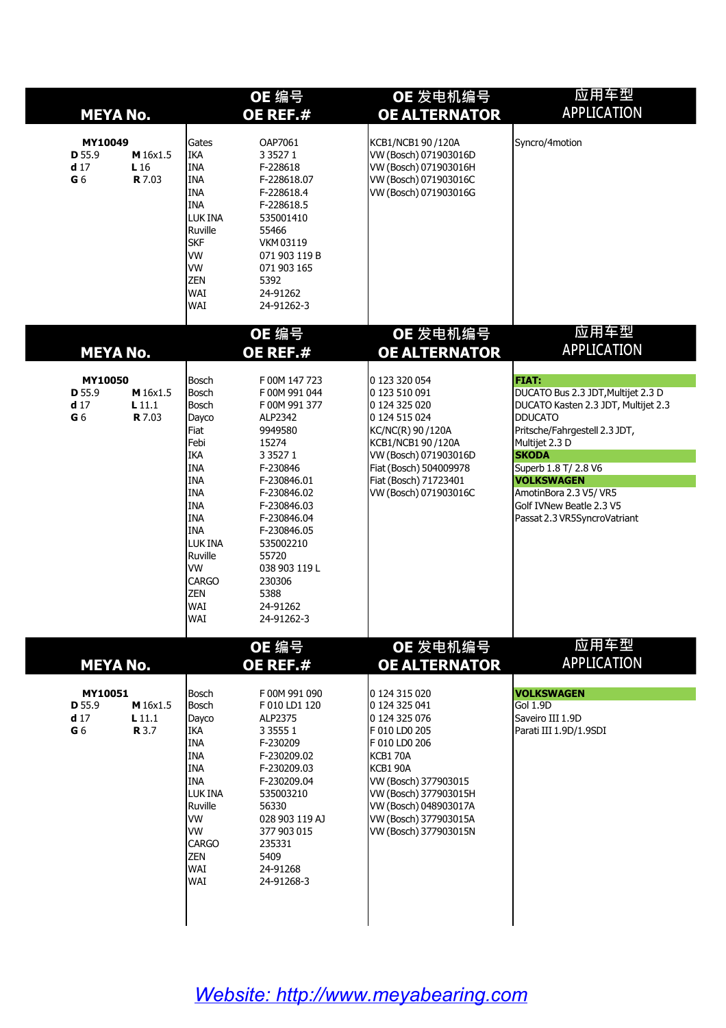| MEYA No. | OE 编号 OE REF.# | | OE 发电机编号 OE ALTERNATOR | 应用车型 APPLICATION |
|---|---|---|---|---|
| **MY10049** | Gates | OAP7061 | KCB1/NCB1 90 /120A | Syncro/4motion |
| **D** 55.9 **M** 16x1.5 | IKA | 3 3527 1 | VW (Bosch) 071903016D | |
| **d** 17 **L** 16 | INA | F-228618 | VW (Bosch) 071903016H | |
| **G** 6 **R** 7.03 | INA | F-228618.07 | VW (Bosch) 071903016C | |
| | INA | F-228618.4 | VW (Bosch) 071903016G | |
| | INA | F-228618.5 | | |
| | LUK INA | 535001410 | | |
| | Ruville | 55466 | | |
| | SKF | VKM 03119 | | |
| | VW | 071 903 119 B | | |
| | VW | 071 903 165 | | |
| | ZEN | 5392 | | |
| | WAI | 24-91262 | | |
| | WAI | 24-91262-3 | | |

| MEYA No. | OE 编号 OE REF.# | | OE 发电机编号 OE ALTERNATOR | 应用车型 APPLICATION |
|---|---|---|---|---|
| **MY10050** | Bosch | F 00M 147 723 | 0 123 320 054 | **FIAT:** |
| **D** 55.9 **M** 16x1.5 | Bosch | F 00M 991 044 | 0 123 510 091 | DUCATO Bus 2.3 JDT,Multijet 2.3 D |
| **d** 17 **L** 11.1 | Bosch | F 00M 991 377 | 0 124 325 020 | DUCATO Kasten 2.3 JDT, Multijet 2.3 |
| **G** 6 **R** 7.03 | Dayco | ALP2342 | 0 124 515 024 | DDUCATO |
| | Fiat | 9949580 | KC/NC(R) 90 /120A | Pritsche/Fahrgestell 2.3 JDT, |
| | Febi | 15274 | KCB1/NCB1 90 /120A | Multijet 2.3 D |
| | IKA | 3 3527 1 | VW (Bosch) 071903016D | **SKODA** |
| | INA | F-230846 | Fiat (Bosch) 504009978 | Superb 1.8 T/ 2.8 V6 |
| | INA | F-230846.01 | Fiat (Bosch) 71723401 | **VOLKSWAGEN** |
| | INA | F-230846.02 | VW (Bosch) 071903016C | AmotinBora 2.3 V5/ VR5 |
| | INA | F-230846.03 | | Golf IVNew Beatle 2.3 V5 |
| | INA | F-230846.04 | | Passat 2.3 VR5SyncroVatriant |
| | INA | F-230846.05 | | |
| | LUK INA | 535002210 | | |
| | Ruville | 55720 | | |
| | VW | 038 903 119 L | | |
| | CARGO | 230306 | | |
| | ZEN | 5388 | | |
| | WAI | 24-91262 | | |
| | WAI | 24-91262-3 | | |

| MEYA No. | OE 编号 OE REF.# | | OE 发电机编号 OE ALTERNATOR | 应用车型 APPLICATION |
|---|---|---|---|---|
| **MY10051** | Bosch | F 00M 991 090 | 0 124 315 020 | **VOLKSWAGEN** |
| **D** 55.9 **M** 16x1.5 | Bosch | F 010 LD1 120 | 0 124 325 041 | Gol 1.9D |
| **d** 17 **L** 11.1 | Dayco | ALP2375 | 0 124 325 076 | Saveiro III 1.9D |
| **G** 6 **R** 3.7 | IKA | 3 3555 1 | F 010 LD0 205 | Parati III 1.9D/1.9SDI |
| | INA | F-230209 | F 010 LD0 206 | |
| | INA | F-230209.02 | KCB1 70A | |
| | INA | F-230209.03 | KCB1 90A | |
| | INA | F-230209.04 | VW (Bosch) 377903015 | |
| | LUK INA | 535003210 | VW (Bosch) 377903015H | |
| | Ruville | 56330 | VW (Bosch) 048903017A | |
| | VW | 028 903 119 AJ | VW (Bosch) 377903015A | |
| | VW | 377 903 015 | VW (Bosch) 377903015N | |
| | CARGO | 235331 | | |
| | ZEN | 5409 | | |
| | WAI | 24-91268 | | |
| | WAI | 24-91268-3 | | |

*Website: http://www.meyabearing.com*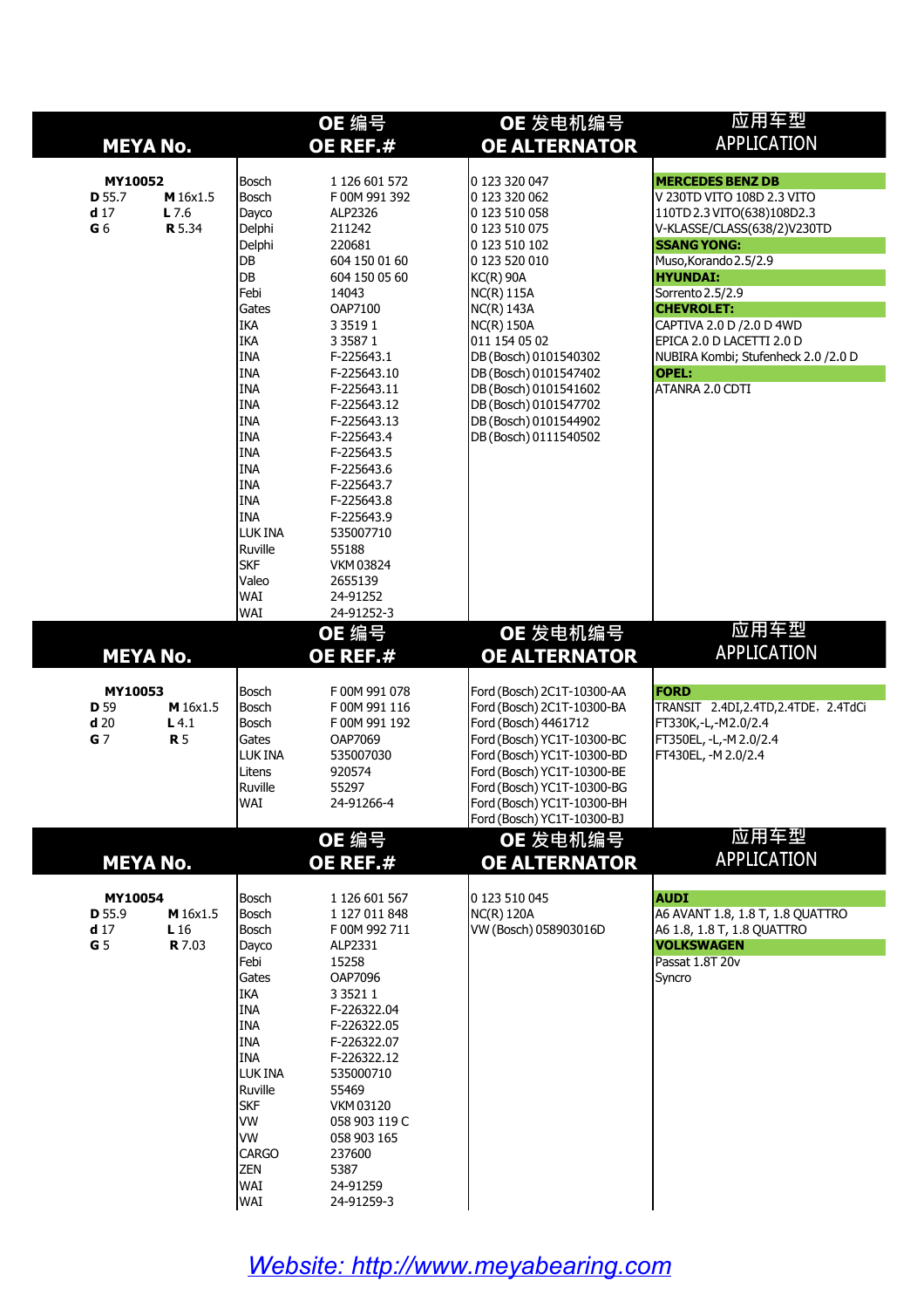| MEYA No. | | OE 编号<br>OE REF.# | OE 发电机编号<br>OE ALTERNATOR | 应用车型<br>APPLICATION |
|---|---|---|---|---|
| **MY10052** | Bosch | 1 126 601 572 | 0 123 320 047 | **MERCEDES BENZ DB** |
| **D** 55.7 **M** 16x1.5 | Bosch | F 00M 991 392 | 0 123 320 062 | V 230TD VITO 108D 2.3 VITO |
| **d** 17 **L** 7.6 | Dayco | ALP2326 | 0 123 510 058 | 110TD 2.3 VITO(638)108D2.3 |
| **G** 6 **R** 5.34 | Delphi | 211242 | 0 123 510 075 | V-KLASSE/CLASS(638/2)V230TD |
| | Delphi | 220681 | 0 123 510 102 | **SSANG YONG:** |
| | DB | 604 150 01 60 | 0 123 520 010 | Muso,Korando 2.5/2.9 |
| | DB | 604 150 05 60 | KC(R) 90A | **HYUNDAI:** |
| | Febi | 14043 | NC(R) 115A | Sorrento 2.5/2.9 |
| | Gates | OAP7100 | NC(R) 143A | **CHEVROLET:** |
| | IKA | 3 3519 1 | NC(R) 150A | CAPTIVA 2.0 D /2.0 D 4WD |
| | IKA | 3 3587 1 | 011 154 05 02 | EPICA 2.0 D LACETTI 2.0 D |
| | INA | F-225643.1 | DB (Bosch) 0101540302 | NUBIRA Kombi; Stufenheck 2.0 /2.0 D |
| | INA | F-225643.10 | DB (Bosch) 0101547402 | **OPEL:** |
| | INA | F-225643.11 | DB (Bosch) 0101541602 | ATANRA 2.0 CDTI |
| | INA | F-225643.12 | DB (Bosch) 0101547702 | |
| | INA | F-225643.13 | DB (Bosch) 0101544902 | |
| | INA | F-225643.4 | DB (Bosch) 0111540502 | |
| | INA | F-225643.5 | | |
| | INA | F-225643.6 | | |
| | INA | F-225643.7 | | |
| | INA | F-225643.8 | | |
| | INA | F-225643.9 | | |
| | LUK INA | 535007710 | | |
| | Ruville | 55188 | | |
| | SKF | VKM 03824 | | |
| | Valeo | 2655139 | | |
| | WAI | 24-91252 | | |
| | WAI | 24-91252-3 | | |

| MEYA No. | | OE 编号<br>OE REF.# | OE 发电机编号<br>OE ALTERNATOR | 应用车型<br>APPLICATION |
|---|---|---|---|---|
| **MY10053** | Bosch | F 00M 991 078 | Ford (Bosch) 2C1T-10300-AA | **FORD** |
| **D** 59 **M** 16x1.5 | Bosch | F 00M 991 116 | Ford (Bosch) 2C1T-10300-BA | TRANSIT 2.4DI,2.4TD,2.4TDE，2.4TdCi |
| **d** 20 **L** 4.1 | Bosch | F 00M 991 192 | Ford (Bosch) 4461712 | FT330K,-L,-M2.0/2.4 |
| **G** 7 **R** 5 | Gates | OAP7069 | Ford (Bosch) YC1T-10300-BC | FT350EL, -L,-M 2.0/2.4 |
| | LUK INA | 535007030 | Ford (Bosch) YC1T-10300-BD | FT430EL, -M 2.0/2.4 |
| | Litens | 920574 | Ford (Bosch) YC1T-10300-BE | |
| | Ruville | 55297 | Ford (Bosch) YC1T-10300-BG | |
| | WAI | 24-91266-4 | Ford (Bosch) YC1T-10300-BH | |
| | | | Ford (Bosch) YC1T-10300-BJ | |

| MEYA No. | | OE 编号<br>OE REF.# | OE 发电机编号<br>OE ALTERNATOR | 应用车型<br>APPLICATION |
|---|---|---|---|---|
| **MY10054** | Bosch | 1 126 601 567 | 0 123 510 045 | **AUDI** |
| **D** 55.9 **M** 16x1.5 | Bosch | 1 127 011 848 | NC(R) 120A | A6 AVANT 1.8, 1.8 T, 1.8 QUATTRO |
| **d** 17 **L** 16 | Bosch | F 00M 992 711 | VW (Bosch) 058903016D | A6 1.8, 1.8 T, 1.8 QUATTRO |
| **G** 5 **R** 7.03 | Dayco | ALP2331 | | **VOLKSWAGEN** |
| | Febi | 15258 | | Passat 1.8T 20v |
| | Gates | OAP7096 | | Syncro |
| | IKA | 3 3521 1 | | |
| | INA | F-226322.04 | | |
| | INA | F-226322.05 | | |
| | INA | F-226322.07 | | |
| | INA | F-226322.12 | | |
| | LUK INA | 535000710 | | |
| | Ruville | 55469 | | |
| | SKF | VKM 03120 | | |
| | VW | 058 903 119 C | | |
| | VW | 058 903 165 | | |
| | CARGO | 237600 | | |
| | ZEN | 5387 | | |
| | WAI | 24-91259 | | |
| | WAI | 24-91259-3 | | |

*Website: http://www.meyabearing.com*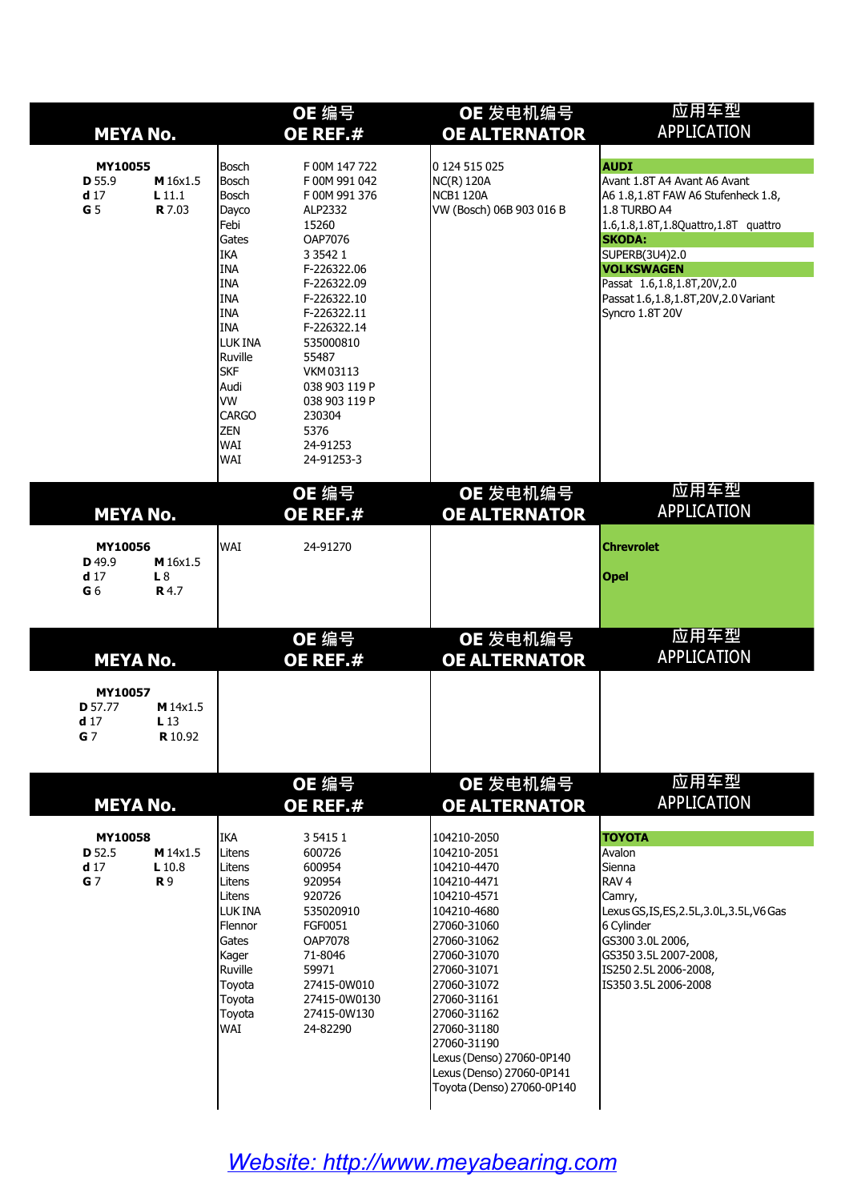| MEYA No. | OE 编号 OE REF.# | | OE 发电机编号 OE ALTERNATOR | 应用车型 APPLICATION |
|---|---|---|---|---|
| **MY10055** | Bosch | F 00M 147 722 | 0 124 515 025 | **AUDI** |
| **D** 55.9 **M** 16x1.5 | Bosch | F 00M 991 042 | NC(R) 120A | Avant 1.8T A4 Avant A6 Avant |
| **d** 17 **L** 11.1 | Bosch | F 00M 991 376 | NCB1 120A | A6 1.8,1.8T FAW A6 Stufenheck 1.8, |
| **G** 5 **R** 7.03 | Dayco | ALP2332 | VW (Bosch) 06B 903 016 B | 1.8 TURBO A4 |
| | Febi | 15260 | | 1.6,1.8,1.8T,1.8Quattro,1.8T quattro |
| | Gates | OAP7076 | | **SKODA:** |
| | IKA | 3 3542 1 | | SUPERB(3U4)2.0 |
| | INA | F-226322.06 | | **VOLKSWAGEN** |
| | INA | F-226322.09 | | Passat 1.6,1.8,1.8T,20V,2.0 |
| | INA | F-226322.10 | | Passat 1.6,1.8,1.8T,20V,2.0 Variant |
| | INA | F-226322.11 | | Syncro 1.8T 20V |
| | INA | F-226322.14 | | |
| | LUK INA | 535000810 | | |
| | Ruville | 55487 | | |
| | SKF | VKM 03113 | | |
| | Audi | 038 903 119 P | | |
| | VW | 038 903 119 P | | |
| | CARGO | 230304 | | |
| | ZEN | 5376 | | |
| | WAI | 24-91253 | | |
| | WAI | 24-91253-3 | | |

| MEYA No. | OE 编号 OE REF.# | | OE 发电机编号 OE ALTERNATOR | 应用车型 APPLICATION |
|---|---|---|---|---|
| **MY10056** | WAI | 24-91270 | | **Chevrolet** |
| **D** 49.9 **M** 16x1.5 | | | | |
| **d** 17 **L** 8 | | | | **Opel** |
| **G** 6 **R** 4.7 | | | | |

| MEYA No. | OE 编号 OE REF.# | | OE 发电机编号 OE ALTERNATOR | 应用车型 APPLICATION |
|---|---|---|---|---|
| **MY10057** | | | | |
| **D** 57.77 **M** 14x1.5 | | | | |
| **d** 17 **L** 13 | | | | |
| **G** 7 **R** 10.92 | | | | |

| MEYA No. | OE 编号 OE REF.# | | OE 发电机编号 OE ALTERNATOR | 应用车型 APPLICATION |
|---|---|---|---|---|
| **MY10058** | IKA | 3 5415 1 | 104210-2050 | **TOYOTA** |
| **D** 52.5 **M** 14x1.5 | Litens | 600726 | 104210-2051 | Avalon |
| **d** 17 **L** 10.8 | Litens | 600954 | 104210-4470 | Sienna |
| **G** 7 **R** 9 | Litens | 920954 | 104210-4471 | RAV 4 |
| | Litens | 920726 | 104210-4571 | Camry, |
| | LUK INA | 535020910 | 104210-4680 | Lexus GS,IS,ES,2.5L,3.0L,3.5L,V6 Gas |
| | Flennor | FGF0051 | 27060-31060 | 6 Cylinder |
| | Gates | OAP7078 | 27060-31062 | GS300 3.0L 2006, |
| | Kager | 71-8046 | 27060-31070 | GS350 3.5L 2007-2008, |
| | Ruville | 59971 | 27060-31071 | IS250 2.5L 2006-2008, |
| | Toyota | 27415-0W010 | 27060-31072 | IS350 3.5L 2006-2008 |
| | Toyota | 27415-0W0130 | 27060-31161 | |
| | Toyota | 27415-0W130 | 27060-31162 | |
| | WAI | 24-82290 | 27060-31180 | |
| | | | 27060-31190 | |
| | | | Lexus (Denso) 27060-0P140 | |
| | | | Lexus (Denso) 27060-0P141 | |
| | | | Toyota (Denso) 27060-0P140 | |

*Website: http://www.meyabearing.com*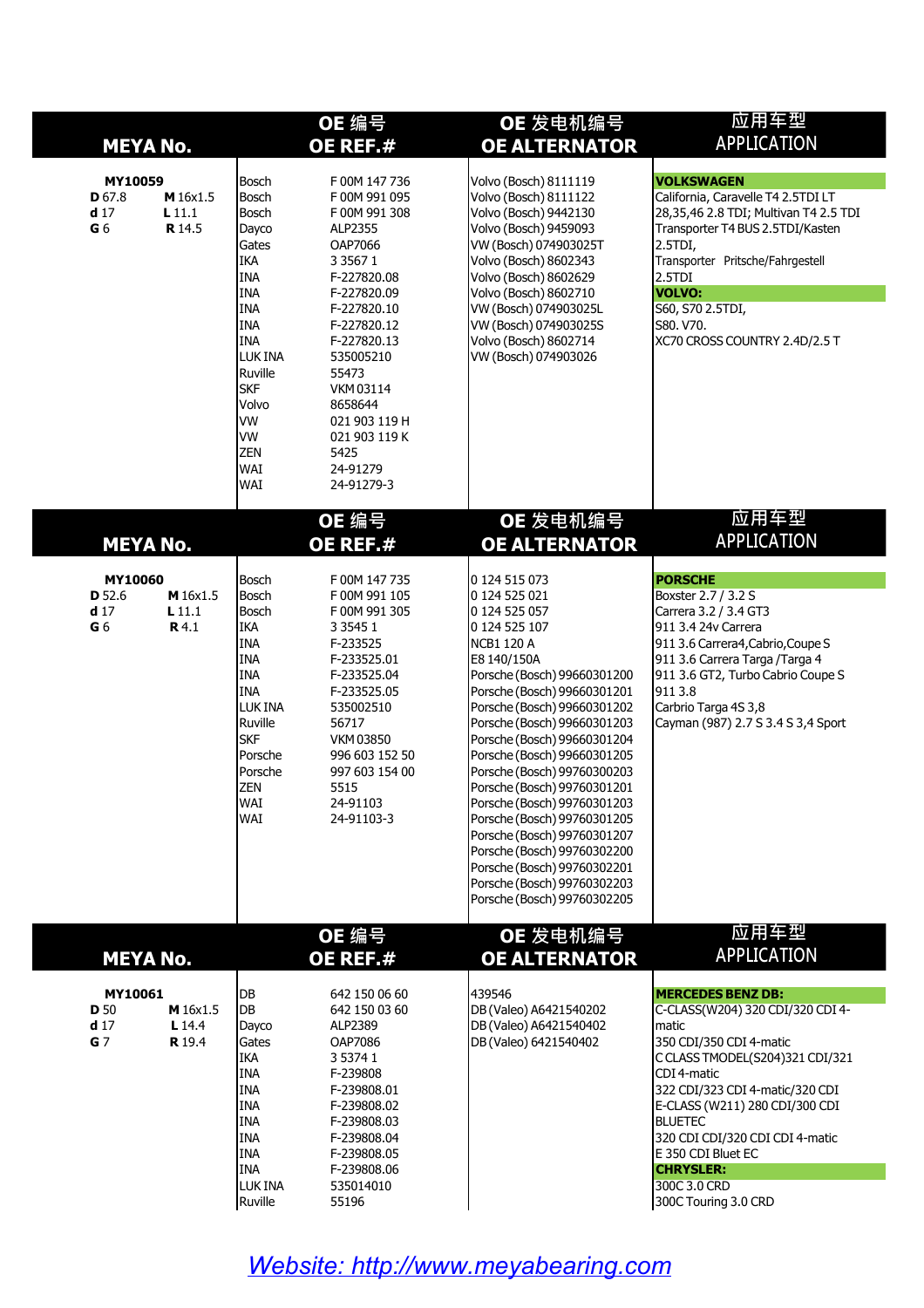| MEYA No. | OE 编号 OE REF.# | | OE 发电机编号 OE ALTERNATOR | 应用车型 APPLICATION |
|---|---|---|---|---|
| **MY10059** | Bosch | F 00M 147 736 | Volvo (Bosch) 8111119 | **VOLKSWAGEN** |
| **D** 67.8 **M** 16x1.5 | Bosch | F 00M 991 095 | Volvo (Bosch) 8111122 | California, Caravelle T4 2.5TDI LT |
| **d** 17 **L** 11.1 | Bosch | F 00M 991 308 | Volvo (Bosch) 9442130 | 28,35,46 2.8 TDI; Multivan T4 2.5 TDI |
| **G** 6 **R** 14.5 | Dayco | ALP2355 | Volvo (Bosch) 9459093 | Transporter T4 BUS 2.5TDI/Kasten |
| | Gates | OAP7066 | VW (Bosch) 074903025T | 2.5TDI, |
| | IKA | 3 3567 1 | Volvo (Bosch) 8602343 | Transporter Pritsche/Fahrgestell |
| | INA | F-227820.08 | Volvo (Bosch) 8602629 | 2.5TDI |
| | INA | F-227820.09 | Volvo (Bosch) 8602710 | **VOLVO:** |
| | INA | F-227820.10 | VW (Bosch) 074903025L | S60, S70 2.5TDI, |
| | INA | F-227820.12 | VW (Bosch) 074903025S | S80. V70. |
| | INA | F-227820.13 | Volvo (Bosch) 8602714 | XC70 CROSS COUNTRY 2.4D/2.5 T |
| | LUK INA | 535005210 | VW (Bosch) 074903026 | |
| | Ruville | 55473 | | |
| | SKF | VKM 03114 | | |
| | Volvo | 8658644 | | |
| | VW | 021 903 119 H | | |
| | VW | 021 903 119 K | | |
| | ZEN | 5425 | | |
| | WAI | 24-91279 | | |
| | WAI | 24-91279-3 | | |

| MEYA No. | OE 编号 OE REF.# | | OE 发电机编号 OE ALTERNATOR | 应用车型 APPLICATION |
|---|---|---|---|---|
| **MY10060** | Bosch | F 00M 147 735 | 0 124 515 073 | **PORSCHE** |
| **D** 52.6 **M** 16x1.5 | Bosch | F 00M 991 105 | 0 124 525 021 | Boxster 2.7 / 3.2 S |
| **d** 17 **L** 11.1 | Bosch | F 00M 991 305 | 0 124 525 057 | Carrera 3.2 / 3.4 GT3 |
| **G** 6 **R** 4.1 | IKA | 3 3545 1 | 0 124 525 107 | 911 3.4 24v Carrera |
| | INA | F-233525 | NCB1 120 A | 911 3.6 Carrera4,Cabrio,Coupe S |
| | INA | F-233525.01 | E8 140/150A | 911 3.6 Carrera Targa /Targa 4 |
| | INA | F-233525.04 | Porsche (Bosch) 99660301200 | 911 3.6 GT2, Turbo Cabrio Coupe S |
| | INA | F-233525.05 | Porsche (Bosch) 99660301201 | 911 3.8 |
| | LUK INA | 535002510 | Porsche (Bosch) 99660301202 | Carbrio Targa 4S 3,8 |
| | Ruville | 56717 | Porsche (Bosch) 99660301203 | Cayman (987) 2.7 S 3.4 S 3,4 Sport |
| | SKF | VKM 03850 | Porsche (Bosch) 99660301204 | |
| | Porsche | 996 603 152 50 | Porsche (Bosch) 99660301205 | |
| | Porsche | 997 603 154 00 | Porsche (Bosch) 99760300203 | |
| | ZEN | 5515 | Porsche (Bosch) 99760301201 | |
| | WAI | 24-91103 | Porsche (Bosch) 99760301203 | |
| | WAI | 24-91103-3 | Porsche (Bosch) 99760301205 | |
| | | | Porsche (Bosch) 99760301207 | |
| | | | Porsche (Bosch) 99760302200 | |
| | | | Porsche (Bosch) 99760302201 | |
| | | | Porsche (Bosch) 99760302203 | |
| | | | Porsche (Bosch) 99760302205 | |

| MEYA No. | OE 编号 OE REF.# | | OE 发电机编号 OE ALTERNATOR | 应用车型 APPLICATION |
|---|---|---|---|---|
| **MY10061** | DB | 642 150 06 60 | 439546 | **MERCEDES BENZ DB:** |
| **D** 50 **M** 16x1.5 | DB | 642 150 03 60 | DB (Valeo) A6421540202 | C-CLASS(W204) 320 CDI/320 CDI 4-matic |
| **d** 17 **L** 14.4 | Dayco | ALP2389 | DB (Valeo) A6421540402 | 350 CDI/350 CDI 4-matic |
| **G** 7 **R** 19.4 | Gates | OAP7086 | DB (Valeo) 6421540402 | C CLASS TMODEL(S204)321 CDI/321 CDI 4-matic |
| | IKA | 3 5374 1 | | 322 CDI/323 CDI 4-matic/320 CDI |
| | INA | F-239808 | | E-CLASS (W211) 280 CDI/300 CDI BLUETEC |
| | INA | F-239808.01 | | 320 CDI CDI/320 CDI CDI 4-matic |
| | INA | F-239808.02 | | E 350 CDI Bluet EC |
| | INA | F-239808.03 | | **CHRYSLER:** |
| | INA | F-239808.04 | | 300C 3.0 CRD |
| | INA | F-239808.05 | | 300C Touring 3.0 CRD |
| | INA | F-239808.06 | | |
| | LUK INA | 535014010 | | |
| | Ruville | 55196 | | |

Website: http://www.meyabearing.com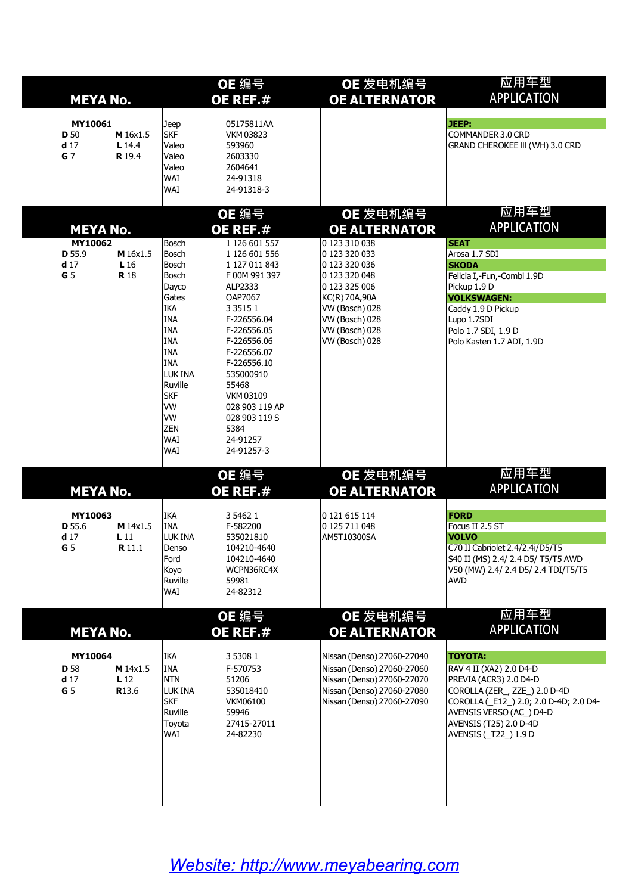| MEYA No. | OE 编号 OE REF.# | | OE 发电机编号 OE ALTERNATOR | 应用车型 APPLICATION |
|---|---|---|---|---|
| **MY10061** | Jeep | 05175811AA | | **JEEP:** |
| **D** 50  **M** 16x1.5 | SKF | VKM 03823 | | COMMANDER 3.0 CRD |
| **d** 17  **L** 14.4 | Valeo | 593960 | | GRAND CHEROKEE III (WH) 3.0 CRD |
| **G** 7  **R** 19.4 | Valeo | 2603330 | | |
| | Valeo | 2604641 | | |
| | WAI | 24-91318 | | |
| | WAI | 24-91318-3 | | |

| MEYA No. | OE 编号 OE REF.# | | OE 发电机编号 OE ALTERNATOR | 应用车型 APPLICATION |
|---|---|---|---|---|
| **MY10062** | Bosch | 1 126 601 557 | 0 123 310 038 | **SEAT** |
| **D** 55.9  **M** 16x1.5 | Bosch | 1 126 601 556 | 0 123 320 033 | Arosa 1.7 SDI |
| **d** 17  **L** 16 | Bosch | 1 127 011 843 | 0 123 320 036 | **SKODA** |
| **G** 5  **R** 18 | Bosch | F 00M 991 397 | 0 123 320 048 | Felicia I,-Fun,-Combi 1.9D |
| | Dayco | ALP2333 | 0 123 325 006 | Pickup 1.9 D |
| | Gates | OAP7067 | KC(R) 70A,90A | **VOLKSWAGEN:** |
| | IKA | 3 3515 1 | VW (Bosch) 028 | Caddy 1.9 D Pickup |
| | INA | F-226556.04 | VW (Bosch) 028 | Lupo 1.7SDI |
| | INA | F-226556.05 | VW (Bosch) 028 | Polo 1.7 SDI, 1.9 D |
| | INA | F-226556.06 | VW (Bosch) 028 | Polo Kasten 1.7 ADI, 1.9D |
| | INA | F-226556.07 | | |
| | INA | F-226556.10 | | |
| | LUK INA | 535000910 | | |
| | Ruville | 55468 | | |
| | SKF | VKM 03109 | | |
| | VW | 028 903 119 AP | | |
| | VW | 028 903 119 S | | |
| | ZEN | 5384 | | |
| | WAI | 24-91257 | | |
| | WAI | 24-91257-3 | | |

| MEYA No. | OE 编号 OE REF.# | | OE 发电机编号 OE ALTERNATOR | 应用车型 APPLICATION |
|---|---|---|---|---|
| **MY10063** | IKA | 3 5462 1 | 0 121 615 114 | **FORD** |
| **D** 55.6  **M** 14x1.5 | INA | F-582200 | 0 125 711 048 | Focus II 2.5 ST |
| **d** 17  **L** 11 | LUK INA | 535021810 | AM5T10300SA | **VOLVO** |
| **G** 5  **R** 11.1 | Denso | 104210-4640 | | C70 II Cabriolet 2.4/2.4i/D5/T5 |
| | Ford | 104210-4640 | | S40 II (MS) 2.4/ 2.4 D5/ T5/T5 AWD |
| | Koyo | WCPN36RC4X | | V50 (MW) 2.4/ 2.4 D5/ 2.4 TDI/T5/T5 AWD |
| | Ruville | 59981 | | |
| | WAI | 24-82312 | | |

| MEYA No. | OE 编号 OE REF.# | | OE 发电机编号 OE ALTERNATOR | 应用车型 APPLICATION |
|---|---|---|---|---|
| **MY10064** | IKA | 3 5308 1 | Nissan (Denso) 27060-27040 | **TOYOTA:** |
| **D** 58  **M** 14x1.5 | INA | F-570753 | Nissan (Denso) 27060-27060 | RAV 4 II (XA2) 2.0 D4-D |
| **d** 17  **L** 12 | NTN | 51206 | Nissan (Denso) 27060-27070 | PREVIA (ACR3) 2.0 D4-D |
| **G** 5  **R**13.6 | LUK INA | 535018410 | Nissan (Denso) 27060-27080 | COROLLA (ZER_, ZZE_) 2.0 D-4D |
| | SKF | VKM06100 | Nissan (Denso) 27060-27090 | COROLLA (_E12_) 2.0; 2.0 D-4D; 2.0 D4- |
| | Ruville | 59946 | | AVENSIS VERSO (AC_) D4-D |
| | Toyota | 27415-27011 | | AVENSIS (T25) 2.0 D-4D |
| | WAI | 24-82230 | | AVENSIS (_T22_) 1.9 D |

Website: http://www.meyabearing.com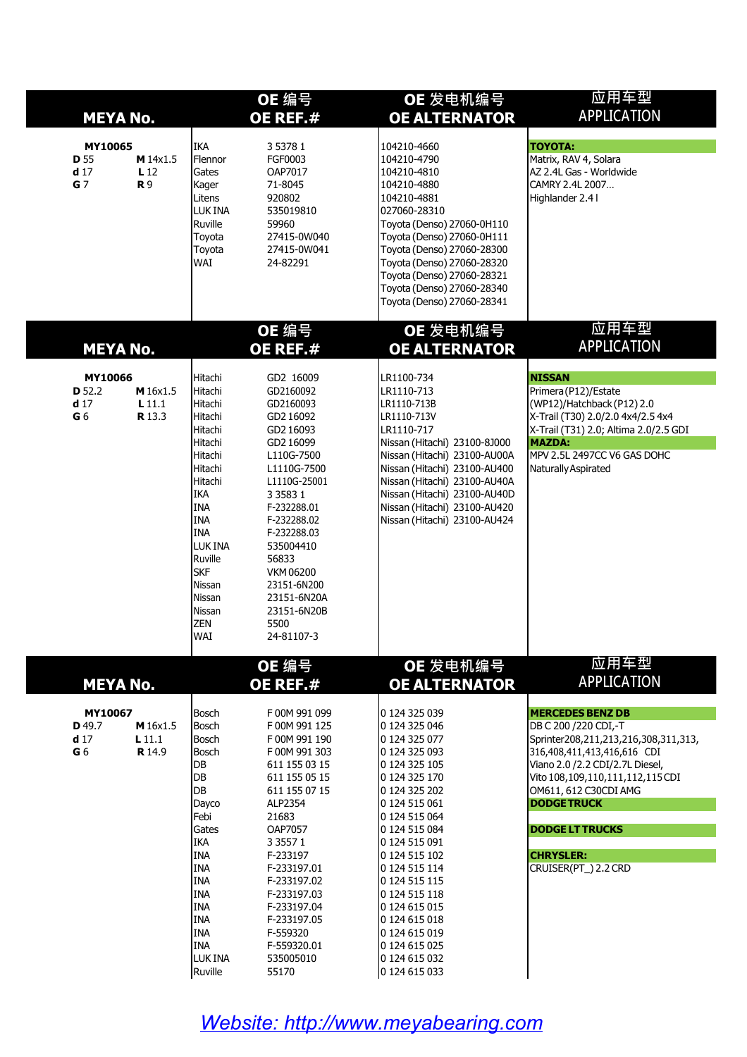| MEYA No. | OE 编号 OE REF.# | | OE 发电机编号 OE ALTERNATOR | 应用车型 APPLICATION |
|---|---|---|---|---|
| **MY10065** | IKA | 3 5378 1 | 104210-4660 | **TOYOTA:** |
| **D** 55  **M** 14x1.5 | Flennor | FGF0003 | 104210-4790 | Matrix, RAV 4, Solara |
| **d** 17  **L** 12 | Gates | OAP7017 | 104210-4810 | AZ 2.4L Gas - Worldwide |
| **G** 7  **R** 9 | Kager | 71-8045 | 104210-4880 | CAMRY 2.4L 2007… |
| | Litens | 920802 | 104210-4881 | Highlander 2.4 l |
| | LUK INA | 535019810 | 027060-28310 | |
| | Ruville | 59960 | Toyota (Denso) 27060-0H110 | |
| | Toyota | 27415-0W040 | Toyota (Denso) 27060-0H111 | |
| | Toyota | 27415-0W041 | Toyota (Denso) 27060-28300 | |
| | WAI | 24-82291 | Toyota (Denso) 27060-28320 | |
| | | | Toyota (Denso) 27060-28321 | |
| | | | Toyota (Denso) 27060-28340 | |
| | | | Toyota (Denso) 27060-28341 | |

| MEYA No. | OE 编号 OE REF.# | | OE 发电机编号 OE ALTERNATOR | 应用车型 APPLICATION |
|---|---|---|---|---|
| **MY10066** | Hitachi | GD2 16009 | LR1100-734 | **NISSAN** |
| **D** 52.2  **M** 16x1.5 | Hitachi | GD2160092 | LR1110-713 | Primera (P12)/Estate |
| **d** 17  **L** 11.1 | Hitachi | GD2160093 | LR1110-713B | (WP12)/Hatchback (P12) 2.0 |
| **G** 6  **R** 13.3 | Hitachi | GD2 16092 | LR1110-713V | X-Trail (T30) 2.0/2.0 4x4/2.5 4x4 |
| | Hitachi | GD2 16093 | LR1110-717 | X-Trail (T31) 2.0; Altima 2.0/2.5 GDI |
| | Hitachi | GD2 16099 | Nissan (Hitachi) 23100-8J000 | **MAZDA:** |
| | Hitachi | L110G-7500 | Nissan (Hitachi) 23100-AU00A | MPV 2.5L 2497CC V6 GAS DOHC |
| | Hitachi | L1110G-7500 | Nissan (Hitachi) 23100-AU400 | Naturally Aspirated |
| | Hitachi | L1110G-25001 | Nissan (Hitachi) 23100-AU40A | |
| | IKA | 3 3583 1 | Nissan (Hitachi) 23100-AU40D | |
| | INA | F-232288.01 | Nissan (Hitachi) 23100-AU420 | |
| | INA | F-232288.02 | Nissan (Hitachi) 23100-AU424 | |
| | INA | F-232288.03 | | |
| | LUK INA | 535004410 | | |
| | Ruville | 56833 | | |
| | SKF | VKM 06200 | | |
| | Nissan | 23151-6N200 | | |
| | Nissan | 23151-6N20A | | |
| | Nissan | 23151-6N20B | | |
| | ZEN | 5500 | | |
| | WAI | 24-81107-3 | | |

| MEYA No. | OE 编号 OE REF.# | | OE 发电机编号 OE ALTERNATOR | 应用车型 APPLICATION |
|---|---|---|---|---|
| **MY10067** | Bosch | F 00M 991 099 | 0 124 325 039 | **MERCEDES BENZ DB** |
| **D** 49.7  **M** 16x1.5 | Bosch | F 00M 991 125 | 0 124 325 046 | DB C 200 /220 CDI,-T |
| **d** 17  **L** 11.1 | Bosch | F 00M 991 190 | 0 124 325 077 | Sprinter208,211,213,216,308,311,313, |
| **G** 6  **R** 14.9 | Bosch | F 00M 991 303 | 0 124 325 093 | 316,408,411,413,416,616 CDI |
| | DB | 611 155 03 15 | 0 124 325 105 | Viano 2.0 /2.2 CDI/2.7L Diesel, |
| | DB | 611 155 05 15 | 0 124 325 170 | Vito 108,109,110,111,112,115 CDI |
| | DB | 611 155 07 15 | 0 124 325 202 | OM611, 612 C30CDI AMG |
| | Dayco | ALP2354 | 0 124 515 061 | **DODGE TRUCK** |
| | Febi | 21683 | 0 124 515 064 | |
| | Gates | OAP7057 | 0 124 515 084 | **DODGE LT TRUCKS** |
| | IKA | 3 3557 1 | 0 124 515 091 | |
| | INA | F-233197 | 0 124 515 102 | **CHRYSLER:** |
| | INA | F-233197.01 | 0 124 515 114 | CRUISER(PT_) 2.2 CRD |
| | INA | F-233197.02 | 0 124 515 115 | |
| | INA | F-233197.03 | 0 124 515 118 | |
| | INA | F-233197.04 | 0 124 615 015 | |
| | INA | F-233197.05 | 0 124 615 018 | |
| | INA | F-559320 | 0 124 615 019 | |
| | INA | F-559320.01 | 0 124 615 025 | |
| | LUK INA | 535005010 | 0 124 615 032 | |
| | Ruville | 55170 | 0 124 615 033 | |

Website: http://www.meyabearing.com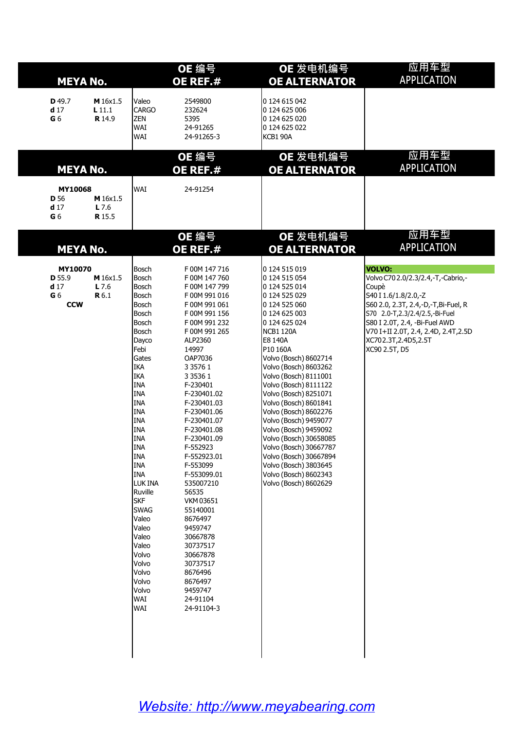| MEYA No. | | OE 编号 OE REF.# | | OE 发电机编号 OE ALTERNATOR | 应用车型 APPLICATION |
|---|---|---|---|---|---|
| **D** 49.7 | **M** 16x1.5 | Valeo | 2549800 | 0 124 615 042 | |
| **d** 17 | **L** 11.1 | CARGO | 232624 | 0 124 625 006 | |
| **G** 6 | **R** 14.9 | ZEN | 5395 | 0 124 625 020 | |
| | | WAI | 24-91265 | 0 124 625 022 | |
| | | WAI | 24-91265-3 | KCB1 90A | |

| MEYA No. | | OE 编号 OE REF.# | | OE 发电机编号 OE ALTERNATOR | 应用车型 APPLICATION |
|---|---|---|---|---|---|
| **MY10068** | | WAI | 24-91254 | | |
| **D** 56 | **M** 16x1.5 | | | | |
| **d** 17 | **L** 7.6 | | | | |
| **G** 6 | **R** 15.5 | | | | |

| MEYA No. | | OE 编号 OE REF.# | | OE 发电机编号 OE ALTERNATOR | 应用车型 APPLICATION |
|---|---|---|---|---|---|
| **MY10070** | | Bosch | F 00M 147 716 | 0 124 515 019 | **VOLVO:** |
| **D** 55.9 | **M** 16x1.5 | Bosch | F 00M 147 760 | 0 124 515 054 | Volvo C70 2.0/2.3/2.4,-T,-Cabrio,-Coupè |
| **d** 17 | **L** 7.6 | Bosch | F 00M 147 799 | 0 124 525 014 | S40 I 1.6/1.8/2.0,-Z |
| **G** 6 | **R** 6.1 | Bosch | F 00M 991 016 | 0 124 525 029 | S60 2.0, 2.3T, 2.4,-D,-T,Bi-Fuel, R |
| **CCW** | | Bosch | F 00M 991 061 | 0 124 525 060 | S70 2.0-T,2.3/2.4/2.5,-Bi-Fuel |
| | | Bosch | F 00M 991 156 | 0 124 625 003 | S80 I 2.0T, 2.4, -Bi-Fuel AWD |
| | | Bosch | F 00M 991 232 | 0 124 625 024 | V70 I+II 2.0T, 2.4, 2.4D, 2.4T,2.5D |
| | | Bosch | F 00M 991 265 | NCB1 120A | XC70 2.3T,2.4D5,2.5T |
| | | Dayco | ALP2360 | E8 140A | XC90 2.5T, D5 |
| | | Febi | 14997 | P10 160A | |
| | | Gates | OAP7036 | Volvo (Bosch) 8602714 | |
| | | IKA | 3 3576 1 | Volvo (Bosch) 8603262 | |
| | | IKA | 3 3536 1 | Volvo (Bosch) 8111001 | |
| | | INA | F-230401 | Volvo (Bosch) 8111122 | |
| | | INA | F-230401.02 | Volvo (Bosch) 8251071 | |
| | | INA | F-230401.03 | Volvo (Bosch) 8601841 | |
| | | INA | F-230401.06 | Volvo (Bosch) 8602276 | |
| | | INA | F-230401.07 | Volvo (Bosch) 9459077 | |
| | | INA | F-230401.08 | Volvo (Bosch) 9459092 | |
| | | INA | F-230401.09 | Volvo (Bosch) 30658085 | |
| | | INA | F-552923 | Volvo (Bosch) 30667787 | |
| | | INA | F-552923.01 | Volvo (Bosch) 30667894 | |
| | | INA | F-553099 | Volvo (Bosch) 3803645 | |
| | | INA | F-553099.01 | Volvo (Bosch) 8602343 | |
| | | LUK INA | 535007210 | Volvo (Bosch) 8602629 | |
| | | Ruville | 56535 | | |
| | | SKF | VKM 03651 | | |
| | | SWAG | 55140001 | | |
| | | Valeo | 8676497 | | |
| | | Valeo | 9459747 | | |
| | | Valeo | 30667878 | | |
| | | Valeo | 30737517 | | |
| | | Volvo | 30667878 | | |
| | | Volvo | 30737517 | | |
| | | Volvo | 8676496 | | |
| | | Volvo | 8676497 | | |
| | | Volvo | 9459747 | | |
| | | WAI | 24-91104 | | |
| | | WAI | 24-91104-3 | | |

Website: http://www.meyabearing.com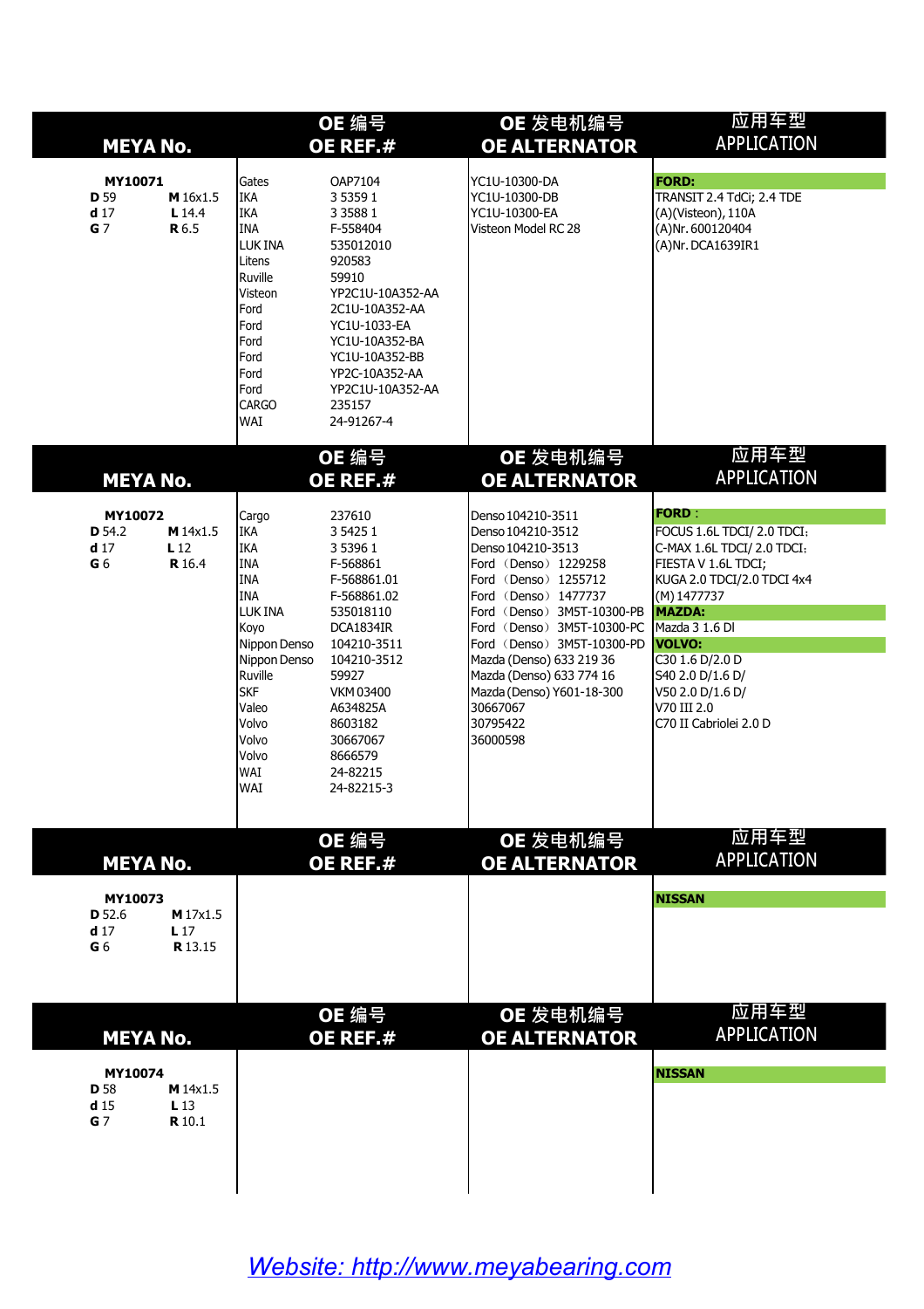| MEYA No. | OE 编号<br>OE REF.# | | OE 发电机编号<br>OE ALTERNATOR | 应用车型<br>APPLICATION |
|---|---|---|---|---|
| **MY10071**<br>**D** 59 **M** 16x1.5<br>**d** 17 **L** 14.4<br>**G** 7 **R** 6.5 | Gates<br>IKA<br>IKA<br>INA<br>LUK INA<br>Litens<br>Ruville<br>Visteon<br>Ford<br>Ford<br>Ford<br>Ford<br>Ford<br>Ford<br>CARGO<br>WAI | OAP7104<br>3 5359 1<br>3 3588 1<br>F-558404<br>535012010<br>920583<br>59910<br>YP2C1U-10A352-AA<br>2C1U-10A352-AA<br>YC1U-1033-EA<br>YC1U-10A352-BA<br>YC1U-10A352-BB<br>YP2C-10A352-AA<br>YP2C1U-10A352-AA<br>235157<br>24-91267-4 | YC1U-10300-DA<br>YC1U-10300-DB<br>YC1U-10300-EA<br>Visteon Model RC 28 | **FORD:**<br>TRANSIT 2.4 TdCi; 2.4 TDE<br>(A)(Visteon), 110A<br>(A)Nr. 600120404<br>(A)Nr. DCA1639IR1 |

| MEYA No. | OE 编号<br>OE REF.# | | OE 发电机编号<br>OE ALTERNATOR | 应用车型<br>APPLICATION |
|---|---|---|---|---|
| **MY10072**<br>**D** 54.2 **M** 14x1.5<br>**d** 17 **L** 12<br>**G** 6 **R** 16.4 | Cargo<br>IKA<br>IKA<br>INA<br>INA<br>INA<br>LUK INA<br>Koyo<br>Nippon Denso<br>Nippon Denso<br>Ruville<br>SKF<br>Valeo<br>Volvo<br>Volvo<br>Volvo<br>WAI<br>WAI | 237610<br>3 5425 1<br>3 5396 1<br>F-568861<br>F-568861.01<br>F-568861.02<br>535018110<br>DCA1834IR<br>104210-3511<br>104210-3512<br>59927<br>VKM 03400<br>A634825A<br>8603182<br>30667067<br>8666579<br>24-82215<br>24-82215-3 | Denso 104210-3511<br>Denso 104210-3512<br>Denso 104210-3513<br>Ford （Denso） 1229258<br>Ford （Denso） 1255712<br>Ford （Denso） 1477737<br>Ford （Denso） 3M5T-10300-PB<br>Ford （Denso） 3M5T-10300-PC<br>Ford （Denso） 3M5T-10300-PD<br>Mazda (Denso) 633 219 36<br>Mazda (Denso) 633 774 16<br>Mazda (Denso) Y601-18-300<br>30667067<br>30795422<br>36000598 | **FORD：**<br>FOCUS 1.6L TDCI/ 2.0 TDCI;<br>C-MAX 1.6L TDCI/ 2.0 TDCI;<br>FIESTA V 1.6L TDCI;<br>KUGA 2.0 TDCI/2.0 TDCI 4x4<br>(M) 1477737<br>**MAZDA:**<br>Mazda 3 1.6 DI<br>**VOLVO:**<br>C30 1.6 D/2.0 D<br>S40 2.0 D/1.6 D/<br>V50 2.0 D/1.6 D/<br>V70 III 2.0<br>C70 II Cabriolei 2.0 D |

| MEYA No. | OE 编号<br>OE REF.# | | OE 发电机编号<br>OE ALTERNATOR | 应用车型<br>APPLICATION |
|---|---|---|---|---|
| **MY10073**<br>**D** 52.6 **M** 17x1.5<br>**d** 17 **L** 17<br>**G** 6 **R** 13.15 | | | | **NISSAN** |

| MEYA No. | OE 编号<br>OE REF.# | | OE 发电机编号<br>OE ALTERNATOR | 应用车型<br>APPLICATION |
|---|---|---|---|---|
| **MY10074**<br>**D** 58 **M** 14x1.5<br>**d** 15 **L** 13<br>**G** 7 **R** 10.1 | | | | **NISSAN** |

Website: http://www.meyabearing.com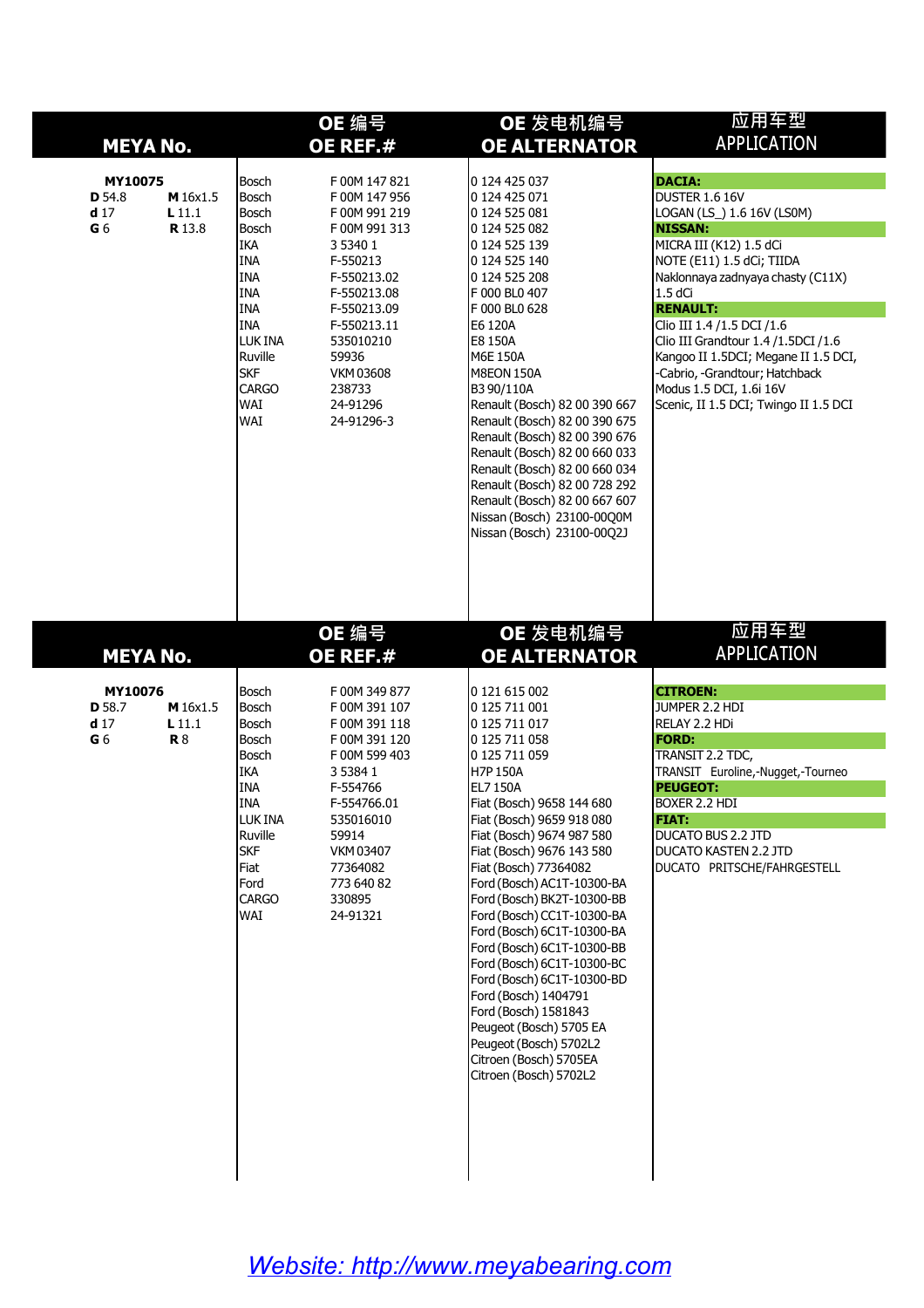| MEYA No. | OE 编号<br>OE REF.# | | OE 发电机编号<br>OE ALTERNATOR | 应用车型<br>APPLICATION |
|---|---|---|---|---|
| **MY10075** | Bosch | F 00M 147 821 | 0 124 425 037 | **DACIA:** |
| **D** 54.8 **M** 16x1.5 | Bosch | F 00M 147 956 | 0 124 425 071 | DUSTER 1.6 16V |
| **d** 17 **L** 11.1 | Bosch | F 00M 991 219 | 0 124 525 081 | LOGAN (LS_) 1.6 16V (LS0M) |
| **G** 6 **R** 13.8 | Bosch | F 00M 991 313 | 0 124 525 082 | **NISSAN:** |
| | IKA | 3 5340 1 | 0 124 525 139 | MICRA III (K12) 1.5 dCi |
| | INA | F-550213 | 0 124 525 140 | NOTE (E11) 1.5 dCi; TIIDA |
| | INA | F-550213.02 | 0 124 525 208 | Naklonnaya zadnyaya chasty (C11X) |
| | INA | F-550213.08 | F 000 BL0 407 | 1.5 dCi |
| | INA | F-550213.09 | F 000 BL0 628 | **RENAULT:** |
| | INA | F-550213.11 | E6 120A | Clio III 1.4 /1.5 DCI /1.6 |
| | LUK INA | 535010210 | E8 150A | Clio III Grandtour 1.4 /1.5DCI /1.6 |
| | Ruville | 59936 | M6E 150A | Kangoo II 1.5DCI; Megane II 1.5 DCI, |
| | SKF | VKM 03608 | M8EON 150A | -Cabrio, -Grandtour; Hatchback |
| | CARGO | 238733 | B3 90/110A | Modus 1.5 DCI, 1.6i 16V |
| | WAI | 24-91296 | Renault (Bosch) 82 00 390 667 | Scenic, II 1.5 DCI; Twingo II 1.5 DCI |
| | WAI | 24-91296-3 | Renault (Bosch) 82 00 390 675 | |
| | | | Renault (Bosch) 82 00 390 676 | |
| | | | Renault (Bosch) 82 00 660 033 | |
| | | | Renault (Bosch) 82 00 660 034 | |
| | | | Renault (Bosch) 82 00 728 292 | |
| | | | Renault (Bosch) 82 00 667 607 | |
| | | | Nissan (Bosch) 23100-00Q0M | |
| | | | Nissan (Bosch) 23100-00Q2J | |

| MEYA No. | OE 编号<br>OE REF.# | | OE 发电机编号<br>OE ALTERNATOR | 应用车型<br>APPLICATION |
|---|---|---|---|---|
| **MY10076** | Bosch | F 00M 349 877 | 0 121 615 002 | **CITROEN:** |
| **D** 58.7 **M** 16x1.5 | Bosch | F 00M 391 107 | 0 125 711 001 | JUMPER 2.2 HDI |
| **d** 17 **L** 11.1 | Bosch | F 00M 391 118 | 0 125 711 017 | RELAY 2.2 HDi |
| **G** 6 **R** 8 | Bosch | F 00M 391 120 | 0 125 711 058 | **FORD:** |
| | Bosch | F 00M 599 403 | 0 125 711 059 | TRANSIT 2.2 TDC, |
| | IKA | 3 5384 1 | H7P 150A | TRANSIT Euroline,-Nugget,-Tourneo |
| | INA | F-554766 | EL7 150A | **PEUGEOT:** |
| | INA | F-554766.01 | Fiat (Bosch) 9658 144 680 | BOXER 2.2 HDI |
| | LUK INA | 535016010 | Fiat (Bosch) 9659 918 080 | **FIAT:** |
| | Ruville | 59914 | Fiat (Bosch) 9674 987 580 | DUCATO BUS 2.2 JTD |
| | SKF | VKM 03407 | Fiat (Bosch) 9676 143 580 | DUCATO KASTEN 2.2 JTD |
| | Fiat | 77364082 | Fiat (Bosch) 77364082 | DUCATO PRITSCHE/FAHRGESTELL |
| | Ford | 773 640 82 | Ford (Bosch) AC1T-10300-BA | |
| | CARGO | 330895 | Ford (Bosch) BK2T-10300-BB | |
| | WAI | 24-91321 | Ford (Bosch) CC1T-10300-BA | |
| | | | Ford (Bosch) 6C1T-10300-BA | |
| | | | Ford (Bosch) 6C1T-10300-BB | |
| | | | Ford (Bosch) 6C1T-10300-BC | |
| | | | Ford (Bosch) 6C1T-10300-BD | |
| | | | Ford (Bosch) 1404791 | |
| | | | Ford (Bosch) 1581843 | |
| | | | Peugeot (Bosch) 5705 EA | |
| | | | Peugeot (Bosch) 5702L2 | |
| | | | Citroen (Bosch) 5705EA | |
| | | | Citroen (Bosch) 5702L2 | |

*Website: http://www.meyabearing.com*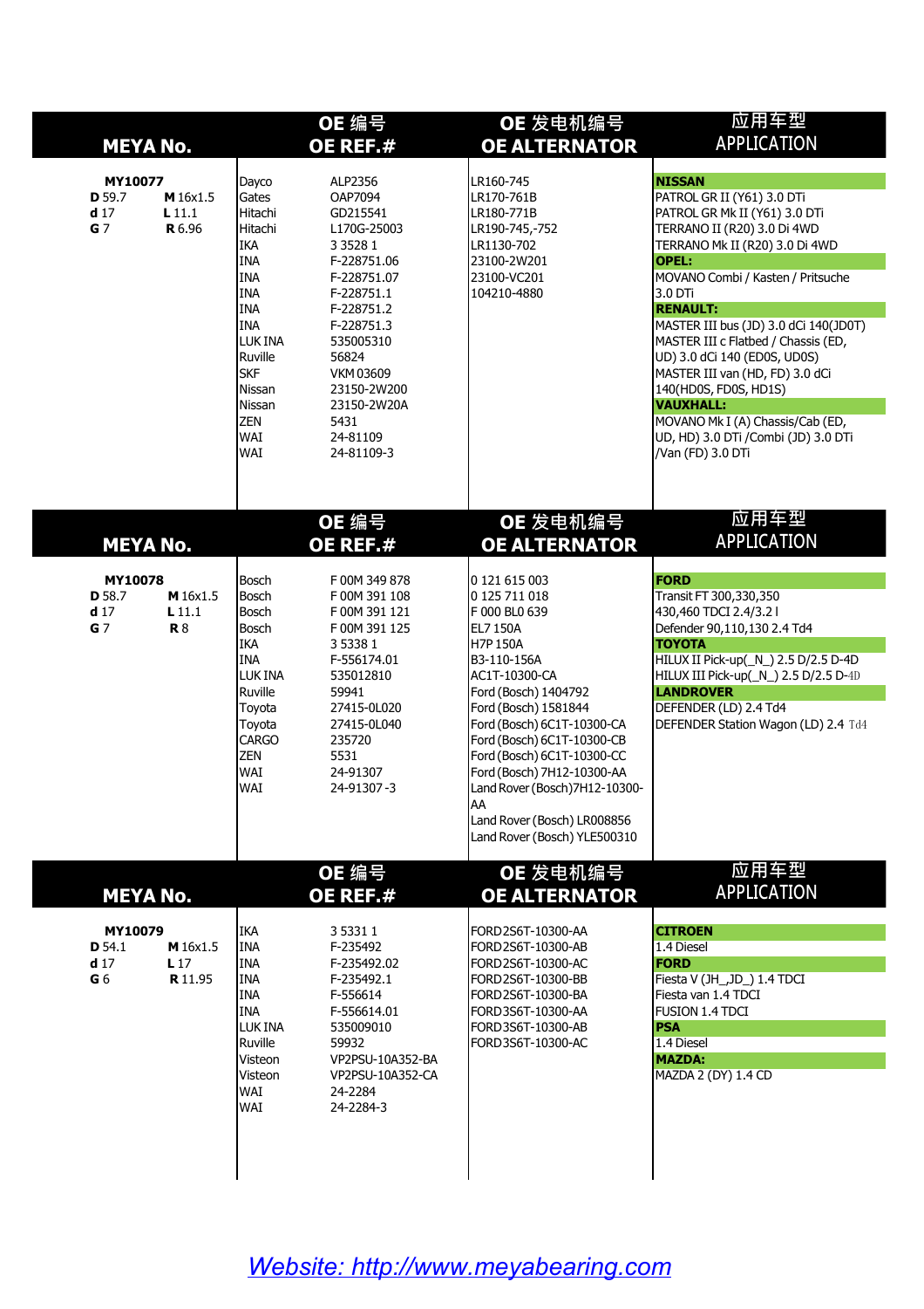| MEYA No. | OE 编号<br>OE REF.# | | OE 发电机编号<br>OE ALTERNATOR | 应用车型<br>APPLICATION |
|---|---|---|---|---|
| **MY10077**<br>**D** 59.7 **M** 16x1.5<br>**d** 17 **L** 11.1<br>**G** 7 **R** 6.96 | Dayco<br>Gates<br>Hitachi<br>Hitachi<br>IKA<br>INA<br>INA<br>INA<br>INA<br>INA<br>LUK INA<br>Ruville<br>SKF<br>Nissan<br>Nissan<br>ZEN<br>WAI<br>WAI | ALP2356<br>OAP7094<br>GD215541<br>L170G-25003<br>3 3528 1<br>F-228751.06<br>F-228751.07<br>F-228751.1<br>F-228751.2<br>F-228751.3<br>535005310<br>56824<br>VKM 03609<br>23150-2W200<br>23150-2W20A<br>5431<br>24-81109<br>24-81109-3 | LR160-745<br>LR170-761B<br>LR180-771B<br>LR190-745,-752<br>LR1130-702<br>23100-2W201<br>23100-VC201<br>104210-4880 | **NISSAN**<br>PATROL GR II (Y61) 3.0 DTi<br>PATROL GR Mk II (Y61) 3.0 DTi<br>TERRANO II (R20) 3.0 Di 4WD<br>TERRANO Mk II (R20) 3.0 Di 4WD<br>**OPEL:**<br>MOVANO Combi / Kasten / Pritsuche 3.0 DTi<br>**RENAULT:**<br>MASTER III bus (JD) 3.0 dCi 140(JD0T)<br>MASTER III c Flatbed / Chassis (ED, UD) 3.0 dCi 140 (ED0S, UD0S)<br>MASTER III van (HD, FD) 3.0 dCi 140(HD0S, FD0S, HD1S)<br>**VAUXHALL:**<br>MOVANO Mk I (A) Chassis/Cab (ED, UD, HD) 3.0 DTi /Combi (JD) 3.0 DTi /Van (FD) 3.0 DTi |

| MEYA No. | OE 编号<br>OE REF.# | | OE 发电机编号<br>OE ALTERNATOR | 应用车型<br>APPLICATION |
|---|---|---|---|---|
| **MY10078**<br>**D** 58.7 **M** 16x1.5<br>**d** 17 **L** 11.1<br>**G** 7 **R** 8 | Bosch<br>Bosch<br>Bosch<br>Bosch<br>IKA<br>INA<br>LUK INA<br>Ruville<br>Toyota<br>Toyota<br>CARGO<br>ZEN<br>WAI<br>WAI | F 00M 349 878<br>F 00M 391 108<br>F 00M 391 121<br>F 00M 391 125<br>3 5338 1<br>F-556174.01<br>535012810<br>59941<br>27415-0L020<br>27415-0L040<br>235720<br>5531<br>24-91307<br>24-91307-3 | 0 121 615 003<br>0 125 711 018<br>F 000 BL0 639<br>EL7 150A<br>H7P 150A<br>B3-110-156A<br>AC1T-10300-CA<br>Ford (Bosch) 1404792<br>Ford (Bosch) 1581844<br>Ford (Bosch) 6C1T-10300-CA<br>Ford (Bosch) 6C1T-10300-CB<br>Ford (Bosch) 6C1T-10300-CC<br>Ford (Bosch) 7H12-10300-AA<br>Land Rover (Bosch)7H12-10300-AA<br>Land Rover (Bosch) LR008856<br>Land Rover (Bosch) YLE500310 | **FORD**<br>Transit FT 300,330,350 430,460 TDCI 2.4/3.2 l<br>Defender 90,110,130 2.4 Td4<br>**TOYOTA**<br>HILUX II Pick-up(_N_) 2.5 D/2.5 D-4D<br>HILUX III Pick-up(_N_) 2.5 D/2.5 D-4D<br>**LANDROVER**<br>DEFENDER (LD) 2.4 Td4<br>DEFENDER Station Wagon (LD) 2.4 Td4 |

| MEYA No. | OE 编号<br>OE REF.# | | OE 发电机编号<br>OE ALTERNATOR | 应用车型<br>APPLICATION |
|---|---|---|---|---|
| **MY10079**<br>**D** 54.1 **M** 16x1.5<br>**d** 17 **L** 17<br>**G** 6 **R** 11.95 | IKA<br>INA<br>INA<br>INA<br>INA<br>INA<br>LUK INA<br>Ruville<br>Visteon<br>Visteon<br>WAI<br>WAI | 3 5331 1<br>F-235492<br>F-235492.02<br>F-235492.1<br>F-556614<br>F-556614.01<br>535009010<br>59932<br>VP2PSU-10A352-BA<br>VP2PSU-10A352-CA<br>24-2284<br>24-2284-3 | FORD2S6T-10300-AA<br>FORD2S6T-10300-AB<br>FORD2S6T-10300-AC<br>FORD2S6T-10300-BB<br>FORD2S6T-10300-BA<br>FORD3S6T-10300-AA<br>FORD3S6T-10300-AB<br>FORD3S6T-10300-AC | **CITROEN**<br>1.4 Diesel<br>**FORD**<br>Fiesta V (JH_,JD_) 1.4 TDCI<br>Fiesta van 1.4 TDCI<br>FUSION 1.4 TDCI<br>**PSA**<br>1.4 Diesel<br>**MAZDA:**<br>MAZDA 2 (DY) 1.4 CD |

Website: http://www.meyabearing.com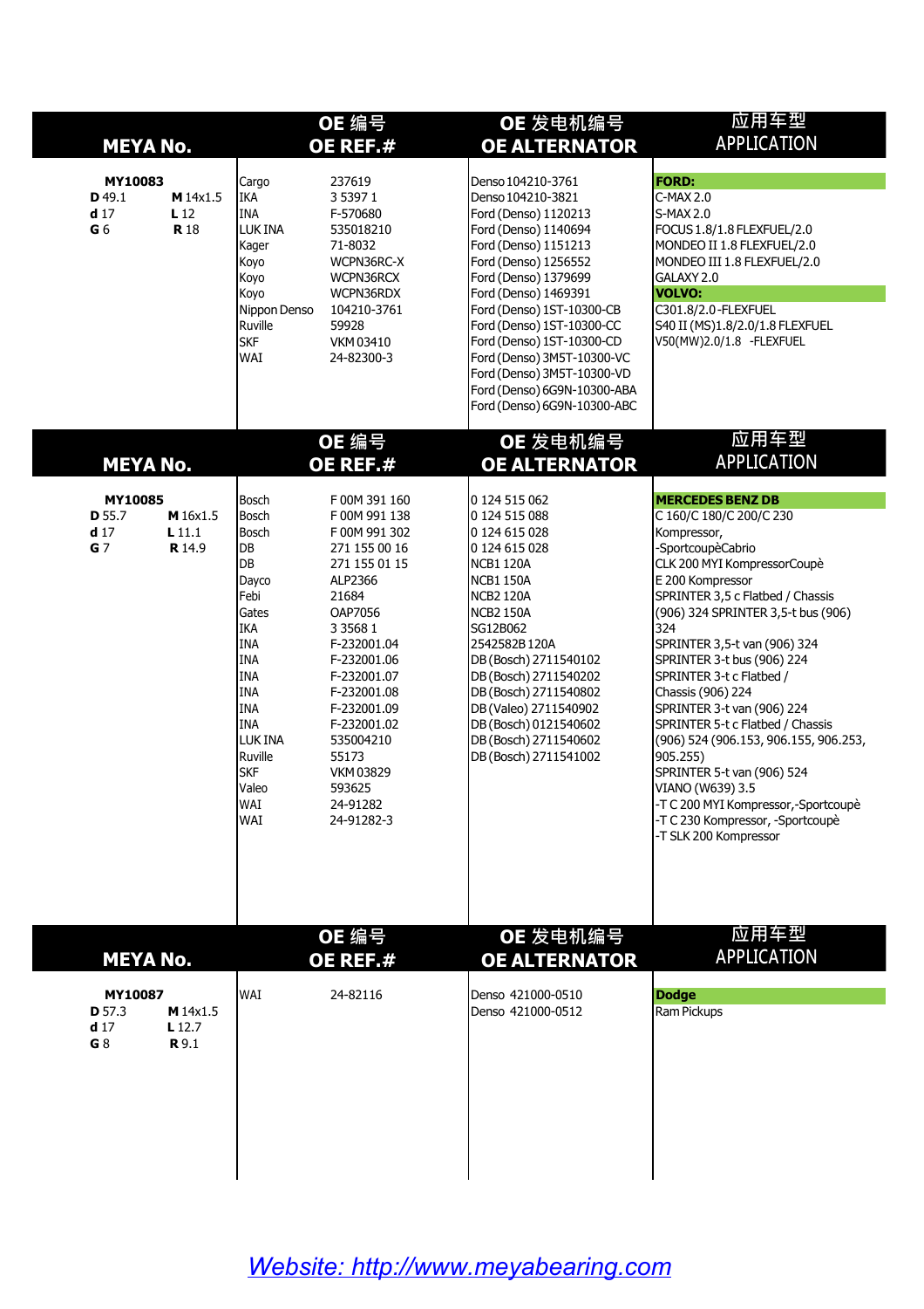| MEYA No. | OE 编号<br>OE REF.# | | OE 发电机编号<br>OE ALTERNATOR | 应用车型<br>APPLICATION |
|---|---|---|---|---|
| **MY10083**<br>**D** 49.1 **M** 14x1.5<br>**d** 17 **L** 12<br>**G** 6 **R** 18 | Cargo<br>IKA<br>INA<br>LUK INA<br>Kager<br>Koyo<br>Koyo<br>Koyo<br>Nippon Denso<br>Ruville<br>SKF<br>WAI | 237619<br>3 5397 1<br>F-570680<br>535018210<br>71-8032<br>WCPN36RC-X<br>WCPN36RCX<br>WCPN36RDX<br>104210-3761<br>59928<br>VKM 03410<br>24-82300-3 | Denso 104210-3761<br>Denso 104210-3821<br>Ford (Denso) 1120213<br>Ford (Denso) 1140694<br>Ford (Denso) 1151213<br>Ford (Denso) 1256552<br>Ford (Denso) 1379699<br>Ford (Denso) 1469391<br>Ford (Denso) 1ST-10300-CB<br>Ford (Denso) 1ST-10300-CC<br>Ford (Denso) 1ST-10300-CD<br>Ford (Denso) 3M5T-10300-VC<br>Ford (Denso) 3M5T-10300-VD<br>Ford (Denso) 6G9N-10300-ABA<br>Ford (Denso) 6G9N-10300-ABC | **FORD:**<br>C-MAX 2.0<br>S-MAX 2.0<br>FOCUS 1.8/1.8 FLEXFUEL/2.0<br>MONDEO II 1.8 FLEXFUEL/2.0<br>MONDEO III 1.8 FLEXFUEL/2.0<br>GALAXY 2.0<br>**VOLVO:**<br>C301.8/2.0-FLEXFUEL<br>S40 II (MS)1.8/2.0/1.8 FLEXFUEL<br>V50(MW)2.0/1.8 -FLEXFUEL |
| **MY10085**<br>**D** 55.7 **M** 16x1.5<br>**d** 17 **L** 11.1<br>**G** 7 **R** 14.9 | Bosch<br>Bosch<br>Bosch<br>DB<br>DB<br>Dayco<br>Febi<br>Gates<br>IKA<br>INA<br>INA<br>INA<br>INA<br>INA<br>INA<br>LUK INA<br>Ruville<br>SKF<br>Valeo<br>WAI<br>WAI | F 00M 391 160<br>F 00M 991 138<br>F 00M 991 302<br>271 155 00 16<br>271 155 01 15<br>ALP2366<br>21684<br>OAP7056<br>3 3568 1<br>F-232001.04<br>F-232001.06<br>F-232001.07<br>F-232001.08<br>F-232001.09<br>F-232001.02<br>535004210<br>55173<br>VKM 03829<br>593625<br>24-91282<br>24-91282-3 | 0 124 515 062<br>0 124 515 088<br>0 124 615 028<br>0 124 615 028<br>NCB1 120A<br>NCB1 150A<br>NCB2 120A<br>NCB2 150A<br>SG12B062<br>2542582B 120A<br>DB (Bosch) 2711540102<br>DB (Bosch) 2711540202<br>DB (Bosch) 2711540802<br>DB (Valeo) 2711540902<br>DB (Bosch) 0121540602<br>DB (Bosch) 2711540602<br>DB (Bosch) 2711541002 | **MERCEDES BENZ DB**<br>C 160/C 180/C 200/C 230<br>Kompressor,<br>-SportcoupèCabrio<br>CLK 200 MYI KompressorCoupè<br>E 200 Kompressor<br>SPRINTER 3,5 c Flatbed / Chassis<br>(906) 324 SPRINTER 3,5-t bus (906)<br>324<br>SPRINTER 3,5-t van (906) 324<br>SPRINTER 3-t bus (906) 224<br>SPRINTER 3-t c Flatbed /<br>Chassis (906) 224<br>SPRINTER 3-t van (906) 224<br>SPRINTER 5-t c Flatbed / Chassis<br>(906) 524 (906.153, 906.155, 906.253,<br>905.255)<br>SPRINTER 5-t van (906) 524<br>VIANO (W639) 3.5<br>-T C 200 MYI Kompressor,-Sportcoupè<br>-T C 230 Kompressor, -Sportcoupè<br>-T SLK 200 Kompressor |
| **MY10087**<br>**D** 57.3 **M** 14x1.5<br>**d** 17 **L** 12.7<br>**G** 8 **R** 9.1 | WAI | 24-82116 | Denso 421000-0510<br>Denso 421000-0512 | **Dodge**<br>Ram Pickups |

Website: http://www.meyabearing.com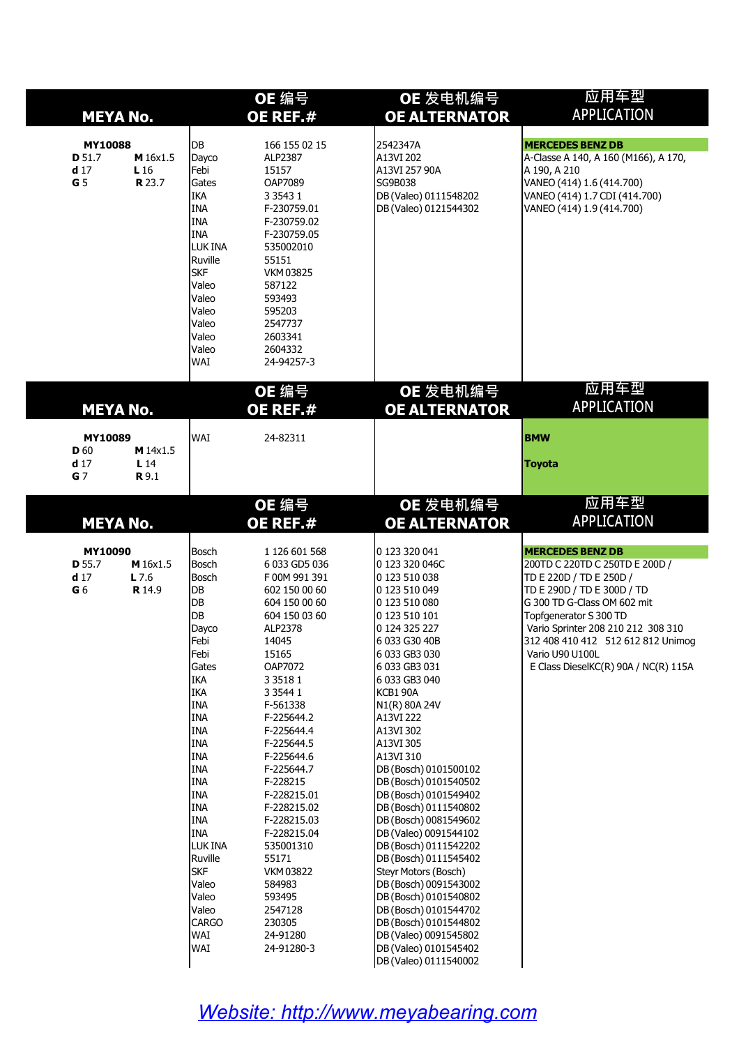| MEYA No. | OE 编号 OE REF.# | | OE 发电机编号 OE ALTERNATOR | 应用车型 APPLICATION |
|---|---|---|---|---|
| **MY10088** | DB | 166 155 02 15 | 2542347A | **MERCEDES BENZ DB** |
| **D** 51.7 **M** 16x1.5 | Dayco | ALP2387 | A13VI 202 | A-Classe A 140, A 160 (M166), A 170, |
| **d** 17 **L** 16 | Febi | 15157 | A13VI 257 90A | A 190, A 210 |
| **G** 5 **R** 23.7 | Gates | OAP7089 | SG9B038 | VANEO (414) 1.6 (414.700) |
| | IKA | 3 3543 1 | DB (Valeo) 0111548202 | VANEO (414) 1.7 CDI (414.700) |
| | INA | F-230759.01 | DB (Valeo) 0121544302 | VANEO (414) 1.9 (414.700) |
| | INA | F-230759.02 | | |
| | INA | F-230759.05 | | |
| | LUK INA | 535002010 | | |
| | Ruville | 55151 | | |
| | SKF | VKM 03825 | | |
| | Valeo | 587122 | | |
| | Valeo | 593493 | | |
| | Valeo | 595203 | | |
| | Valeo | 2547737 | | |
| | Valeo | 2603341 | | |
| | Valeo | 2604332 | | |
| | WAI | 24-94257-3 | | |

| MEYA No. | OE 编号 OE REF.# | | OE 发电机编号 OE ALTERNATOR | 应用车型 APPLICATION |
|---|---|---|---|---|
| **MY10089** | WAI | 24-82311 | | **BMW** |
| **D** 60 **M** 14x1.5 | | | | |
| **d** 17 **L** 14 | | | | **Toyota** |
| **G** 7 **R** 9.1 | | | | |

| MEYA No. | OE 编号 OE REF.# | | OE 发电机编号 OE ALTERNATOR | 应用车型 APPLICATION |
|---|---|---|---|---|
| **MY10090** | Bosch | 1 126 601 568 | 0 123 320 041 | **MERCEDES BENZ DB** |
| **D** 55.7 **M** 16x1.5 | Bosch | 6 033 GD5 036 | 0 123 320 046C | 200TD C 220TD C 250TD E 200D / |
| **d** 17 **L** 7.6 | Bosch | F 00M 991 391 | 0 123 510 038 | TD E 220D / TD E 250D / |
| **G** 6 **R** 14.9 | DB | 602 150 00 60 | 0 123 510 049 | TD E 290D / TD E 300D / TD |
| | DB | 604 150 00 60 | 0 123 510 080 | G 300 TD G-Class OM 602 mit |
| | DB | 604 150 03 60 | 0 123 510 101 | Topfgenerator S 300 TD |
| | Dayco | ALP2378 | 0 124 325 227 | Vario Sprinter 208 210 212 308 310 |
| | Febi | 14045 | 6 033 G30 40B | 312 408 410 412 512 612 812 Unimog |
| | Febi | 15165 | 6 033 GB3 030 | Vario U90 U100L |
| | Gates | OAP7072 | 6 033 GB3 031 | E Class DieselKC(R) 90A / NC(R) 115A |
| | IKA | 3 3518 1 | 6 033 GB3 040 | |
| | IKA | 3 3544 1 | KCB1 90A | |
| | INA | F-561338 | N1(R) 80A 24V | |
| | INA | F-225644.2 | A13VI 222 | |
| | INA | F-225644.4 | A13VI 302 | |
| | INA | F-225644.5 | A13VI 305 | |
| | INA | F-225644.6 | A13VI 310 | |
| | INA | F-225644.7 | DB (Bosch) 0101500102 | |
| | INA | F-228215 | DB (Bosch) 0101540502 | |
| | INA | F-228215.01 | DB (Bosch) 0101549402 | |
| | INA | F-228215.02 | DB (Bosch) 0111540802 | |
| | INA | F-228215.03 | DB (Bosch) 0081549602 | |
| | INA | F-228215.04 | DB (Valeo) 0091544102 | |
| | LUK INA | 535001310 | DB (Bosch) 0111542202 | |
| | Ruville | 55171 | DB (Bosch) 0111545402 | |
| | SKF | VKM 03822 | Steyr Motors (Bosch) | |
| | Valeo | 584983 | DB (Bosch) 0091543002 | |
| | Valeo | 593495 | DB (Bosch) 0101540802 | |
| | Valeo | 2547128 | DB (Bosch) 0101544702 | |
| | CARGO | 230305 | DB (Bosch) 0101544802 | |
| | WAI | 24-91280 | DB (Valeo) 0091545802 | |
| | WAI | 24-91280-3 | DB (Valeo) 0101545402 | |
| | | | DB (Valeo) 0111540002 | |

Website: http://www.meyabearing.com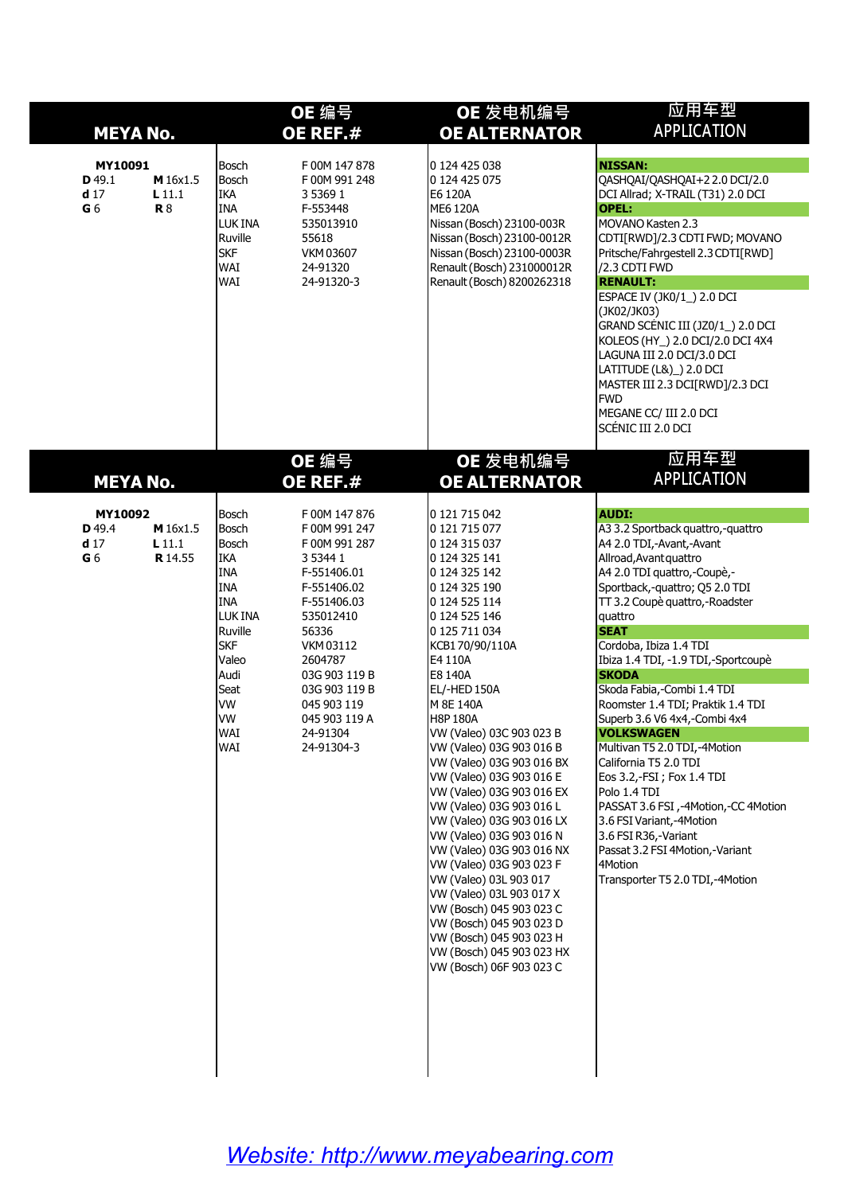| MEYA No. | OE 编号 OE REF.# | | OE 发电机编号 OE ALTERNATOR | 应用车型 APPLICATION |
|---|---|---|---|---|
| **MY10091**<br>**D** 49.1 **M** 16x1.5<br>**d** 17 **L** 11.1<br>**G** 6 **R** 8 | Bosch<br>Bosch<br>IKA<br>INA<br>LUK INA<br>Ruville<br>SKF<br>WAI<br>WAI | F 00M 147 878<br>F 00M 991 248<br>3 5369 1<br>F-553448<br>535013910<br>55618<br>VKM 03607<br>24-91320<br>24-91320-3 | 0 124 425 038<br>0 124 425 075<br>E6 120A<br>ME6 120A<br>Nissan (Bosch) 23100-003R<br>Nissan (Bosch) 23100-0012R<br>Nissan (Bosch) 23100-0003R<br>Renault (Bosch) 231000012R<br>Renault (Bosch) 8200262318 | **NISSAN:**<br>QASHQAI/QASHQAI+2 2.0 DCI/2.0 DCI Allrad; X-TRAIL (T31) 2.0 DCI<br>**OPEL:**<br>MOVANO Kasten 2.3 CDTI[RWD]/2.3 CDTI FWD; MOVANO Pritsche/Fahrgestell 2.3 CDTI[RWD] /2.3 CDTI FWD<br>**RENAULT:**<br>ESPACE IV (JK0/1_) 2.0 DCI (JK02/JK03)<br>GRAND SCÉNIC III (JZ0/1_) 2.0 DCI<br>KOLEOS (HY_) 2.0 DCI/2.0 DCI 4X4<br>LAGUNA III 2.0 DCI/3.0 DCI<br>LATITUDE (L&)_) 2.0 DCI<br>MASTER III 2.3 DCI[RWD]/2.3 DCI FWD<br>MEGANE CC/ III 2.0 DCI<br>SCÉNIC III 2.0 DCI |
| **MY10092**<br>**D** 49.4 **M** 16x1.5<br>**d** 17 **L** 11.1<br>**G** 6 **R** 14.55 | Bosch<br>Bosch<br>Bosch<br>IKA<br>INA<br>INA<br>INA<br>LUK INA<br>Ruville<br>SKF<br>Valeo<br>Audi<br>Seat<br>VW<br>VW<br>WAI<br>WAI | F 00M 147 876<br>F 00M 991 247<br>F 00M 991 287<br>3 5344 1<br>F-551406.01<br>F-551406.02<br>F-551406.03<br>535012410<br>56336<br>VKM 03112<br>2604787<br>03G 903 119 B<br>03G 903 119 B<br>045 903 119<br>045 903 119 A<br>24-91304<br>24-91304-3 | 0 121 715 042<br>0 121 715 077<br>0 124 315 037<br>0 124 325 141<br>0 124 325 142<br>0 124 325 190<br>0 124 525 114<br>0 124 525 146<br>0 125 711 034<br>KCB1 70/90/110A<br>E4 110A<br>E8 140A<br>EL/-HED 150A<br>M 8E 140A<br>H8P 180A<br>VW (Valeo) 03C 903 023 B<br>VW (Valeo) 03G 903 016 B<br>VW (Valeo) 03G 903 016 BX<br>VW (Valeo) 03G 903 016 E<br>VW (Valeo) 03G 903 016 EX<br>VW (Valeo) 03G 903 016 L<br>VW (Valeo) 03G 903 016 LX<br>VW (Valeo) 03G 903 016 N<br>VW (Valeo) 03G 903 016 NX<br>VW (Valeo) 03G 903 023 F<br>VW (Valeo) 03L 903 017<br>VW (Valeo) 03L 903 017 X<br>VW (Bosch) 045 903 023 C<br>VW (Bosch) 045 903 023 D<br>VW (Bosch) 045 903 023 H<br>VW (Bosch) 045 903 023 HX<br>VW (Bosch) 06F 903 023 C | **AUDI:**<br>A3 3.2 Sportback quattro,-quattro<br>A4 2.0 TDI,-Avant,-Avant Allroad,Avant quattro<br>A4 2.0 TDI quattro,-Coupè,-Sportback,-quattro; Q5 2.0 TDI<br>TT 3.2 Coupè quattro,-Roadster quattro<br>**SEAT**<br>Cordoba, Ibiza 1.4 TDI<br>Ibiza 1.4 TDI, -1.9 TDI,-Sportcoupè<br>**SKODA**<br>Skoda Fabia,-Combi 1.4 TDI<br>Roomster 1.4 TDI; Praktik 1.4 TDI<br>Superb 3.6 V6 4x4,-Combi 4x4<br>**VOLKSWAGEN**<br>Multivan T5 2.0 TDI,-4Motion<br>California T5 2.0 TDI<br>Eos 3.2,-FSI ; Fox 1.4 TDI<br>Polo 1.4 TDI<br>PASSAT 3.6 FSI ,-4Motion,-CC 4Motion<br>3.6 FSI Variant,-4Motion<br>3.6 FSI R36,-Variant<br>Passat 3.2 FSI 4Motion,-Variant 4Motion<br>Transporter T5 2.0 TDI,-4Motion |

Website: http://www.meyabearing.com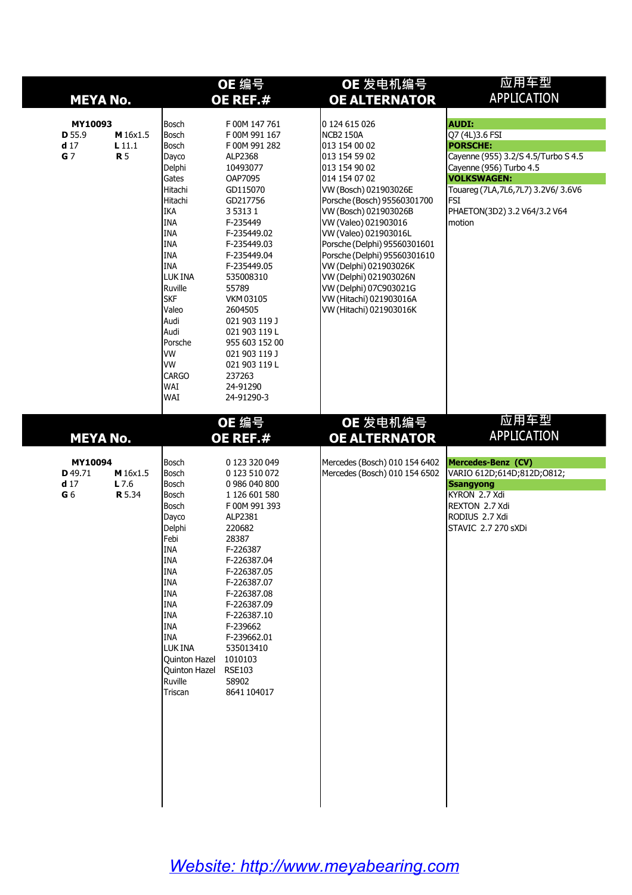| MEYA No. | OE 编号 OE REF.# | | OE 发电机编号 OE ALTERNATOR | 应用车型 APPLICATION |
|---|---|---|---|---|
| **MY10093** | Bosch | F 00M 147 761 | 0 124 615 026 | **AUDI:** |
| **D** 55.9 **M** 16x1.5 | Bosch | F 00M 991 167 | NCB2 150A | Q7 (4L)3.6 FSI |
| **d** 17 **L** 11.1 | Bosch | F 00M 991 282 | 013 154 00 02 | **PORSCHE:** |
| **G** 7 **R** 5 | Dayco | ALP2368 | 013 154 59 02 | Cayenne (955) 3.2/S 4.5/Turbo S 4.5 |
| | Delphi | 10493077 | 013 154 90 02 | Cayenne (956) Turbo 4.5 |
| | Gates | OAP7095 | 014 154 07 02 | **VOLKSWAGEN:** |
| | Hitachi | GD115070 | VW (Bosch) 021903026E | Touareg (7LA,7L6,7L7) 3.2V6/ 3.6V6 FSI |
| | Hitachi | GD217756 | Porsche (Bosch) 95560301700 | PHAETON(3D2) 3.2 V64/3.2 V64 motion |
| | IKA | 3 5313 1 | VW (Bosch) 021903026B | |
| | INA | F-235449 | VW (Valeo) 021903016 | |
| | INA | F-235449.02 | VW (Valeo) 021903016L | |
| | INA | F-235449.03 | Porsche (Delphi) 95560301601 | |
| | INA | F-235449.04 | Porsche (Delphi) 95560301610 | |
| | INA | F-235449.05 | VW (Delphi) 021903026K | |
| | LUK INA | 535008310 | VW (Delphi) 021903026N | |
| | Ruville | 55789 | VW (Delphi) 07C903021G | |
| | SKF | VKM 03105 | VW (Hitachi) 021903016A | |
| | Valeo | 2604505 | VW (Hitachi) 021903016K | |
| | Audi | 021 903 119 J | | |
| | Audi | 021 903 119 L | | |
| | Porsche | 955 603 152 00 | | |
| | VW | 021 903 119 J | | |
| | VW | 021 903 119 L | | |
| | CARGO | 237263 | | |
| | WAI | 24-91290 | | |
| | WAI | 24-91290-3 | | |

| MEYA No. | OE 编号 OE REF.# | | OE 发电机编号 OE ALTERNATOR | 应用车型 APPLICATION |
|---|---|---|---|---|
| **MY10094** | Bosch | 0 123 320 049 | Mercedes (Bosch) 010 154 6402 | **Mercedes-Benz (CV)** |
| **D** 49.71 **M** 16x1.5 | Bosch | 0 123 510 072 | Mercedes (Bosch) 010 154 6502 | VARIO 612D;614D;812D;O812; |
| **d** 17 **L** 7.6 | Bosch | 0 986 040 800 | | **Ssangyong** |
| **G** 6 **R** 5.34 | Bosch | 1 126 601 580 | | KYRON 2.7 Xdi |
| | Bosch | F 00M 991 393 | | REXTON 2.7 Xdi |
| | Dayco | ALP2381 | | RODIUS 2.7 Xdi |
| | Delphi | 220682 | | STAVIC 2.7 270 sXDi |
| | Febi | 28387 | | |
| | INA | F-226387 | | |
| | INA | F-226387.04 | | |
| | INA | F-226387.05 | | |
| | INA | F-226387.07 | | |
| | INA | F-226387.08 | | |
| | INA | F-226387.09 | | |
| | INA | F-226387.10 | | |
| | INA | F-239662 | | |
| | INA | F-239662.01 | | |
| | LUK INA | 535013410 | | |
| | Quinton Hazel | 1010103 | | |
| | Quinton Hazel | RSE103 | | |
| | Ruville | 58902 | | |
| | Triscan | 8641 104017 | | |

*Website: http://www.meyabearing.com*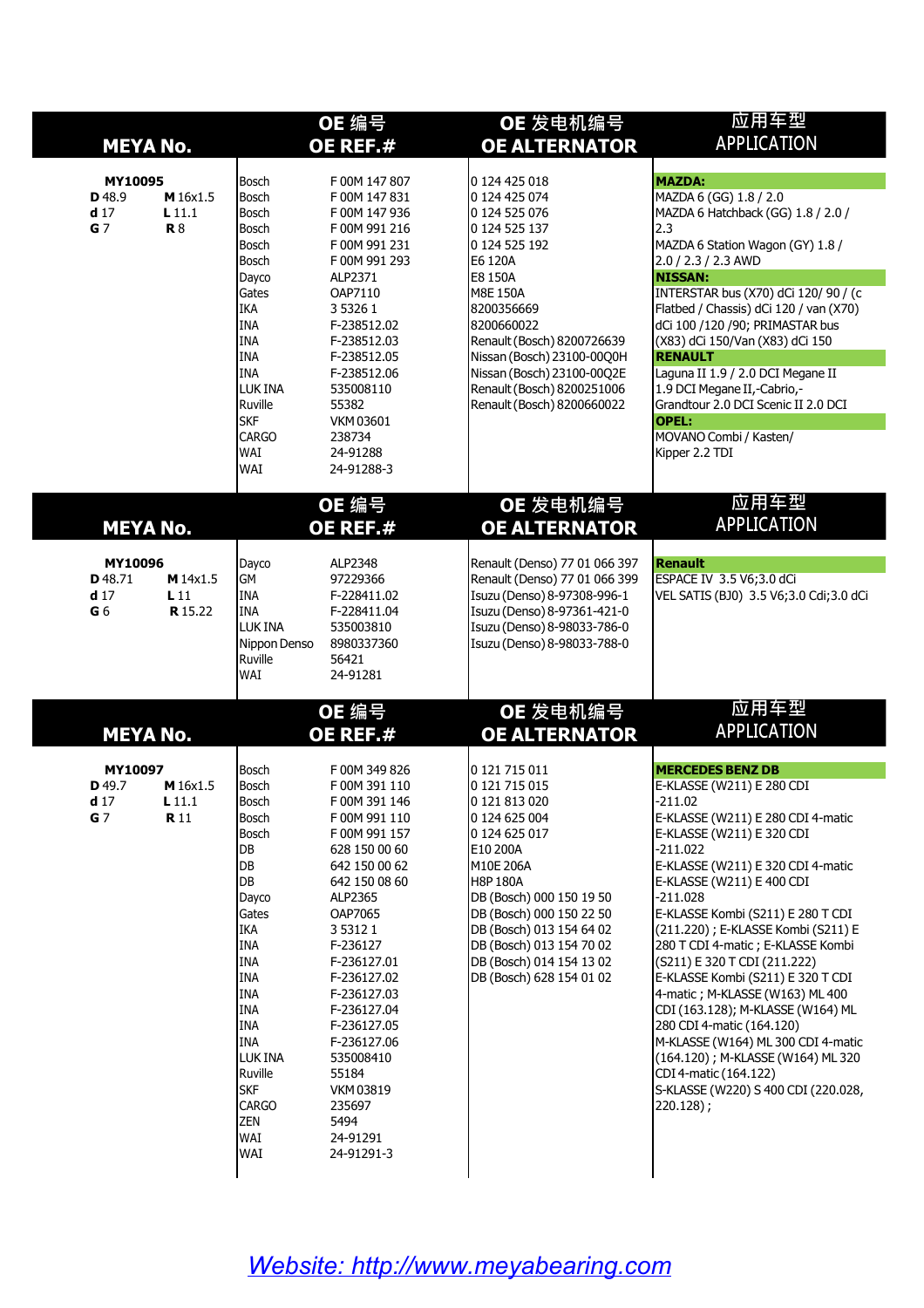| MEYA No. | OE 编号 OE REF.# | | OE 发电机编号 OE ALTERNATOR | 应用车型 APPLICATION |
|---|---|---|---|---|
| **MY10095** | Bosch | F 00M 147 807 | 0 124 425 018 | **MAZDA:** |
| **D** 48.9 **M** 16x1.5 | Bosch | F 00M 147 831 | 0 124 425 074 | MAZDA 6 (GG) 1.8 / 2.0 |
| **d** 17 **L** 11.1 | Bosch | F 00M 147 936 | 0 124 525 076 | MAZDA 6 Hatchback (GG) 1.8 / 2.0 / |
| **G** 7 **R** 8 | Bosch | F 00M 991 216 | 0 124 525 137 | 2.3 |
| | Bosch | F 00M 991 231 | 0 124 525 192 | MAZDA 6 Station Wagon (GY) 1.8 / |
| | Bosch | F 00M 991 293 | E6 120A | 2.0 / 2.3 / 2.3 AWD |
| | Dayco | ALP2371 | E8 150A | **NISSAN:** |
| | Gates | OAP7110 | M8E 150A | INTERSTAR bus (X70) dCi 120/ 90 / (c |
| | IKA | 3 5326 1 | 8200356669 | Flatbed / Chassis) dCi 120 / van (X70) |
| | INA | F-238512.02 | 8200660022 | dCi 100 /120 /90; PRIMASTAR bus |
| | INA | F-238512.03 | Renault (Bosch) 8200726639 | (X83) dCi 150/Van (X83) dCi 150 |
| | INA | F-238512.05 | Nissan (Bosch) 23100-00Q0H | **RENAULT** |
| | INA | F-238512.06 | Nissan (Bosch) 23100-00Q2E | Laguna II 1.9 / 2.0 DCI Megane II |
| | LUK INA | 535008110 | Renault (Bosch) 8200251006 | 1.9 DCI Megane II,-Cabrio,- |
| | Ruville | 55382 | Renault (Bosch) 8200660022 | Grandtour 2.0 DCI Scenic II 2.0 DCI |
| | SKF | VKM 03601 | | **OPEL:** |
| | CARGO | 238734 | | MOVANO Combi / Kasten/ |
| | WAI | 24-91288 | | Kipper 2.2 TDI |
| | WAI | 24-91288-3 | | |

| MEYA No. | OE 编号 OE REF.# | | OE 发电机编号 OE ALTERNATOR | 应用车型 APPLICATION |
|---|---|---|---|---|
| **MY10096** | Dayco | ALP2348 | Renault (Denso) 77 01 066 397 | **Renault** |
| **D** 48.71 **M** 14x1.5 | GM | 97229366 | Renault (Denso) 77 01 066 399 | ESPACE IV 3.5 V6;3.0 dCi |
| **d** 17 **L** 11 | INA | F-228411.02 | Isuzu (Denso) 8-97308-996-1 | VEL SATIS (BJ0) 3.5 V6;3.0 Cdi;3.0 dCi |
| **G** 6 **R** 15.22 | INA | F-228411.04 | Isuzu (Denso) 8-97361-421-0 | |
| | LUK INA | 535003810 | Isuzu (Denso) 8-98033-786-0 | |
| | Nippon Denso | 8980337360 | Isuzu (Denso) 8-98033-788-0 | |
| | Ruville | 56421 | | |
| | WAI | 24-91281 | | |

| MEYA No. | OE 编号 OE REF.# | | OE 发电机编号 OE ALTERNATOR | 应用车型 APPLICATION |
|---|---|---|---|---|
| **MY10097** | Bosch | F 00M 349 826 | 0 121 715 011 | **MERCEDES BENZ DB** |
| **D** 49.7 **M** 16x1.5 | Bosch | F 00M 391 110 | 0 121 715 015 | E-KLASSE (W211) E 280 CDI |
| **d** 17 **L** 11.1 | Bosch | F 00M 391 146 | 0 121 813 020 | -211.02 |
| **G** 7 **R** 11 | Bosch | F 00M 991 110 | 0 124 625 004 | E-KLASSE (W211) E 280 CDI 4-matic |
| | Bosch | F 00M 991 157 | 0 124 625 017 | E-KLASSE (W211) E 320 CDI |
| | DB | 628 150 00 60 | E10 200A | -211.022 |
| | DB | 642 150 00 62 | M10E 206A | E-KLASSE (W211) E 320 CDI 4-matic |
| | DB | 642 150 08 60 | H8P 180A | E-KLASSE (W211) E 400 CDI |
| | Dayco | ALP2365 | DB (Bosch) 000 150 19 50 | -211.028 |
| | Gates | OAP7065 | DB (Bosch) 000 150 22 50 | E-KLASSE Kombi (S211) E 280 T CDI |
| | IKA | 3 5312 1 | DB (Bosch) 013 154 64 02 | (211.220) ; E-KLASSE Kombi (S211) E |
| | INA | F-236127 | DB (Bosch) 013 154 70 02 | 280 T CDI 4-matic ; E-KLASSE Kombi |
| | INA | F-236127.01 | DB (Bosch) 014 154 13 02 | (S211) E 320 T CDI (211.222) |
| | INA | F-236127.02 | DB (Bosch) 628 154 01 02 | E-KLASSE Kombi (S211) E 320 T CDI |
| | INA | F-236127.03 | | 4-matic ; M-KLASSE (W163) ML 400 |
| | INA | F-236127.04 | | CDI (163.128); M-KLASSE (W164) ML |
| | INA | F-236127.05 | | 280 CDI 4-matic (164.120) |
| | INA | F-236127.06 | | M-KLASSE (W164) ML 300 CDI 4-matic |
| | LUK INA | 535008410 | | (164.120) ; M-KLASSE (W164) ML 320 |
| | Ruville | 55184 | | CDI 4-matic (164.122) |
| | SKF | VKM 03819 | | S-KLASSE (W220) S 400 CDI (220.028, |
| | CARGO | 235697 | | 220.128) ; |
| | ZEN | 5494 | | |
| | WAI | 24-91291 | | |
| | WAI | 24-91291-3 | | |

Website: http://www.meyabearing.com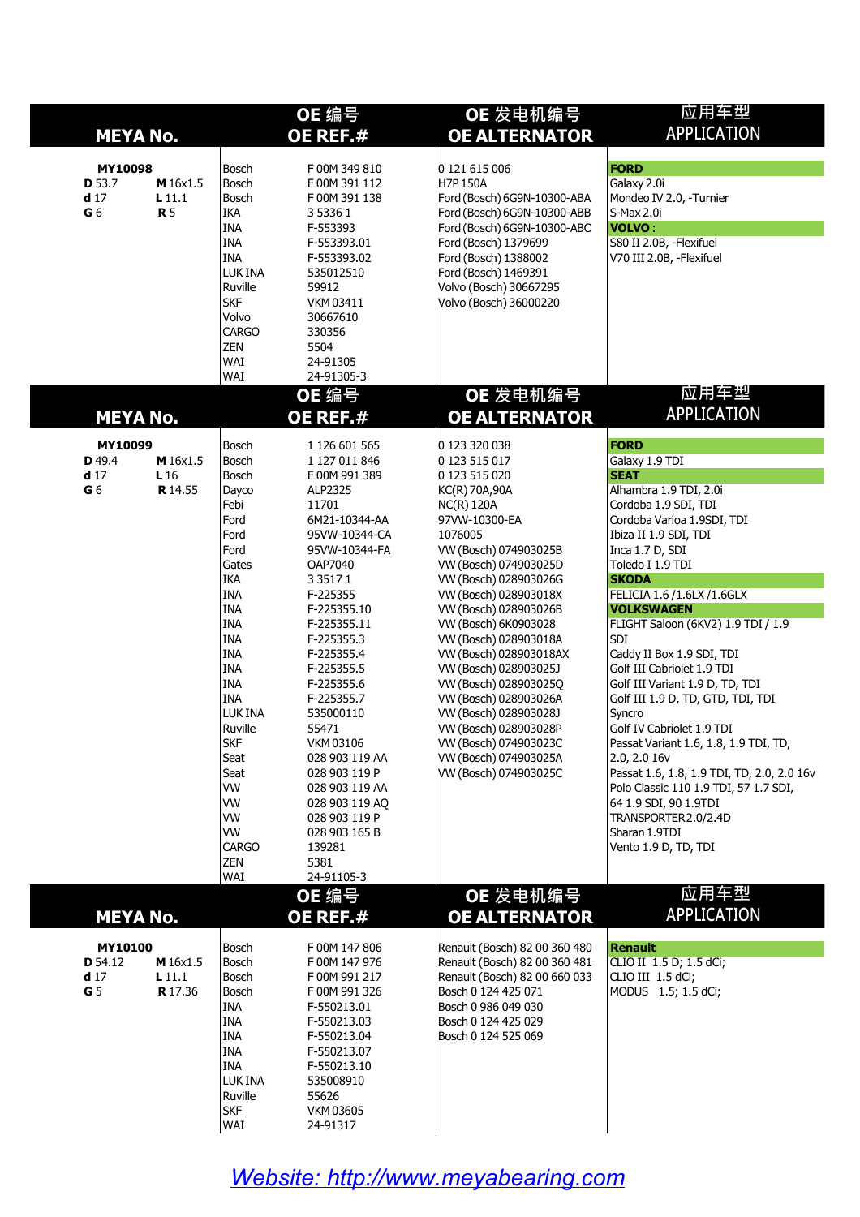| MEYA No. | | OE 编号 OE REF.# | | OE 发电机编号 OE ALTERNATOR | 应用车型 APPLICATION |
|---|---|---|---|---|---|
| **MY10098** | | Bosch | F 00M 349 810 | 0 121 615 006 | **FORD** |
| **D** 53.7 | **M** 16x1.5 | Bosch | F 00M 391 112 | H7P 150A | Galaxy 2.0i |
| **d** 17 | **L** 11.1 | Bosch | F 00M 391 138 | Ford (Bosch) 6G9N-10300-ABA | Mondeo IV 2.0, -Turnier |
| **G** 6 | **R** 5 | IKA | 3 5336 1 | Ford (Bosch) 6G9N-10300-ABB | S-Max 2.0i |
| | | INA | F-553393 | Ford (Bosch) 6G9N-10300-ABC | **VOLVO**: |
| | | INA | F-553393.01 | Ford (Bosch) 1379699 | S80 II 2.0B, -Flexifuel |
| | | INA | F-553393.02 | Ford (Bosch) 1388002 | V70 III 2.0B, -Flexifuel |
| | | LUK INA | 535012510 | Ford (Bosch) 1469391 | |
| | | Ruville | 59912 | Volvo (Bosch) 30667295 | |
| | | SKF | VKM 03411 | Volvo (Bosch) 36000220 | |
| | | Volvo | 30667610 | | |
| | | CARGO | 330356 | | |
| | | ZEN | 5504 | | |
| | | WAI | 24-91305 | | |
| | | WAI | 24-91305-3 | | |

| MEYA No. | | OE 编号 OE REF.# | | OE 发电机编号 OE ALTERNATOR | 应用车型 APPLICATION |
|---|---|---|---|---|---|
| **MY10099** | | Bosch | 1 126 601 565 | 0 123 320 038 | **FORD** |
| **D** 49.4 | **M** 16x1.5 | Bosch | 1 127 011 846 | 0 123 515 017 | Galaxy 1.9 TDI |
| **d** 17 | **L** 16 | Bosch | F 00M 991 389 | 0 123 515 020 | **SEAT** |
| **G** 6 | **R** 14.55 | Dayco | ALP2325 | KC(R) 70A,90A | Alhambra 1.9 TDI, 2.0i |
| | | Febi | 11701 | NC(R) 120A | Cordoba 1.9 SDI, TDI |
| | | Ford | 6M21-10344-AA | 97VW-10300-EA | Cordoba Varioa 1.9SDI, TDI |
| | | Ford | 95VW-10344-CA | 1076005 | Ibiza II 1.9 SDI, TDI |
| | | Ford | 95VW-10344-FA | VW (Bosch) 074903025B | Inca 1.7 D, SDI |
| | | Gates | OAP7040 | VW (Bosch) 074903025D | Toledo I 1.9 TDI |
| | | IKA | 3 3517 1 | VW (Bosch) 028903026G | **SKODA** |
| | | INA | F-225355 | VW (Bosch) 028903018X | FELICIA 1.6 /1.6LX /1.6GLX |
| | | INA | F-225355.10 | VW (Bosch) 028903026B | **VOLKSWAGEN** |
| | | INA | F-225355.11 | VW (Bosch) 6K0903028 | FLIGHT Saloon (6KV2) 1.9 TDI / 1.9 SDI |
| | | INA | F-225355.3 | VW (Bosch) 028903018A | Caddy II Box 1.9 SDI, TDI |
| | | INA | F-225355.4 | VW (Bosch) 028903018AX | Golf III Cabriolet 1.9 TDI |
| | | INA | F-225355.5 | VW (Bosch) 028903025J | Golf III Variant 1.9 D, TD, TDI |
| | | INA | F-225355.6 | VW (Bosch) 028903025Q | Golf III 1.9 D, TD, GTD, TDI, TDI Syncro |
| | | INA | F-225355.7 | VW (Bosch) 028903026A | Golf IV Cabriolet 1.9 TDI |
| | | LUK INA | 535000110 | VW (Bosch) 028903028J | Passat Variant 1.6, 1.8, 1.9 TDI, TD, 2.0, 2.0 16v |
| | | Ruville | 55471 | VW (Bosch) 028903028P | Passat 1.6, 1.8, 1.9 TDI, TD, 2.0, 2.0 16v |
| | | SKF | VKM 03106 | VW (Bosch) 074903023C | Polo Classic 110 1.9 TDI, 57 1.7 SDI, 64 1.9 SDI, 90 1.9TDI |
| | | Seat | 028 903 119 AA | VW (Bosch) 074903025A | TRANSPORTER 2.0/2.4D |
| | | Seat | 028 903 119 P | VW (Bosch) 074903025C | Sharan 1.9TDI |
| | | VW | 028 903 119 AA | | Vento 1.9 D, TD, TDI |
| | | VW | 028 903 119 AQ | | |
| | | VW | 028 903 119 P | | |
| | | VW | 028 903 165 B | | |
| | | CARGO | 139281 | | |
| | | ZEN | 5381 | | |
| | | WAI | 24-91105-3 | | |

| MEYA No. | | OE 编号 OE REF.# | | OE 发电机编号 OE ALTERNATOR | 应用车型 APPLICATION |
|---|---|---|---|---|---|
| **MY10100** | | Bosch | F 00M 147 806 | Renault (Bosch) 82 00 360 480 | **Renault** |
| **D** 54.12 | **M** 16x1.5 | Bosch | F 00M 147 976 | Renault (Bosch) 82 00 360 481 | CLIO II 1.5 D; 1.5 dCi; |
| **d** 17 | **L** 11.1 | Bosch | F 00M 991 217 | Renault (Bosch) 82 00 660 033 | CLIO III 1.5 dCi; |
| **G** 5 | **R** 17.36 | Bosch | F 00M 991 326 | Bosch 0 124 425 071 | MODUS 1.5; 1.5 dCi; |
| | | INA | F-550213.01 | Bosch 0 986 049 030 | |
| | | INA | F-550213.03 | Bosch 0 124 425 029 | |
| | | INA | F-550213.04 | Bosch 0 124 525 069 | |
| | | INA | F-550213.07 | | |
| | | INA | F-550213.10 | | |
| | | LUK INA | 535008910 | | |
| | | Ruville | 55626 | | |
| | | SKF | VKM 03605 | | |
| | | WAI | 24-91317 | | |

Website: http://www.meyabearing.com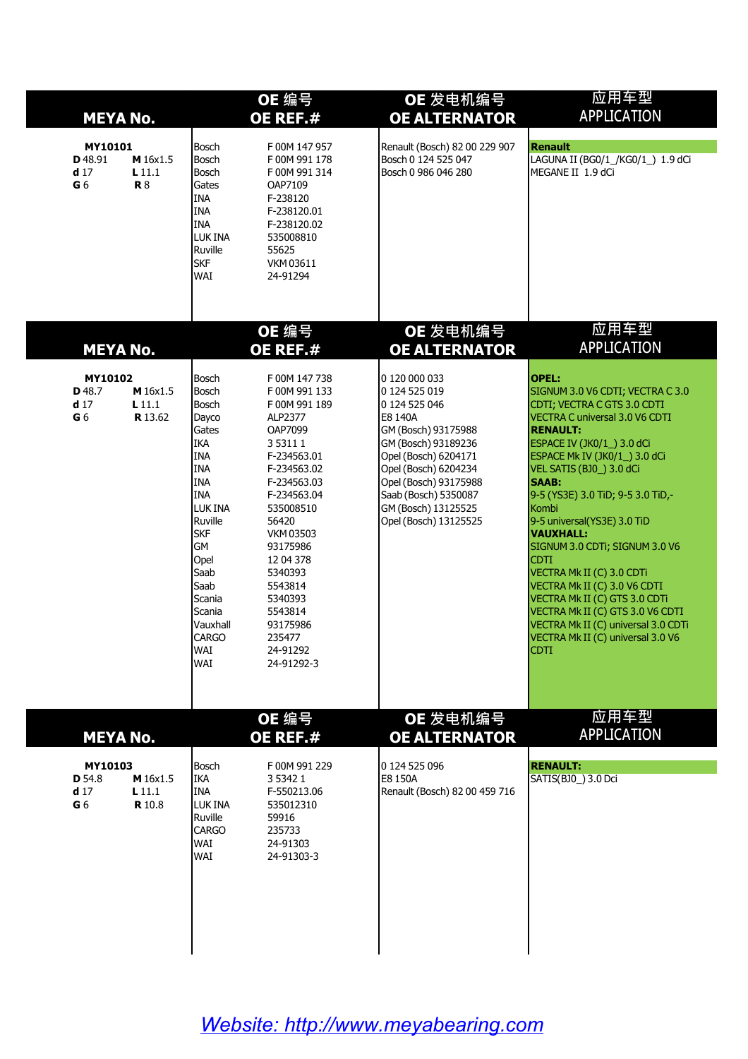| MEYA No. | OE 编号<br>OE REF.# | | OE 发电机编号<br>OE ALTERNATOR | 应用车型<br>APPLICATION |
|---|---|---|---|---|
| **MY10101**<br>**D** 48.91 **M** 16x1.5<br>**d** 17 **L** 11.1<br>**G** 6 **R** 8 | Bosch<br>Bosch<br>Bosch<br>Gates<br>INA<br>INA<br>INA<br>LUK INA<br>Ruville<br>SKF<br>WAI | F 00M 147 957<br>F 00M 991 178<br>F 00M 991 314<br>OAP7109<br>F-238120<br>F-238120.01<br>F-238120.02<br>535008810<br>55625<br>VKM 03611<br>24-91294 | Renault (Bosch) 82 00 229 907<br>Bosch 0 124 525 047<br>Bosch 0 986 046 280 | **Renault**<br>LAGUNA II (BG0/1_/KG0/1_) 1.9 dCi<br>MEGANE II 1.9 dCi |

| MEYA No. | OE 编号<br>OE REF.# | | OE 发电机编号<br>OE ALTERNATOR | 应用车型<br>APPLICATION |
|---|---|---|---|---|
| **MY10102**<br>**D** 48.7 **M** 16x1.5<br>**d** 17 **L** 11.1<br>**G** 6 **R** 13.62 | Bosch<br>Bosch<br>Bosch<br>Dayco<br>Gates<br>IKA<br>INA<br>INA<br>INA<br>INA<br>LUK INA<br>Ruville<br>SKF<br>GM<br>Opel<br>Saab<br>Saab<br>Scania<br>Scania<br>Vauxhall<br>CARGO<br>WAI<br>WAI | F 00M 147 738<br>F 00M 991 133<br>F 00M 991 189<br>ALP2377<br>OAP7099<br>3 5311 1<br>F-234563.01<br>F-234563.02<br>F-234563.03<br>F-234563.04<br>535008510<br>56420<br>VKM 03503<br>93175986<br>12 04 378<br>5340393<br>5543814<br>5340393<br>5543814<br>93175986<br>235477<br>24-91292<br>24-91292-3 | 0 120 000 033<br>0 124 525 019<br>0 124 525 046<br>E8 140A<br>GM (Bosch) 93175988<br>GM (Bosch) 93189236<br>Opel (Bosch) 6204171<br>Opel (Bosch) 6204234<br>Opel (Bosch) 93175988<br>Saab (Bosch) 5350087<br>GM (Bosch) 13125525<br>Opel (Bosch) 13125525 | **OPEL:**<br>SIGNUM 3.0 V6 CDTI; VECTRA C 3.0 CDTI; VECTRA C GTS 3.0 CDTI<br>VECTRA C universal 3.0 V6 CDTI<br>**RENAULT:**<br>ESPACE IV (JK0/1_) 3.0 dCi<br>ESPACE Mk IV (JK0/1_) 3.0 dCi<br>VEL SATIS (BJ0_) 3.0 dCi<br>**SAAB:**<br>9-5 (YS3E) 3.0 TiD; 9-5 3.0 TiD,-Kombi<br>9-5 universal(YS3E) 3.0 TiD<br>**VAUXHALL:**<br>SIGNUM 3.0 CDTi; SIGNUM 3.0 V6 CDTI<br>VECTRA Mk II (C) 3.0 CDTi<br>VECTRA Mk II (C) 3.0 V6 CDTI<br>VECTRA Mk II (C) GTS 3.0 CDTi<br>VECTRA Mk II (C) GTS 3.0 V6 CDTI<br>VECTRA Mk II (C) universal 3.0 CDTi<br>VECTRA Mk II (C) universal 3.0 V6 CDTI |

| MEYA No. | OE 编号<br>OE REF.# | | OE 发电机编号<br>OE ALTERNATOR | 应用车型<br>APPLICATION |
|---|---|---|---|---|
| **MY10103**<br>**D** 54.8 **M** 16x1.5<br>**d** 17 **L** 11.1<br>**G** 6 **R** 10.8 | Bosch<br>IKA<br>INA<br>LUK INA<br>Ruville<br>CARGO<br>WAI<br>WAI | F 00M 991 229<br>3 5342 1<br>F-550213.06<br>535012310<br>59916<br>235733<br>24-91303<br>24-91303-3 | 0 124 525 096<br>E8 150A<br>Renault (Bosch) 82 00 459 716 | **RENAULT:**<br>SATIS(BJ0_) 3.0 Dci |

Website: http://www.meyabearing.com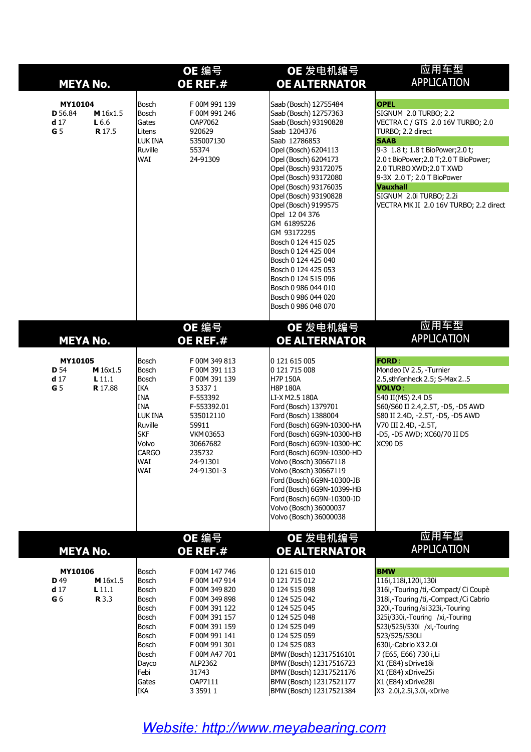| MEYA No. | | OE 编号 OE REF.# | | OE 发电机编号 OE ALTERNATOR | 应用车型 APPLICATION |
|---|---|---|---|---|---|
| **MY10104** | | Bosch | F 00M 991 139 | Saab (Bosch) 12755484 | **OPEL** |
| **D** 56.84 | **M** 16x1.5 | Bosch | F 00M 991 246 | Saab (Bosch) 12757363 | SIGNUM 2.0 TURBO; 2.2 |
| **d** 17 | **L** 6.6 | Gates | OAP7062 | Saab (Bosch) 93190828 | VECTRA C / GTS 2.0 16V TURBO; 2.0 |
| **G** 5 | **R** 17.5 | Litens | 920629 | Saab 1204376 | TURBO; 2.2 direct |
| | | LUK INA | 535007130 | Saab 12786853 | **SAAB** |
| | | Ruville | 55374 | Opel (Bosch) 6204113 | 9-3 1.8 t; 1.8 t BioPower;2.0 t; |
| | | WAI | 24-91309 | Opel (Bosch) 6204173 | 2.0 t BioPower;2.0 T;2.0 T BioPower; |
| | | | | Opel (Bosch) 93172075 | 2.0 TURBO XWD;2.0 T XWD |
| | | | | Opel (Bosch) 93172080 | 9-3X 2.0 T; 2.0 T BioPower |
| | | | | Opel (Bosch) 93176035 | **Vauxhall** |
| | | | | Opel (Bosch) 93190828 | SIGNUM 2.0i TURBO; 2.2i |
| | | | | Opel (Bosch) 9199575 | VECTRA MK II 2.0 16V TURBO; 2.2 direct |
| | | | | Opel 12 04 376 | |
| | | | | GM 61895226 | |
| | | | | GM 93172295 | |
| | | | | Bosch 0 124 415 025 | |
| | | | | Bosch 0 124 425 004 | |
| | | | | Bosch 0 124 425 040 | |
| | | | | Bosch 0 124 425 053 | |
| | | | | Bosch 0 124 515 096 | |
| | | | | Bosch 0 986 044 010 | |
| | | | | Bosch 0 986 044 020 | |
| | | | | Bosch 0 986 048 070 | |

| MEYA No. | | OE 编号 OE REF.# | | OE 发电机编号 OE ALTERNATOR | 应用车型 APPLICATION |
|---|---|---|---|---|---|
| **MY10105** | | Bosch | F 00M 349 813 | 0 121 615 005 | **FORD** : |
| **D** 54 | **M** 16x1.5 | Bosch | F 00M 391 113 | 0 121 715 008 | Mondeo IV 2.5, -Turnier |
| **d** 17 | **L** 11.1 | Bosch | F 00M 391 139 | H7P 150A | 2.5,sthfenheck 2.5; S-Max 2..5 |
| **G** 5 | **R** 17.88 | IKA | 3 5337 1 | H8P 180A | **VOLVO** : |
| | | INA | F-553392 | LI-X M2.5 180A | S40 II(MS) 2.4 D5 |
| | | INA | F-553392.01 | Ford (Bosch) 1379701 | S60/S60 II 2.4,2.5T, -D5, -D5 AWD |
| | | LUK INA | 535012110 | Ford (Bosch) 1388004 | S80 II 2.4D, -2.5T, -D5, -D5 AWD |
| | | Ruville | 59911 | Ford (Bosch) 6G9N-10300-HA | V70 III 2.4D, -2.5T, |
| | | SKF | VKM 03653 | Ford (Bosch) 6G9N-10300-HB | -D5, -D5 AWD; XC60/70 II D5 |
| | | Volvo | 30667682 | Ford (Bosch) 6G9N-10300-HC | XC90 D5 |
| | | CARGO | 235732 | Ford (Bosch) 6G9N-10300-HD | |
| | | WAI | 24-91301 | Volvo (Bosch) 30667118 | |
| | | WAI | 24-91301-3 | Volvo (Bosch) 30667119 | |
| | | | | Ford (Bosch) 6G9N-10300-JB | |
| | | | | Ford (Bosch) 6G9N-10399-HB | |
| | | | | Ford (Bosch) 6G9N-10300-JD | |
| | | | | Volvo (Bosch) 36000037 | |
| | | | | Volvo (Bosch) 36000038 | |

| MEYA No. | | OE 编号 OE REF.# | | OE 发电机编号 OE ALTERNATOR | 应用车型 APPLICATION |
|---|---|---|---|---|---|
| **MY10106** | | Bosch | F 00M 147 746 | 0 121 615 010 | **BMW** |
| **D** 49 | **M** 16x1.5 | Bosch | F 00M 147 914 | 0 121 715 012 | 116i,118i,120i,130i |
| **d** 17 | **L** 11.1 | Bosch | F 00M 349 820 | 0 124 515 098 | 316i,-Touring /ti,-Compact/ Ci Coupè |
| **G** 6 | **R** 3.3 | Bosch | F 00M 349 898 | 0 124 525 042 | 318i,-Touring /ti,-Compact /Ci Cabrio |
| | | Bosch | F 00M 391 122 | 0 124 525 045 | 320i,-Touring /si 323i,-Touring |
| | | Bosch | F 00M 391 157 | 0 124 525 048 | 325i/330i,-Touring /xi,-Touring |
| | | Bosch | F 00M 391 159 | 0 124 525 049 | 523i/525i/530i /xi,-Touring |
| | | Bosch | F 00M 991 141 | 0 124 525 059 | 523/525/530Li |
| | | Bosch | F 00M 991 301 | 0 124 525 083 | 630i,-Cabrio X3 2.0i |
| | | Bosch | F 00M A47 701 | BMW (Bosch) 12317516101 | 7 (E65, E66) 730 i,Li |
| | | Dayco | ALP2362 | BMW (Bosch) 12317516723 | X1 (E84) sDrive18i |
| | | Febi | 31743 | BMW (Bosch) 12317521176 | X1 (E84) xDrive25i |
| | | Gates | OAP7111 | BMW (Bosch) 12317521177 | X1 (E84) xDrive28i |
| | | IKA | 3 3591 1 | BMW (Bosch) 12317521384 | X3 2.0i,2.5i,3.0i,-xDrive |

Website: http://www.meyabearing.com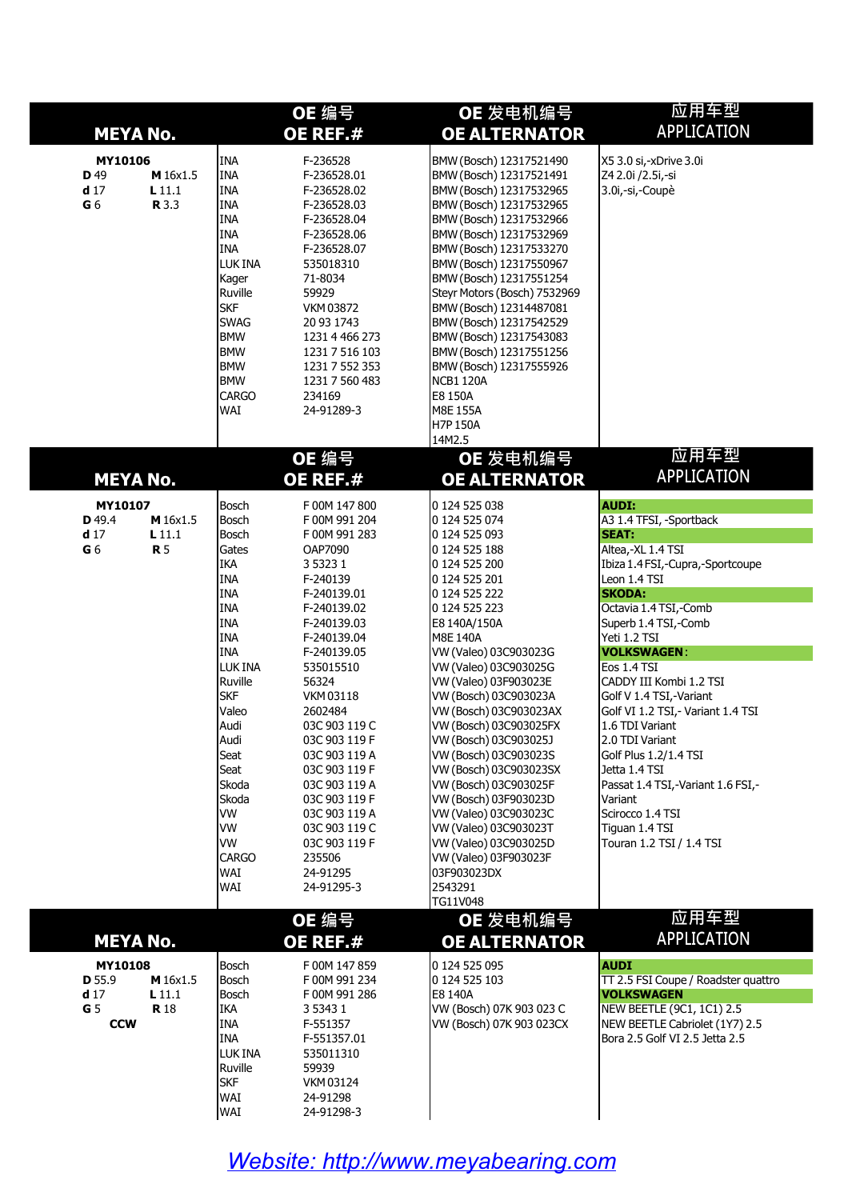| MEYA No. | OE 编号<br>OE REF.# | | OE 发电机编号<br>OE ALTERNATOR | 应用车型<br>APPLICATION |
|---|---|---|---|---|
| **MY10106** | INA | F-236528 | BMW (Bosch) 12317521490 | X5 3.0 si,-xDrive 3.0i |
| **D** 49 **M** 16x1.5 | INA | F-236528.01 | BMW (Bosch) 12317521491 | Z4 2.0i /2.5i,-si |
| **d** 17 **L** 11.1 | INA | F-236528.02 | BMW (Bosch) 12317532965 | 3.0i,-si,-Coupè |
| **G** 6 **R** 3.3 | INA | F-236528.03 | BMW (Bosch) 12317532965 | |
| | INA | F-236528.04 | BMW (Bosch) 12317532966 | |
| | INA | F-236528.06 | BMW (Bosch) 12317532969 | |
| | INA | F-236528.07 | BMW (Bosch) 12317533270 | |
| | LUK INA | 535018310 | BMW (Bosch) 12317550967 | |
| | Kager | 71-8034 | BMW (Bosch) 12317551254 | |
| | Ruville | 59929 | Steyr Motors (Bosch) 7532969 | |
| | SKF | VKM 03872 | BMW (Bosch) 12314487081 | |
| | SWAG | 20 93 1743 | BMW (Bosch) 12317542529 | |
| | BMW | 1231 4 466 273 | BMW (Bosch) 12317543083 | |
| | BMW | 1231 7 516 103 | BMW (Bosch) 12317551256 | |
| | BMW | 1231 7 552 353 | BMW (Bosch) 12317555926 | |
| | BMW | 1231 7 560 483 | NCB1 120A | |
| | CARGO | 234169 | E8 150A | |
| | WAI | 24-91289-3 | M8E 155A | |
| | | | H7P 150A | |
| | | | 14M2.5 | |

| MEYA No. | OE 编号<br>OE REF.# | | OE 发电机编号<br>OE ALTERNATOR | 应用车型<br>APPLICATION |
|---|---|---|---|---|
| **MY10107** | Bosch | F 00M 147 800 | 0 124 525 038 | **AUDI:** |
| **D** 49.4 **M** 16x1.5 | Bosch | F 00M 991 204 | 0 124 525 074 | A3 1.4 TFSI, -Sportback |
| **d** 17 **L** 11.1 | Bosch | F 00M 991 283 | 0 124 525 093 | **SEAT:** |
| **G** 6 **R** 5 | Gates | OAP7090 | 0 124 525 188 | Altea,-XL 1.4 TSI |
| | IKA | 3 5323 1 | 0 124 525 200 | Ibiza 1.4 FSI,-Cupra,-Sportcoupe |
| | INA | F-240139 | 0 124 525 201 | Leon 1.4 TSI |
| | INA | F-240139.01 | 0 124 525 222 | **SKODA:** |
| | INA | F-240139.02 | 0 124 525 223 | Octavia 1.4 TSI,-Comb |
| | INA | F-240139.03 | E8 140A/150A | Superb 1.4 TSI,-Comb |
| | INA | F-240139.04 | M8E 140A | Yeti 1.2 TSI |
| | INA | F-240139.05 | VW (Valeo) 03C903023G | **VOLKSWAGEN**: |
| | LUK INA | 535015510 | VW (Valeo) 03C903025G | Eos 1.4 TSI |
| | Ruville | 56324 | VW (Valeo) 03F903023E | CADDY III Kombi 1.2 TSI |
| | SKF | VKM 03118 | VW (Bosch) 03C903023A | Golf V 1.4 TSI,-Variant |
| | Valeo | 2602484 | VW (Bosch) 03C903023AX | Golf VI 1.2 TSI,- Variant 1.4 TSI |
| | Audi | 03C 903 119 C | VW (Bosch) 03C903025FX | 1.6 TDI Variant |
| | Audi | 03C 903 119 F | VW (Bosch) 03C903025J | 2.0 TDI Variant |
| | Seat | 03C 903 119 A | VW (Bosch) 03C903023S | Golf Plus 1.2/1.4 TSI |
| | Seat | 03C 903 119 F | VW (Bosch) 03C903023SX | Jetta 1.4 TSI |
| | Skoda | 03C 903 119 A | VW (Bosch) 03C903025F | Passat 1.4 TSI,-Variant 1.6 FSI,- |
| | Skoda | 03C 903 119 F | VW (Bosch) 03F903023D | Variant |
| | VW | 03C 903 119 A | VW (Valeo) 03C903023C | Scirocco 1.4 TSI |
| | VW | 03C 903 119 C | VW (Valeo) 03C903023T | Tiguan 1.4 TSI |
| | VW | 03C 903 119 F | VW (Valeo) 03C903025D | Touran 1.2 TSI / 1.4 TSI |
| | CARGO | 235506 | VW (Valeo) 03F903023F | |
| | WAI | 24-91295 | 03F903023DX | |
| | WAI | 24-91295-3 | 2543291 | |
| | | | TG11V048 | |

| MEYA No. | OE 编号<br>OE REF.# | | OE 发电机编号<br>OE ALTERNATOR | 应用车型<br>APPLICATION |
|---|---|---|---|---|
| **MY10108** | Bosch | F 00M 147 859 | 0 124 525 095 | **AUDI** |
| **D** 55.9 **M** 16x1.5 | Bosch | F 00M 991 234 | 0 124 525 103 | TT 2.5 FSI Coupe / Roadster quattro |
| **d** 17 **L** 11.1 | Bosch | F 00M 991 286 | E8 140A | **VOLKSWAGEN** |
| **G** 5 **R** 18 | IKA | 3 5343 1 | VW (Bosch) 07K 903 023 C | NEW BEETLE (9C1, 1C1) 2.5 |
| **CCW** | INA | F-551357 | VW (Bosch) 07K 903 023CX | NEW BEETLE Cabriolet (1Y7) 2.5 |
| | INA | F-551357.01 | | Bora 2.5 Golf VI 2.5 Jetta 2.5 |
| | LUK INA | 535011310 | | |
| | Ruville | 59939 | | |
| | SKF | VKM 03124 | | |
| | WAI | 24-91298 | | |
| | WAI | 24-91298-3 | | |

Website: http://www.meyabearing.com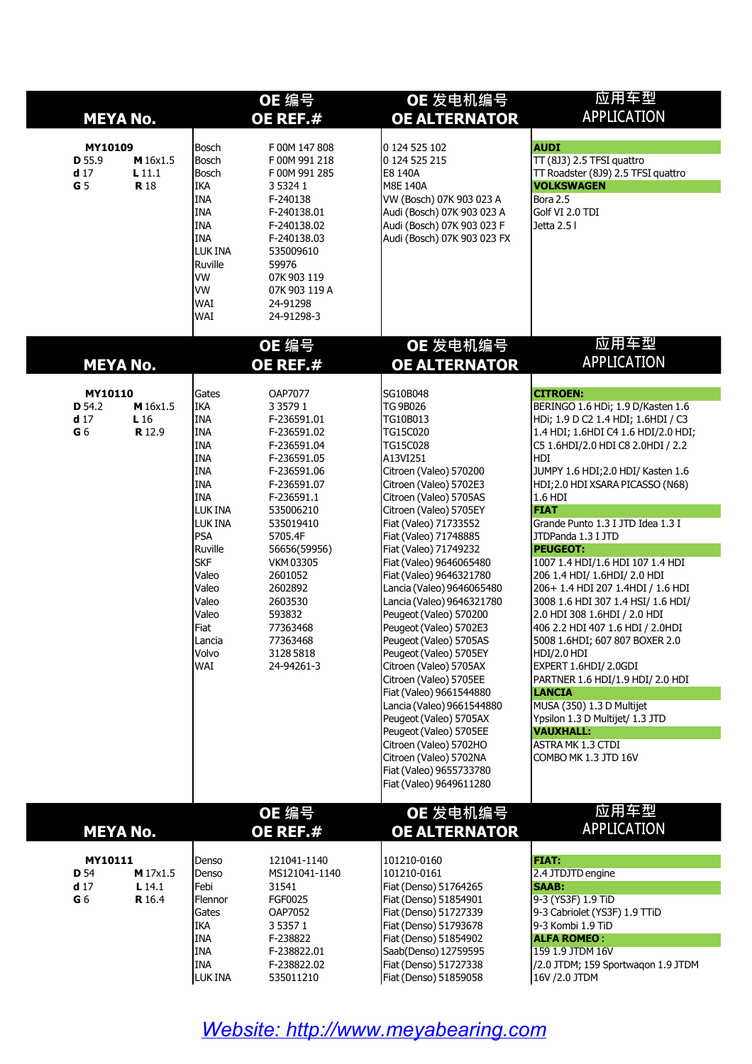| MEYA No. | OE 编号 OE REF.# | | OE 发电机编号 OE ALTERNATOR | 应用车型 APPLICATION |
|---|---|---|---|---|
| **MY10109** | Bosch | F 00M 147 808 | 0 124 525 102 | **AUDI** |
| **D** 55.9 **M** 16x1.5 | Bosch | F 00M 991 218 | 0 124 525 215 | TT (8J3) 2.5 TFSI quattro |
| **d** 17 **L** 11.1 | Bosch | F 00M 991 285 | E8 140A | TT Roadster (8J9) 2.5 TFSI quattro |
| **G** 5 **R** 18 | IKA | 3 5324 1 | M8E 140A | **VOLKSWAGEN** |
| | INA | F-240138 | VW (Bosch) 07K 903 023 A | Bora 2.5 |
| | INA | F-240138.01 | Audi (Bosch) 07K 903 023 A | Golf VI 2.0 TDI |
| | INA | F-240138.02 | Audi (Bosch) 07K 903 023 F | Jetta 2.5 I |
| | INA | F-240138.03 | Audi (Bosch) 07K 903 023 FX | |
| | LUK INA | 535009610 | | |
| | Ruville | 59976 | | |
| | VW | 07K 903 119 | | |
| | VW | 07K 903 119 A | | |
| | WAI | 24-91298 | | |
| | WAI | 24-91298-3 | | |

| MEYA No. | OE 编号 OE REF.# | | OE 发电机编号 OE ALTERNATOR | 应用车型 APPLICATION |
|---|---|---|---|---|
| **MY10110** | Gates | OAP7077 | SG10B048 | **CITROEN:** |
| **D** 54.2 **M** 16x1.5 | IKA | 3 3579 1 | TG 9B026 | BERINGO 1.6 HDi; 1.9 D/Kasten 1.6 |
| **d** 17 **L** 16 | INA | F-236591.01 | TG10B013 | HDi; 1.9 D C2 1.4 HDI; 1.6HDI / C3 |
| **G** 6 **R** 12.9 | INA | F-236591.02 | TG15C020 | 1.4 HDI; 1.6HDI C4 1.6 HDI/2.0 HDI; |
| | INA | F-236591.04 | TG15C028 | C5 1.6HDI/2.0 HDI C8 2.0HDI / 2.2 |
| | INA | F-236591.05 | A13VI251 | HDI |
| | INA | F-236591.06 | Citroen (Valeo) 570200 | JUMPY 1.6 HDI;2.0 HDI/ Kasten 1.6 |
| | INA | F-236591.07 | Citroen (Valeo) 5702E3 | HDI;2.0 HDI XSARA PICASSO (N68) |
| | INA | F-236591.1 | Citroen (Valeo) 5705AS | 1.6 HDI |
| | LUK INA | 535006210 | Citroen (Valeo) 5705EY | **FIAT** |
| | LUK INA | 535019410 | Fiat (Valeo) 71733552 | Grande Punto 1.3 I JTD Idea 1.3 I |
| | PSA | 5705.4F | Fiat (Valeo) 71748885 | JTDPanda 1.3 I JTD |
| | Ruville | 56656(59956) | Fiat (Valeo) 71749232 | **PEUGEOT:** |
| | SKF | VKM 03305 | Fiat (Valeo) 9646065480 | 1007 1.4 HDI/1.6 HDI 107 1.4 HDI |
| | Valeo | 2601052 | Fiat (Valeo) 9646321780 | 206 1.4 HDI/ 1.6HDI/ 2.0 HDI |
| | Valeo | 2602892 | Lancia (Valeo) 9646065480 | 206+ 1.4 HDI 207 1.4HDI / 1.6 HDI |
| | Valeo | 2603530 | Lancia (Valeo) 9646321780 | 3008 1.6 HDI 307 1.4 HSI/ 1.6 HDI/ |
| | Valeo | 593832 | Peugeot (Valeo) 570200 | 2.0 HDI 308 1.6HDI / 2.0 HDI |
| | Fiat | 77363468 | Peugeot (Valeo) 5702E3 | 406 2.2 HDI 407 1.6 HDI / 2.0HDI |
| | Lancia | 77363468 | Peugeot (Valeo) 5705AS | 5008 1.6HDI; 607 807 BOXER 2.0 |
| | Volvo | 3128 5818 | Peugeot (Valeo) 5705EY | HDI/2.0 HDI |
| | WAI | 24-94261-3 | Citroen (Valeo) 5705AX | EXPERT 1.6HDI/ 2.0GDI |
| | | | Citroen (Valeo) 5705EE | PARTNER 1.6 HDI/1.9 HDI/ 2.0 HDI |
| | | | Fiat (Valeo) 9661544880 | **LANCIA** |
| | | | Lancia (Valeo) 9661544880 | MUSA (350) 1.3 D Multijet |
| | | | Peugeot (Valeo) 5705AX | Ypsilon 1.3 D Multijet/ 1.3 JTD |
| | | | Peugeot (Valeo) 5705EE | **VAUXHALL:** |
| | | | Citroen (Valeo) 5702HO | ASTRA MK 1.3 CTDI |
| | | | Citroen (Valeo) 5702NA | COMBO MK 1.3 JTD 16V |
| | | | Fiat (Valeo) 9655733780 | |
| | | | Fiat (Valeo) 9649611280 | |

| MEYA No. | OE 编号 OE REF.# | | OE 发电机编号 OE ALTERNATOR | 应用车型 APPLICATION |
|---|---|---|---|---|
| **MY10111** | Denso | 121041-1140 | 101210-0160 | **FIAT:** |
| **D** 54 **M** 17x1.5 | Denso | MS121041-1140 | 101210-0161 | 2.4 JTDJTD engine |
| **d** 17 **L** 14.1 | Febi | 31541 | Fiat (Denso) 51764265 | **SAAB:** |
| **G** 6 **R** 16.4 | Flennor | FGF0025 | Fiat (Denso) 51854901 | 9-3 (YS3F) 1.9 TiD |
| | Gates | OAP7052 | Fiat (Denso) 51727339 | 9-3 Cabriolet (YS3F) 1.9 TTiD |
| | IKA | 3 5357 1 | Fiat (Denso) 51793678 | 9-3 Kombi 1.9 TiD |
| | INA | F-238822 | Fiat (Denso) 51854902 | **ALFA ROMEO** : |
| | INA | F-238822.01 | Saab(Denso) 12759595 | 159 1.9 JTDM 16V |
| | INA | F-238822.02 | Fiat (Denso) 51727338 | /2.0 JTDM; 159 Sportwaqon 1.9 JTDM |
| | LUK INA | 535011210 | Fiat (Denso) 51859058 | 16V /2.0 JTDM |

Website: http://www.meyabearing.com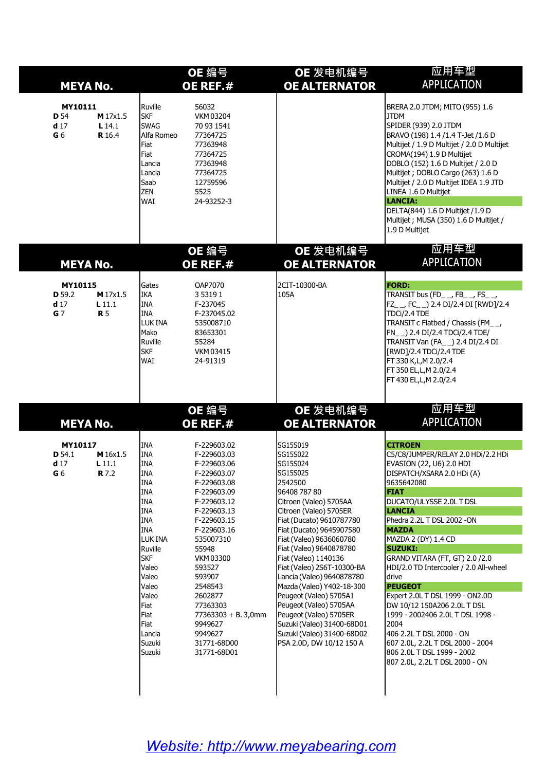| MEYA No. | OE 编号 OE REF.# | | OE 发电机编号 OE ALTERNATOR | 应用车型 APPLICATION |
|---|---|---|---|---|
| **MY10111**<br>**D** 54 **M** 17x1.5<br>**d** 17 **L** 14.1<br>**G** 6 **R** 16.4 | Ruville<br>SKF<br>SWAG<br>Alfa Romeo<br>Fiat<br>Fiat<br>Lancia<br>Lancia<br>Saab<br>ZEN<br>WAI | 56032<br>VKM 03204<br>70 93 1541<br>77364725<br>77363948<br>77364725<br>77363948<br>77364725<br>12759596<br>5525<br>24-93252-3 | | BRERA 2.0 JTDM; MITO (955) 1.6 JTDM<br>SPIDER (939) 2.0 JTDM<br>BRAVO (198) 1.4 /1.4 T-Jet /1.6 D Multijet / 1.9 D Multijet / 2.0 D Multijet<br>CROMA(194) 1.9 D Multijet<br>DOBLO (152) 1.6 D Multijet / 2.0 D Multijet ; DOBLO Cargo (263) 1.6 D Multijet / 2.0 D Multijet IDEA 1.9 JTD<br>LINEA 1.6 D Multijet<br>**LANCIA:**<br>DELTA(844) 1.6 D Multijet /1.9 D Multijet ; MUSA (350) 1.6 D Multijet / 1.9 D Multijet |

| MEYA No. | OE 编号 OE REF.# | | OE 发电机编号 OE ALTERNATOR | 应用车型 APPLICATION |
|---|---|---|---|---|
| **MY10115**<br>**D** 59.2 **M** 17x1.5<br>**d** 17 **L** 11.1<br>**G** 7 **R** 5 | Gates<br>IKA<br>INA<br>INA<br>LUK INA<br>Mako<br>Ruville<br>SKF<br>WAI | OAP7070<br>3 5319 1<br>F-237045<br>F-237045.02<br>535008710<br>83653301<br>55284<br>VKM 03415<br>24-91319 | 2CIT-10300-BA<br>105A | **FORD:**<br>TRANSIT bus (FD_ _, FB_ _, FS_ _, FZ_ _, FC_ _) 2.4 DI/2.4 DI [RWD]/2.4 TDCi/2.4 TDE<br>TRANSIT c Flatbed / Chassis (FM_ _, FN_ _) 2.4 DI/2.4 TDCi/2.4 TDE/<br>TRANSIT Van (FA_ _) 2.4 DI/2.4 DI [RWD]/2.4 TDCi/2.4 TDE<br>FT 330 K,L,M 2.0/2.4<br>FT 350 EL,L,M 2.0/2.4<br>FT 430 EL,L,M 2.0/2.4 |

| MEYA No. | OE 编号 OE REF.# | | OE 发电机编号 OE ALTERNATOR | 应用车型 APPLICATION |
|---|---|---|---|---|
| **MY10117**<br>**D** 54.1 **M** 16x1.5<br>**d** 17 **L** 11.1<br>**G** 6 **R** 7.2 | INA<br>INA<br>INA<br>INA<br>INA<br>INA<br>INA<br>INA<br>INA<br>INA<br>LUK INA<br>Ruville<br>SKF<br>Valeo<br>Valeo<br>Valeo<br>Valeo<br>Fiat<br>Fiat<br>Fiat<br>Lancia<br>Suzuki<br>Suzuki | F-229603.02<br>F-229603.03<br>F-229603.06<br>F-229603.07<br>F-229603.08<br>F-229603.09<br>F-229603.12<br>F-229603.13<br>F-229603.15<br>F-229603.16<br>535007310<br>55948<br>VKM 03300<br>593527<br>593907<br>2548543<br>2602877<br>77363303<br>77363303 + B. 3,0mm<br>9949627<br>9949627<br>31771-68D00<br>31771-68D01 | SG15S019<br>SG15S022<br>SG15S024<br>SG15S025<br>2542500<br>96408 787 80<br>Citroen (Valeo) 5705AA<br>Citroen (Valeo) 5705ER<br>Fiat (Ducato) 9610787780<br>Fiat (Ducato) 9645907580<br>Fiat (Valeo) 9636060780<br>Fiat (Valeo) 9640878780<br>Fiat (Valeo) 1140136<br>Fiat (Valeo) 2S6T-10300-BA<br>Lancia (Valeo) 9640878780<br>Mazda (Valeo) Y402-18-300<br>Peugeot (Valeo) 5705A1<br>Peugeot (Valeo) 5705AA<br>Peugeot (Valeo) 5705ER<br>Suzuki (Valeo) 31400-68D01<br>Suzuki (Valeo) 31400-68D02<br>PSA 2.0D, DW 10/12 150 A | **CITROEN**<br>C5/C8/JUMPER/RELAY 2.0 HDi/2.2 HDi<br>EVASION (22, U6) 2.0 HDI<br>DISPATCH/XSARA 2.0 HDi (A)<br>9635642080<br>**FIAT**<br>DUCATO/ULYSSE 2.0L T DSL<br>**LANCIA**<br>Phedra 2.2L T DSL 2002 -ON<br>**MAZDA**<br>MAZDA 2 (DY) 1.4 CD<br>**SUZUKI:**<br>GRAND VITARA (FT, GT) 2.0 /2.0 HDI/2.0 TD Intercooler / 2.0 All-wheel drive<br>**PEUGEOT**<br>Expert 2.0L T DSL 1999 - ON2.0D<br>DW 10/12 150A206 2.0L T DSL<br>1999 - 2002406 2.0L T DSL 1998 - 2004<br>406 2.2L T DSL 2000 - ON<br>607 2.0L, 2.2L T DSL 2000 - 2004<br>806 2.0L T DSL 1999 - 2002<br>807 2.0L, 2.2L T DSL 2000 - ON |

Website: http://www.meyabearing.com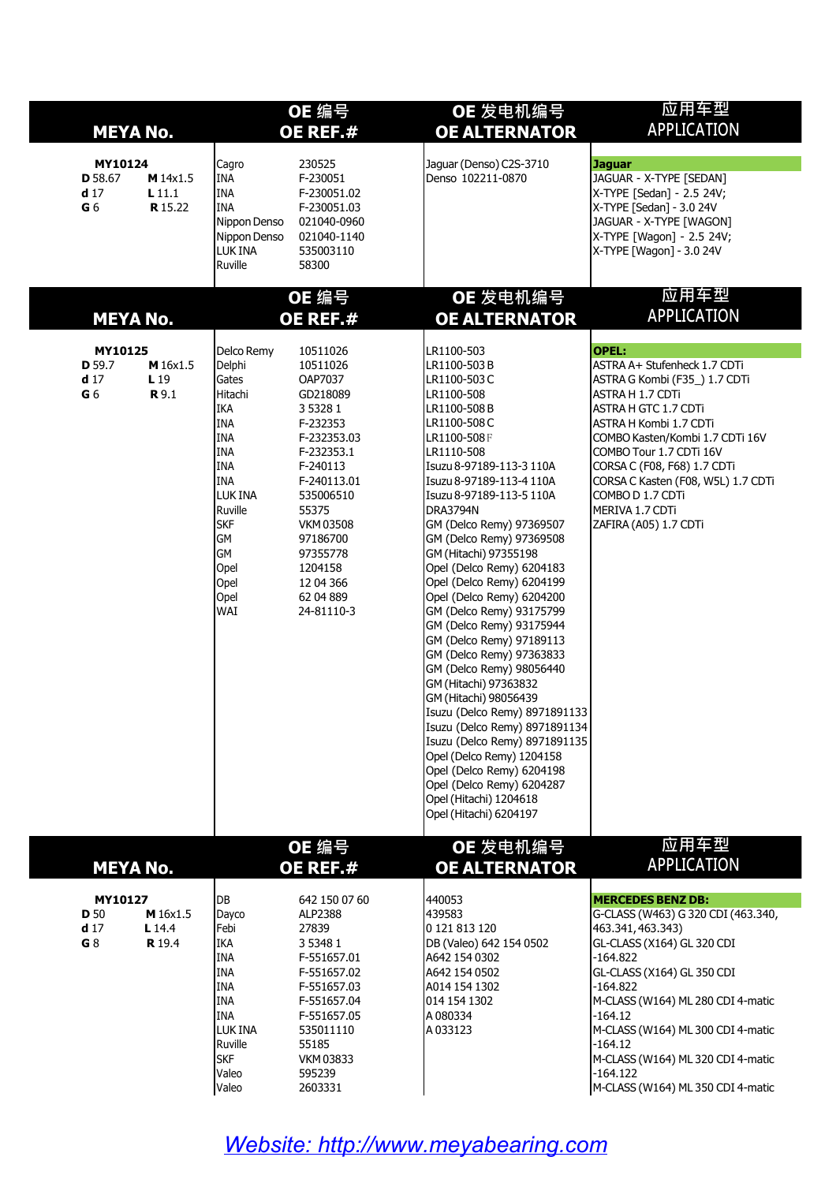| MEYA No. | OE 编号 OE REF.# | | OE 发电机编号 OE ALTERNATOR | 应用车型 APPLICATION |
|---|---|---|---|---|
| **MY10124** | Cagro | 230525 | Jaguar (Denso) C2S-3710 | **Jaguar** |
| **D** 58.67 **M** 14x1.5 | INA | F-230051 | Denso 102211-0870 | JAGUAR - X-TYPE [SEDAN] |
| **d** 17 **L** 11.1 | INA | F-230051.02 | | X-TYPE [Sedan] - 2.5 24V; |
| **G** 6 **R** 15.22 | INA | F-230051.03 | | X-TYPE [Sedan] - 3.0 24V |
| | Nippon Denso | 021040-0960 | | JAGUAR - X-TYPE [WAGON] |
| | Nippon Denso | 021040-1140 | | X-TYPE [Wagon] - 2.5 24V; |
| | LUK INA | 535003110 | | X-TYPE [Wagon] - 3.0 24V |
| | Ruville | 58300 | | |

| MEYA No. | OE 编号 OE REF.# | | OE 发电机编号 OE ALTERNATOR | 应用车型 APPLICATION |
|---|---|---|---|---|
| **MY10125** | Delco Remy | 10511026 | LR1100-503 | **OPEL:** |
| **D** 59.7 **M** 16x1.5 | Delphi | 10511026 | LR1100-503 B | ASTRA A+ Stufenheck 1.7 CDTi |
| **d** 17 **L** 19 | Gates | OAP7037 | LR1100-503 C | ASTRA G Kombi (F35_) 1.7 CDTi |
| **G** 6 **R** 9.1 | Hitachi | GD218089 | LR1100-508 | ASTRA H 1.7 CDTi |
| | IKA | 3 5328 1 | LR1100-508 B | ASTRA H GTC 1.7 CDTi |
| | INA | F-232353 | LR1100-508 C | ASTRA H Kombi 1.7 CDTi |
| | INA | F-232353.03 | LR1100-508 F | COMBO Kasten/Kombi 1.7 CDTi 16V |
| | INA | F-232353.1 | LR1110-508 | COMBO Tour 1.7 CDTi 16V |
| | INA | F-240113 | Isuzu 8-97189-113-3 110A | CORSA C (F08, F68) 1.7 CDTi |
| | INA | F-240113.01 | Isuzu 8-97189-113-4 110A | CORSA C Kasten (F08, W5L) 1.7 CDTi |
| | LUK INA | 535006510 | Isuzu 8-97189-113-5 110A | COMBO D 1.7 CDTi |
| | Ruville | 55375 | DRA3794N | MERIVA 1.7 CDTi |
| | SKF | VKM 03508 | GM (Delco Remy) 97369507 | ZAFIRA (A05) 1.7 CDTi |
| | GM | 97186700 | GM (Delco Remy) 97369508 | |
| | GM | 97355778 | GM (Hitachi) 97355198 | |
| | Opel | 1204158 | Opel (Delco Remy) 6204183 | |
| | Opel | 12 04 366 | Opel (Delco Remy) 6204199 | |
| | Opel | 62 04 889 | Opel (Delco Remy) 6204200 | |
| | WAI | 24-81110-3 | GM (Delco Remy) 93175799 | |
| | | | GM (Delco Remy) 93175944 | |
| | | | GM (Delco Remy) 97189113 | |
| | | | GM (Delco Remy) 97363833 | |
| | | | GM (Delco Remy) 98056440 | |
| | | | GM (Hitachi) 97363832 | |
| | | | GM (Hitachi) 98056439 | |
| | | | Isuzu (Delco Remy) 8971891133 | |
| | | | Isuzu (Delco Remy) 8971891134 | |
| | | | Isuzu (Delco Remy) 8971891135 | |
| | | | Opel (Delco Remy) 1204158 | |
| | | | Opel (Delco Remy) 6204198 | |
| | | | Opel (Delco Remy) 6204287 | |
| | | | Opel (Hitachi) 1204618 | |
| | | | Opel (Hitachi) 6204197 | |

| MEYA No. | OE 编号 OE REF.# | | OE 发电机编号 OE ALTERNATOR | 应用车型 APPLICATION |
|---|---|---|---|---|
| **MY10127** | DB | 642 150 07 60 | 440053 | **MERCEDES BENZ DB:** |
| **D** 50 **M** 16x1.5 | Dayco | ALP2388 | 439583 | G-CLASS (W463) G 320 CDI (463.340, |
| **d** 17 **L** 14.4 | Febi | 27839 | 0 121 813 120 | 463.341, 463.343) |
| **G** 8 **R** 19.4 | IKA | 3 5348 1 | DB (Valeo) 642 154 0502 | GL-CLASS (X164) GL 320 CDI |
| | INA | F-551657.01 | A642 154 0302 | -164.822 |
| | INA | F-551657.02 | A642 154 0502 | GL-CLASS (X164) GL 350 CDI |
| | INA | F-551657.03 | A014 154 1302 | -164.822 |
| | INA | F-551657.04 | 014 154 1302 | M-CLASS (W164) ML 280 CDI 4-matic |
| | INA | F-551657.05 | A 080334 | -164.12 |
| | LUK INA | 535011110 | A 033123 | M-CLASS (W164) ML 300 CDI 4-matic |
| | Ruville | 55185 | | -164.12 |
| | SKF | VKM 03833 | | M-CLASS (W164) ML 320 CDI 4-matic |
| | Valeo | 595239 | | -164.122 |
| | Valeo | 2603331 | | M-CLASS (W164) ML 350 CDI 4-matic |

Website: http://www.meyabearing.com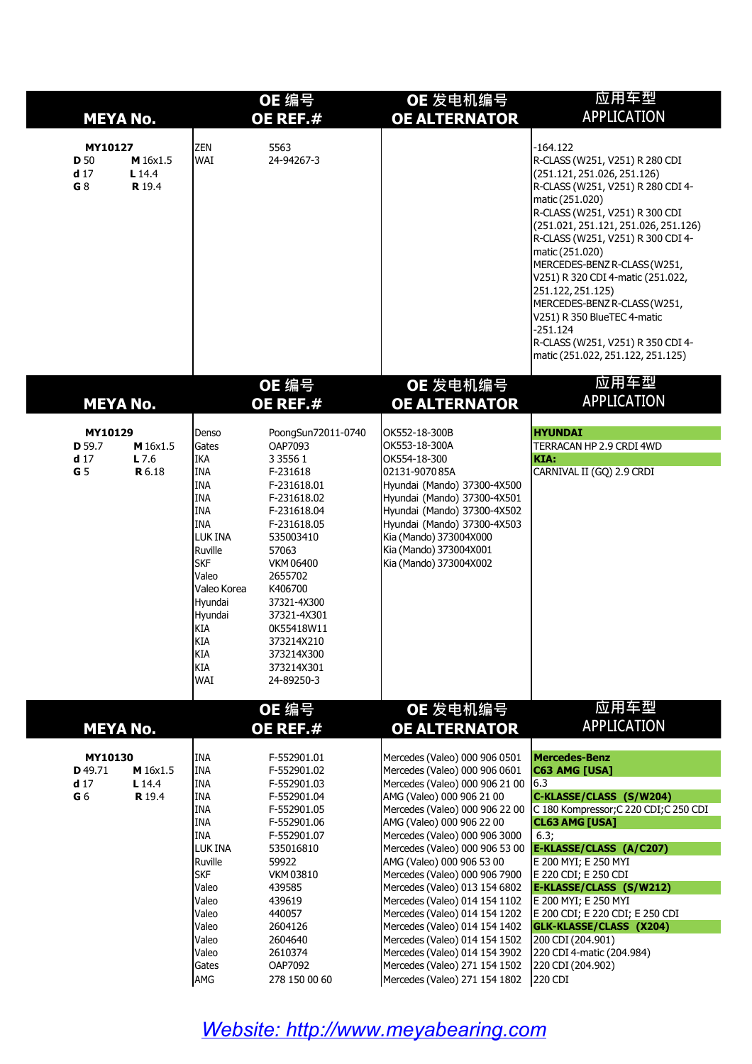| MEYA No. | OE 编号 OE REF.# | | OE 发电机编号 OE ALTERNATOR | 应用车型 APPLICATION |
|---|---|---|---|---|
| **MY10127** | ZEN | 5563 | | -164.122 |
| **D** 50 **M** 16x1.5 | WAI | 24-94267-3 | | R-CLASS (W251, V251) R 280 CDI (251.121, 251.026, 251.126) |
| **d** 17 **L** 14.4 | | | | R-CLASS (W251, V251) R 280 CDI 4-matic (251.020) |
| **G** 8 **R** 19.4 | | | | R-CLASS (W251, V251) R 300 CDI (251.021, 251.121, 251.026, 251.126) |
| | | | | R-CLASS (W251, V251) R 300 CDI 4-matic (251.020) |
| | | | | MERCEDES-BENZ R-CLASS (W251, V251) R 320 CDI 4-matic (251.022, 251.122, 251.125) |
| | | | | MERCEDES-BENZ R-CLASS (W251, V251) R 350 BlueTEC 4-matic -251.124 |
| | | | | R-CLASS (W251, V251) R 350 CDI 4-matic (251.022, 251.122, 251.125) |

| MEYA No. | OE 编号 OE REF.# | | OE 发电机编号 OE ALTERNATOR | 应用车型 APPLICATION |
|---|---|---|---|---|
| **MY10129** | Denso | PoongSun72011-0740 | OK552-18-300B | **HYUNDAI** |
| **D** 59.7 **M** 16x1.5 | Gates | OAP7093 | OK553-18-300A | TERRACAN HP 2.9 CRDI 4WD |
| **d** 17 **L** 7.6 | IKA | 3 3556 1 | OK554-18-300 | **KIA:** |
| **G** 5 **R** 6.18 | INA | F-231618 | 02131-9070 85A | CARNIVAL II (GQ) 2.9 CRDI |
| | INA | F-231618.01 | Hyundai (Mando) 37300-4X500 | |
| | INA | F-231618.02 | Hyundai (Mando) 37300-4X501 | |
| | INA | F-231618.04 | Hyundai (Mando) 37300-4X502 | |
| | INA | F-231618.05 | Hyundai (Mando) 37300-4X503 | |
| | LUK INA | 535003410 | Kia (Mando) 373004X000 | |
| | Ruville | 57063 | Kia (Mando) 373004X001 | |
| | SKF | VKM 06400 | Kia (Mando) 373004X002 | |
| | Valeo | 2655702 | | |
| | Valeo Korea | K406700 | | |
| | Hyundai | 37321-4X300 | | |
| | Hyundai | 37321-4X301 | | |
| | KIA | 0K55418W11 | | |
| | KIA | 373214X210 | | |
| | KIA | 373214X300 | | |
| | KIA | 373214X301 | | |
| | WAI | 24-89250-3 | | |

| MEYA No. | OE 编号 OE REF.# | | OE 发电机编号 OE ALTERNATOR | 应用车型 APPLICATION |
|---|---|---|---|---|
| **MY10130** | INA | F-552901.01 | Mercedes (Valeo) 000 906 0501 | **Mercedes-Benz** |
| **D** 49.71 **M** 16x1.5 | INA | F-552901.02 | Mercedes (Valeo) 000 906 0601 | **C63 AMG [USA]** |
| **d** 17 **L** 14.4 | INA | F-552901.03 | Mercedes (Valeo) 000 906 21 00 | 6.3 |
| **G** 6 **R** 19.4 | INA | F-552901.04 | AMG (Valeo) 000 906 21 00 | **C-KLASSE/CLASS (S/W204)** |
| | INA | F-552901.05 | Mercedes (Valeo) 000 906 22 00 | C 180 Kompressor;C 220 CDI;C 250 CDI |
| | INA | F-552901.06 | AMG (Valeo) 000 906 22 00 | **CL63 AMG [USA]** |
| | INA | F-552901.07 | Mercedes (Valeo) 000 906 3000 | 6.3; |
| | LUK INA | 535016810 | Mercedes (Valeo) 000 906 53 00 | **E-KLASSE/CLASS (A/C207)** |
| | Ruville | 59922 | AMG (Valeo) 000 906 53 00 | E 200 MYI; E 250 MYI |
| | SKF | VKM 03810 | Mercedes (Valeo) 000 906 7900 | E 220 CDI; E 250 CDI |
| | Valeo | 439585 | Mercedes (Valeo) 013 154 6802 | **E-KLASSE/CLASS (S/W212)** |
| | Valeo | 439619 | Mercedes (Valeo) 014 154 1102 | E 200 MYI; E 250 MYI |
| | Valeo | 440057 | Mercedes (Valeo) 014 154 1202 | E 200 CDI; E 220 CDI; E 250 CDI |
| | Valeo | 2604126 | Mercedes (Valeo) 014 154 1402 | **GLK-KLASSE/CLASS (X204)** |
| | Valeo | 2604640 | Mercedes (Valeo) 014 154 1502 | 200 CDI (204.901) |
| | Valeo | 2610374 | Mercedes (Valeo) 014 154 3902 | 220 CDI 4-matic (204.984) |
| | Gates | OAP7092 | Mercedes (Valeo) 271 154 1502 | 220 CDI (204.902) |
| | AMG | 278 150 00 60 | Mercedes (Valeo) 271 154 1802 | 220 CDI |

Website: http://www.meyabearing.com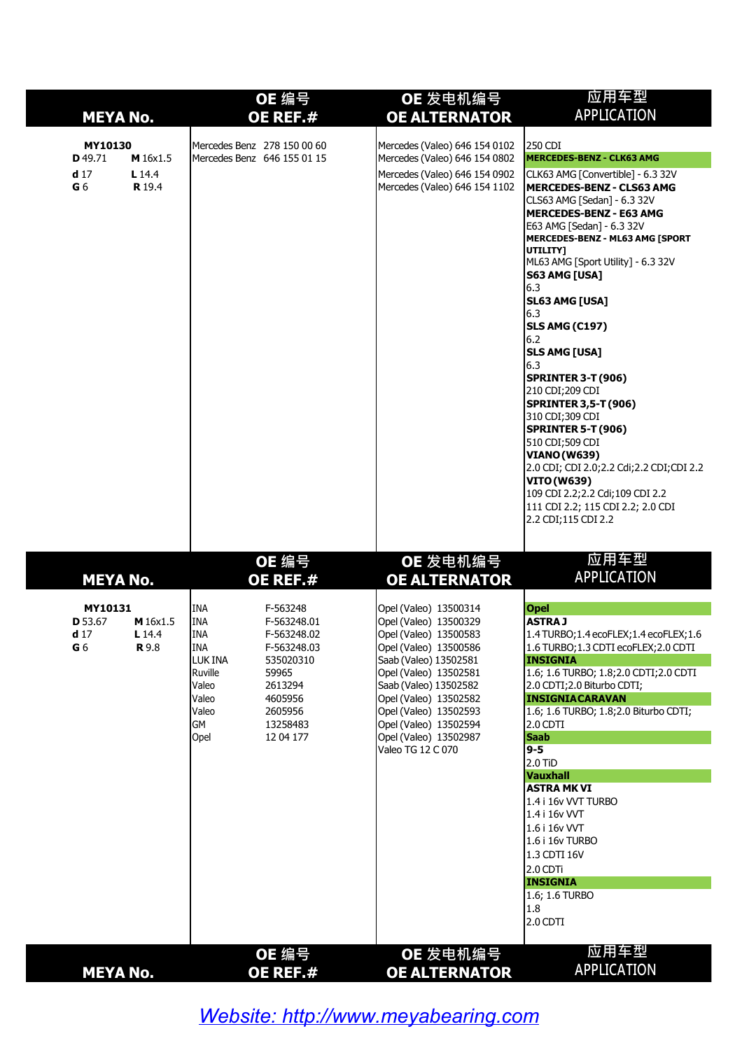| MEYA No. | OE 编号 OE REF.# | OE 发电机编号 OE ALTERNATOR | 应用车型 APPLICATION |
|---|---|---|---|
| **MY10130**<br>**D** 49.71 **M** 16x1.5<br>**d** 17 **L** 14.4<br>**G** 6 **R** 19.4 | Mercedes Benz 278 150 00 60<br>Mercedes Benz 646 155 01 15 | Mercedes (Valeo) 646 154 0102<br>Mercedes (Valeo) 646 154 0802<br>Mercedes (Valeo) 646 154 0902<br>Mercedes (Valeo) 646 154 1102 | 250 CDI<br>**MERCEDES-BENZ - CLK63 AMG**<br>CLK63 AMG [Convertible] - 6.3 32V<br>**MERCEDES-BENZ - CLS63 AMG**<br>CLS63 AMG [Sedan] - 6.3 32V<br>**MERCEDES-BENZ - E63 AMG**<br>E63 AMG [Sedan] - 6.3 32V<br>**MERCEDES-BENZ - ML63 AMG [SPORT UTILITY]**<br>ML63 AMG [Sport Utility] - 6.3 32V<br>**S63 AMG [USA]**<br>6.3<br>**SL63 AMG [USA]**<br>6.3<br>**SLS AMG (C197)**<br>6.2<br>**SLS AMG [USA]**<br>6.3<br>**SPRINTER 3-T (906)**<br>210 CDI;209 CDI<br>**SPRINTER 3,5-T (906)**<br>310 CDI;309 CDI<br>**SPRINTER 5-T (906)**<br>510 CDI;509 CDI<br>**VIANO (W639)**<br>2.0 CDI; CDI 2.0;2.2 Cdi;2.2 CDI;CDI 2.2<br>**VITO (W639)**<br>109 CDI 2.2;2.2 Cdi;109 CDI 2.2<br>111 CDI 2.2; 115 CDI 2.2; 2.0 CDI<br>2.2 CDI;115 CDI 2.2 |
| **MY10131**<br>**D** 53.67 **M** 16x1.5<br>**d** 17 **L** 14.4<br>**G** 6 **R** 9.8 | INA F-563248<br>INA F-563248.01<br>INA F-563248.02<br>INA F-563248.03<br>LUK INA 535020310<br>Ruville 59965<br>Valeo 2613294<br>Valeo 4605956<br>Valeo 2605956<br>GM 13258483<br>Opel 12 04 177 | Opel (Valeo) 13500314<br>Opel (Valeo) 13500329<br>Opel (Valeo) 13500583<br>Opel (Valeo) 13500586<br>Saab (Valeo) 13502581<br>Opel (Valeo) 13502581<br>Saab (Valeo) 13502582<br>Opel (Valeo) 13502582<br>Opel (Valeo) 13502593<br>Opel (Valeo) 13502594<br>Opel (Valeo) 13502987<br>Valeo TG 12 C 070 | **Opel**<br>**ASTRA J**<br>1.4 TURBO;1.4 ecoFLEX;1.4 ecoFLEX;1.6<br>1.6 TURBO;1.3 CDTI ecoFLEX;2.0 CDTI<br>**INSIGNIA**<br>1.6; 1.6 TURBO; 1.8;2.0 CDTI;2.0 CDTI<br>2.0 CDTI;2.0 Biturbo CDTI;<br>**INSIGNIA CARAVAN**<br>1.6; 1.6 TURBO; 1.8;2.0 Biturbo CDTI;<br>2.0 CDTI<br>**Saab**<br>**9-5**<br>2.0 TiD<br>**Vauxhall**<br>**ASTRA MK VI**<br>1.4 i 16v VVT TURBO<br>1.4 i 16v VVT<br>1.6 i 16v VVT<br>1.6 i 16v TURBO<br>1.3 CDTI 16V<br>2.0 CDTi<br>**INSIGNIA**<br>1.6; 1.6 TURBO<br>1.8<br>2.0 CDTI |

Website: http://www.meyabearing.com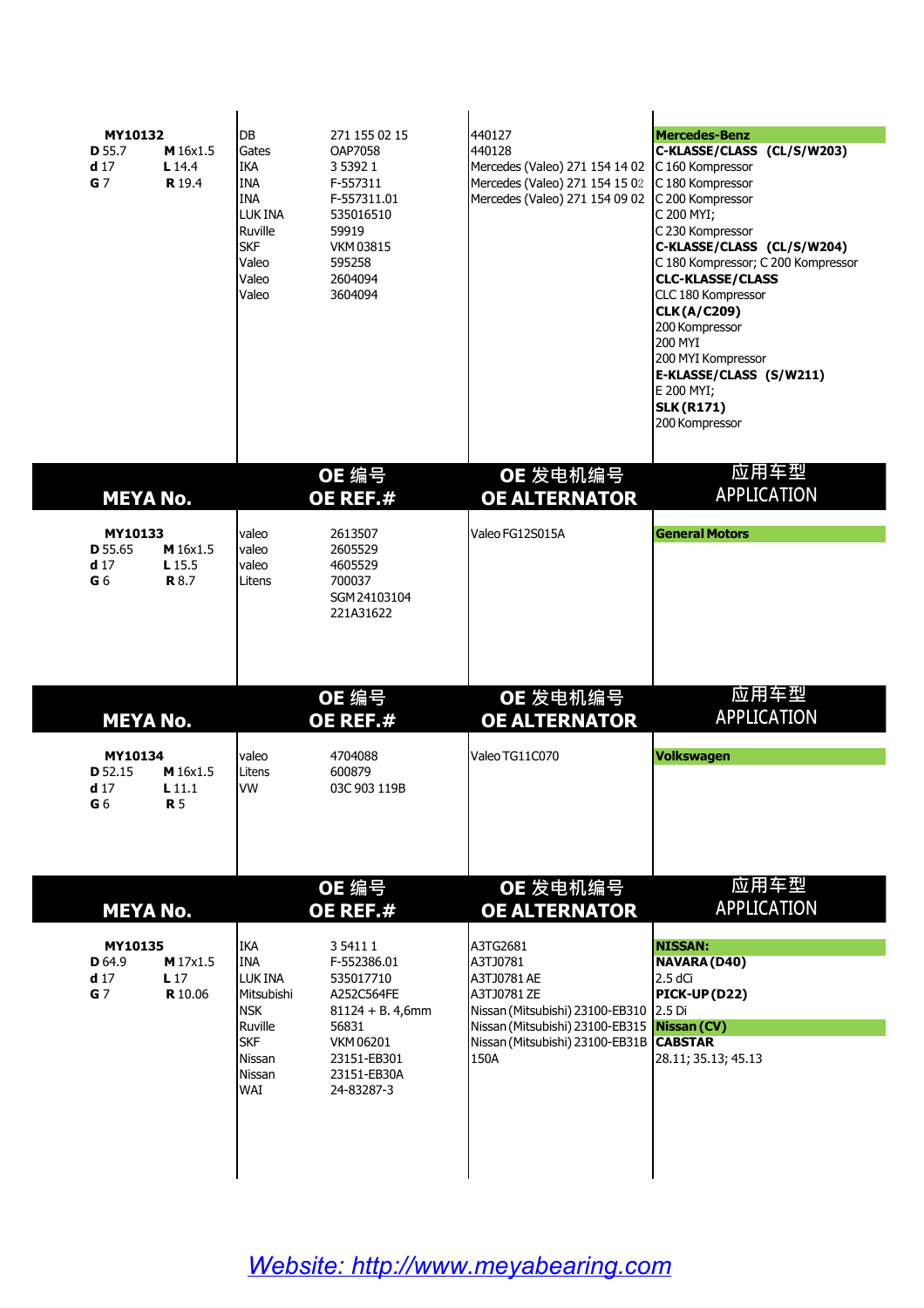| MEYA No. | OE 编号 OE REF.# | | OE 发电机编号 OE ALTERNATOR | 应用车型 APPLICATION |
|---|---|---|---|---|
| **MY10132**<br>**D** 55.7 **M** 16x1.5<br>**d** 17 **L** 14.4<br>**G** 7 **R** 19.4 | DB<br>Gates<br>IKA<br>INA<br>INA<br>LUK INA<br>Ruville<br>SKF<br>Valeo<br>Valeo<br>Valeo | 271 155 02 15<br>OAP7058<br>3 5392 1<br>F-557311<br>F-557311.01<br>535016510<br>59919<br>VKM 03815<br>595258<br>2604094<br>3604094 | 440127<br>440128<br>Mercedes (Valeo) 271 154 14 02<br>Mercedes (Valeo) 271 154 15 02<br>Mercedes (Valeo) 271 154 09 02 | **Mercedes-Benz**<br>**C-KLASSE/CLASS (CL/S/W203)**<br>C 160 Kompressor<br>C 180 Kompressor<br>C 200 Kompressor<br>C 200 MYI;<br>C 230 Kompressor<br>**C-KLASSE/CLASS (CL/S/W204)**<br>C 180 Kompressor; C 200 Kompressor<br>**CLC-KLASSE/CLASS**<br>CLC 180 Kompressor<br>**CLK (A/C209)**<br>200 Kompressor<br>200 MYI<br>200 MYI Kompressor<br>**E-KLASSE/CLASS (S/W211)**<br>E 200 MYI;<br>**SLK (R171)**<br>200 Kompressor |

| MEYA No. | OE 编号 OE REF.# | | OE 发电机编号 OE ALTERNATOR | 应用车型 APPLICATION |
|---|---|---|---|---|
| **MY10133**<br>**D** 55.65 **M** 16x1.5<br>**d** 17 **L** 15.5<br>**G** 6 **R** 8.7 | valeo<br>valeo<br>valeo<br>Litens | 2613507<br>2605529<br>4605529<br>700037<br>SGM 24103104<br>221A31622 | Valeo FG12S015A | **General Motors** |

| MEYA No. | OE 编号 OE REF.# | | OE 发电机编号 OE ALTERNATOR | 应用车型 APPLICATION |
|---|---|---|---|---|
| **MY10134**<br>**D** 52.15 **M** 16x1.5<br>**d** 17 **L** 11.1<br>**G** 6 **R** 5 | valeo<br>Litens<br>VW | 4704088<br>600879<br>03C 903 119B | Valeo TG11C070 | **Volkswagen** |

| MEYA No. | OE 编号 OE REF.# | | OE 发电机编号 OE ALTERNATOR | 应用车型 APPLICATION |
|---|---|---|---|---|
| **MY10135**<br>**D** 64.9 **M** 17x1.5<br>**d** 17 **L** 17<br>**G** 7 **R** 10.06 | IKA<br>INA<br>LUK INA<br>Mitsubishi<br>NSK<br>Ruville<br>SKF<br>Nissan<br>Nissan<br>WAI | 3 5411 1<br>F-552386.01<br>535017710<br>A252C564FE<br>81124 + B. 4,6mm<br>56831<br>VKM 06201<br>23151-EB301<br>23151-EB30A<br>24-83287-3 | A3TG2681<br>A3TJ0781<br>A3TJ0781 AE<br>A3TJ0781 ZE<br>Nissan (Mitsubishi) 23100-EB310<br>Nissan (Mitsubishi) 23100-EB315<br>Nissan (Mitsubishi) 23100-EB31B<br>150A | **NISSAN:**<br>**NAVARA (D40)**<br>2.5 dCi<br>**PICK-UP (D22)**<br>2.5 Di<br>**Nissan (CV)**<br>**CABSTAR**<br>28.11; 35.13; 45.13 |

Website: http://www.meyabearing.com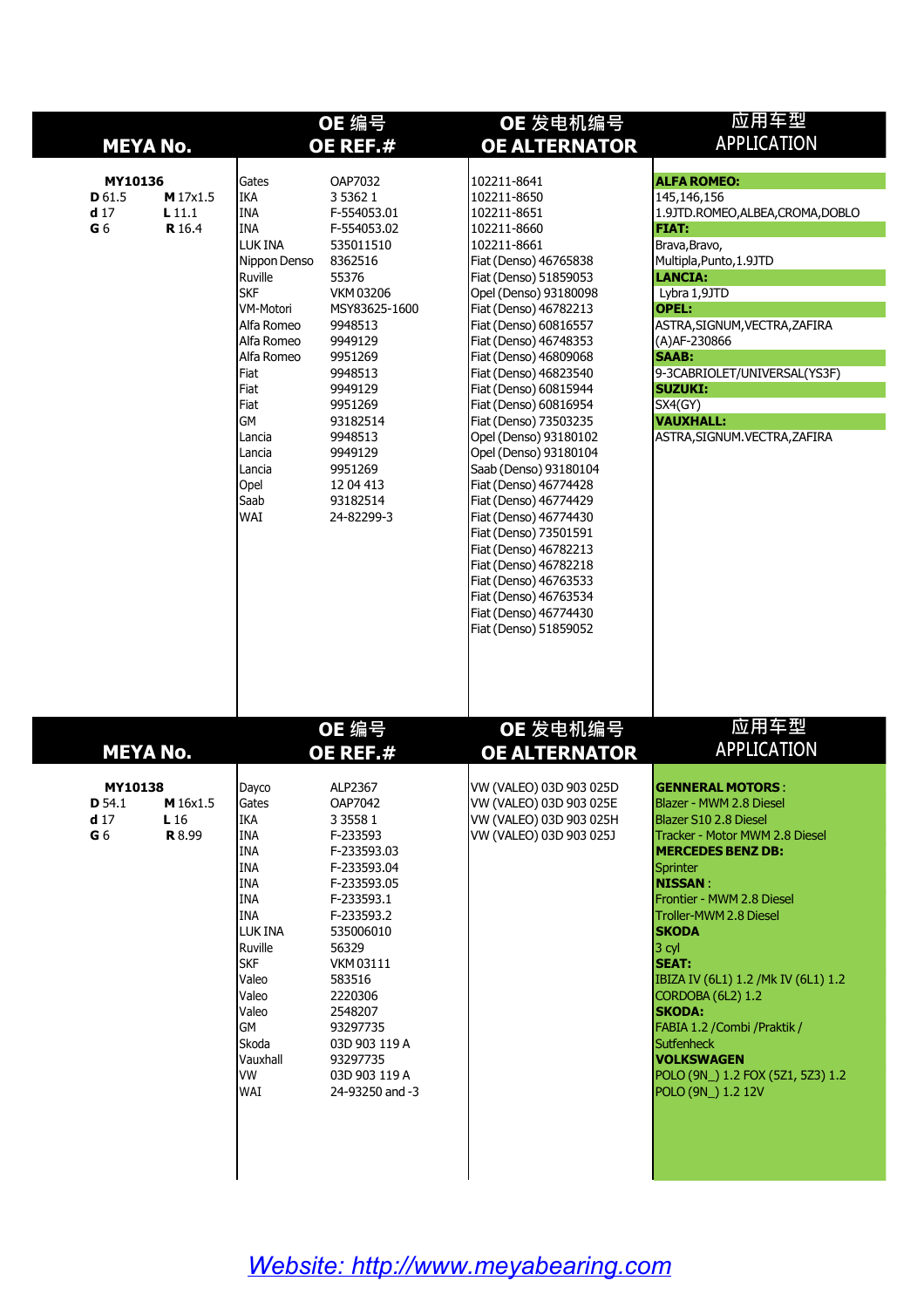| MEYA No. | OE 编号 OE REF.# | | OE 发电机编号 OE ALTERNATOR | 应用车型 APPLICATION |
|---|---|---|---|---|
| **MY10136** | Gates | OAP7032 | 102211-8641 | **ALFA ROMEO:** |
| **D** 61.5 **M** 17x1.5 | IKA | 3 5362 1 | 102211-8650 | 145,146,156 |
| **d** 17 **L** 11.1 | INA | F-554053.01 | 102211-8651 | 1.9JTD.ROMEO,ALBEA,CROMA,DOBLO |
| **G** 6 **R** 16.4 | INA | F-554053.02 | 102211-8660 | **FIAT:** |
| | LUK INA | 535011510 | 102211-8661 | Brava,Bravo, |
| | Nippon Denso | 8362516 | Fiat (Denso) 46765838 | Multipla,Punto,1.9JTD |
| | Ruville | 55376 | Fiat (Denso) 51859053 | **LANCIA:** |
| | SKF | VKM 03206 | Opel (Denso) 93180098 | Lybra 1,9JTD |
| | VM-Motori | MSY83625-1600 | Fiat (Denso) 46782213 | **OPEL:** |
| | Alfa Romeo | 9948513 | Fiat (Denso) 60816557 | ASTRA,SIGNUM,VECTRA,ZAFIRA |
| | Alfa Romeo | 9949129 | Fiat (Denso) 46748353 | (A)AF-230866 |
| | Alfa Romeo | 9951269 | Fiat (Denso) 46809068 | **SAAB:** |
| | Fiat | 9948513 | Fiat (Denso) 46823540 | 9-3CABRIOLET/UNIVERSAL(YS3F) |
| | Fiat | 9949129 | Fiat (Denso) 60815944 | **SUZUKI:** |
| | Fiat | 9951269 | Fiat (Denso) 60816954 | SX4(GY) |
| | GM | 93182514 | Fiat (Denso) 73503235 | **VAUXHALL:** |
| | Lancia | 9948513 | Opel (Denso) 93180102 | ASTRA,SIGNUM.VECTRA,ZAFIRA |
| | Lancia | 9949129 | Opel (Denso) 93180104 | |
| | Lancia | 9951269 | Saab (Denso) 93180104 | |
| | Opel | 12 04 413 | Fiat (Denso) 46774428 | |
| | Saab | 93182514 | Fiat (Denso) 46774429 | |
| | WAI | 24-82299-3 | Fiat (Denso) 46774430 | |
| | | | Fiat (Denso) 73501591 | |
| | | | Fiat (Denso) 46782213 | |
| | | | Fiat (Denso) 46782218 | |
| | | | Fiat (Denso) 46763533 | |
| | | | Fiat (Denso) 46763534 | |
| | | | Fiat (Denso) 46774430 | |
| | | | Fiat (Denso) 51859052 | |

| MEYA No. | OE 编号 OE REF.# | | OE 发电机编号 OE ALTERNATOR | 应用车型 APPLICATION |
|---|---|---|---|---|
| **MY10138** | Dayco | ALP2367 | VW (VALEO) 03D 903 025D | **GENNERAL MOTORS**: |
| **D** 54.1 **M** 16x1.5 | Gates | OAP7042 | VW (VALEO) 03D 903 025E | Blazer - MWM 2.8 Diesel |
| **d** 17 **L** 16 | IKA | 3 3558 1 | VW (VALEO) 03D 903 025H | Blazer S10 2.8 Diesel |
| **G** 6 **R** 8.99 | INA | F-233593 | VW (VALEO) 03D 903 025J | Tracker - Motor MWM 2.8 Diesel |
| | INA | F-233593.03 | | **MERCEDES BENZ DB:** |
| | INA | F-233593.04 | | Sprinter |
| | INA | F-233593.05 | | **NISSAN**: |
| | INA | F-233593.1 | | Frontier - MWM 2.8 Diesel |
| | INA | F-233593.2 | | Troller-MWM 2.8 Diesel |
| | LUK INA | 535006010 | | **SKODA** |
| | Ruville | 56329 | | 3 cyl |
| | SKF | VKM 03111 | | **SEAT:** |
| | Valeo | 583516 | | IBIZA IV (6L1) 1.2 /Mk IV (6L1) 1.2 |
| | Valeo | 2220306 | | CORDOBA (6L2) 1.2 |
| | Valeo | 2548207 | | **SKODA:** |
| | GM | 93297735 | | FABIA 1.2 /Combi /Praktik / |
| | Skoda | 03D 903 119 A | | Sutfenheck |
| | Vauxhall | 93297735 | | **VOLKSWAGEN** |
| | VW | 03D 903 119 A | | POLO (9N_) 1.2 FOX (5Z1, 5Z3) 1.2 |
| | WAI | 24-93250 and -3 | | POLO (9N_) 1.2 12V |

Website: http://www.meyabearing.com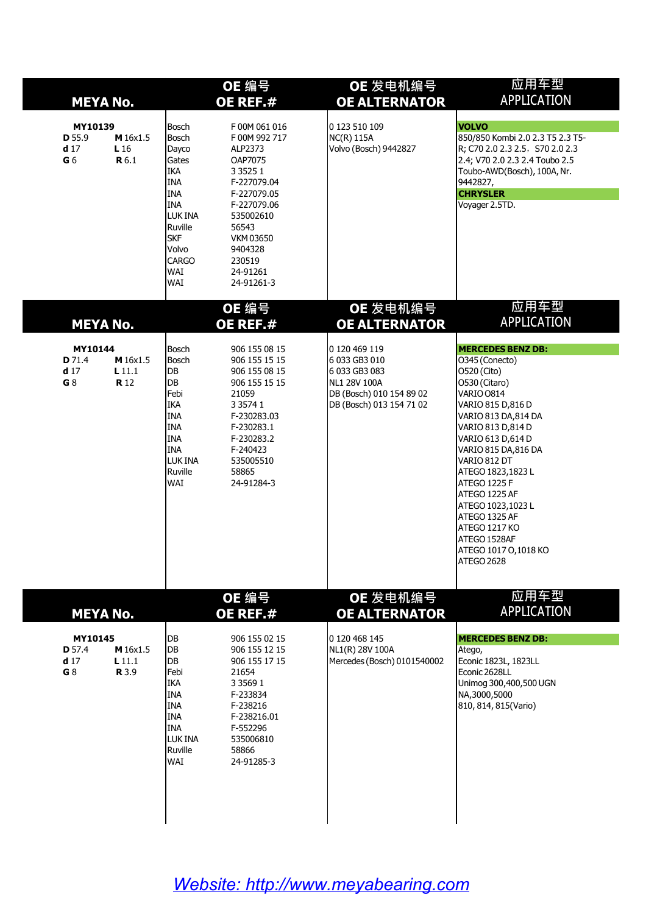| MEYA No. | OE 编号 OE REF.# | | OE 发电机编号 OE ALTERNATOR | 应用车型 APPLICATION |
|---|---|---|---|---|
| **MY10139**<br>**D** 55.9 **M** 16x1.5<br>**d** 17 **L** 16<br>**G** 6 **R** 6.1 | Bosch<br>Bosch<br>Dayco<br>Gates<br>IKA<br>INA<br>INA<br>INA<br>LUK INA<br>Ruville<br>SKF<br>Volvo<br>CARGO<br>WAI<br>WAI | F 00M 061 016<br>F 00M 992 717<br>ALP2373<br>OAP7075<br>3 3525 1<br>F-227079.04<br>F-227079.05<br>F-227079.06<br>535002610<br>56543<br>VKM 03650<br>9404328<br>230519<br>24-91261<br>24-91261-3 | 0 123 510 109<br>NC(R) 115A<br>Volvo (Bosch) 9442827 | **VOLVO**<br>850/850 Kombi 2.0 2.3 T5 2.3 T5-R; C70 2.0 2.3 2.5，S70 2.0 2.3 2.4; V70 2.0 2.3 2.4 Toubo 2.5 Toubo-AWD(Bosch), 100A, Nr. 9442827,<br>**CHRYSLER**<br>Voyager 2.5TD. |

| MEYA No. | OE 编号 OE REF.# | | OE 发电机编号 OE ALTERNATOR | 应用车型 APPLICATION |
|---|---|---|---|---|
| **MY10144**<br>**D** 71.4 **M** 16x1.5<br>**d** 17 **L** 11.1<br>**G** 8 **R** 12 | Bosch<br>Bosch<br>DB<br>DB<br>Febi<br>IKA<br>INA<br>INA<br>INA<br>INA<br>LUK INA<br>Ruville<br>WAI | 906 155 08 15<br>906 155 15 15<br>906 155 08 15<br>906 155 15 15<br>21059<br>3 3574 1<br>F-230283.03<br>F-230283.1<br>F-230283.2<br>F-240423<br>535005510<br>58865<br>24-91284-3 | 0 120 469 119<br>6 033 GB3 010<br>6 033 GB3 083<br>NL1 28V 100A<br>DB (Bosch) 010 154 89 02<br>DB (Bosch) 013 154 71 02 | **MERCEDES BENZ DB:**<br>O345 (Conecto)<br>O520 (Cito)<br>O530 (Citaro)<br>VARIO O814<br>VARIO 815 D,816 D<br>VARIO 813 DA,814 DA<br>VARIO 813 D,814 D<br>VARIO 613 D,614 D<br>VARIO 815 DA,816 DA<br>VARIO 812 DT<br>ATEGO 1823,1823 L<br>ATEGO 1225 F<br>ATEGO 1225 AF<br>ATEGO 1023,1023 L<br>ATEGO 1325 AF<br>ATEGO 1217 KO<br>ATEGO 1528AF<br>ATEGO 1017 O,1018 KO<br>ATEGO 2628 |

| MEYA No. | OE 编号 OE REF.# | | OE 发电机编号 OE ALTERNATOR | 应用车型 APPLICATION |
|---|---|---|---|---|
| **MY10145**<br>**D** 57.4 **M** 16x1.5<br>**d** 17 **L** 11.1<br>**G** 8 **R** 3.9 | DB<br>DB<br>DB<br>Febi<br>IKA<br>INA<br>INA<br>INA<br>INA<br>LUK INA<br>Ruville<br>WAI | 906 155 02 15<br>906 155 12 15<br>906 155 17 15<br>21654<br>3 3569 1<br>F-233834<br>F-238216<br>F-238216.01<br>F-552296<br>535006810<br>58866<br>24-91285-3 | 0 120 468 145<br>NL1(R) 28V 100A<br>Mercedes (Bosch) 0101540002 | **MERCEDES BENZ DB:**<br>Atego,<br>Econic 1823L, 1823LL<br>Econic 2628LL<br>Unimog 300,400,500 UGN NA,3000,5000<br>810, 814, 815(Vario) |

Website: http://www.meyabearing.com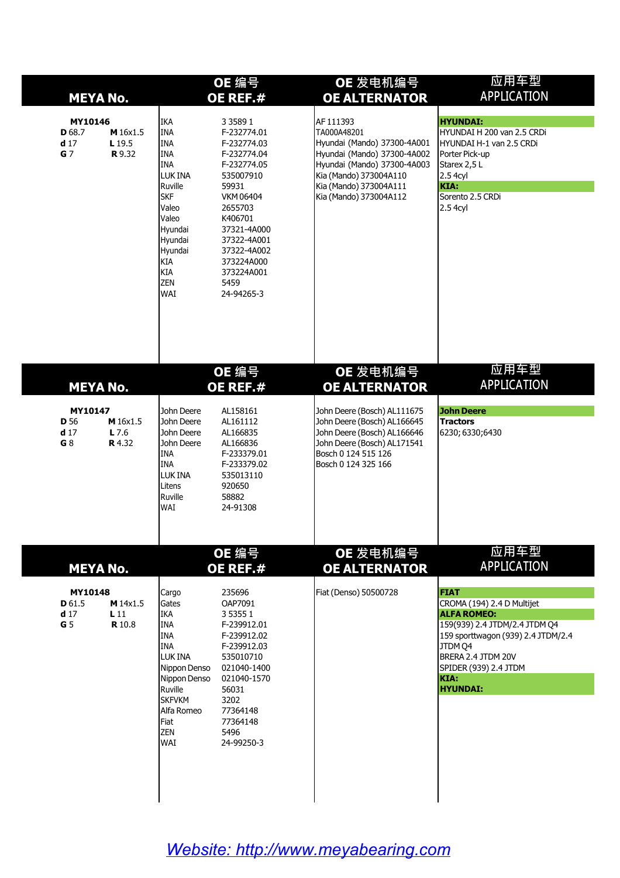| MEYA No. | OE 编号 OE REF.# | | OE 发电机编号 OE ALTERNATOR | 应用车型 APPLICATION |
|---|---|---|---|---|
| **MY10146** | IKA | 3 3589 1 | AF 111393 | **HYUNDAI:** |
| **D** 68.7 **M** 16x1.5 | INA | F-232774.01 | TA000A48201 | HYUNDAI H 200 van 2.5 CRDi |
| **d** 17 **L** 19.5 | INA | F-232774.03 | Hyundai (Mando) 37300-4A001 | HYUNDAI H-1 van 2.5 CRDi |
| **G** 7 **R** 9.32 | INA | F-232774.04 | Hyundai (Mando) 37300-4A002 | Porter Pick-up |
| | INA | F-232774.05 | Hyundai (Mando) 37300-4A003 | Starex 2,5 L |
| | LUK INA | 535007910 | Kia (Mando) 373004A110 | 2.5 4cyl |
| | Ruville | 59931 | Kia (Mando) 373004A111 | **KIA:** |
| | SKF | VKM 06404 | Kia (Mando) 373004A112 | Sorento 2.5 CRDi |
| | Valeo | 2655703 | | 2.5 4cyl |
| | Valeo | K406701 | | |
| | Hyundai | 37321-4A000 | | |
| | Hyundai | 37322-4A001 | | |
| | Hyundai | 37322-4A002 | | |
| | KIA | 373224A000 | | |
| | KIA | 373224A001 | | |
| | ZEN | 5459 | | |
| | WAI | 24-94265-3 | | |

| MEYA No. | OE 编号 OE REF.# | | OE 发电机编号 OE ALTERNATOR | 应用车型 APPLICATION |
|---|---|---|---|---|
| **MY10147** | John Deere | AL158161 | John Deere (Bosch) AL111675 | **John Deere** |
| **D** 56 **M** 16x1.5 | John Deere | AL161112 | John Deere (Bosch) AL166645 | **Tractors** |
| **d** 17 **L** 7.6 | John Deere | AL166835 | John Deere (Bosch) AL166646 | 6230; 6330;6430 |
| **G** 8 **R** 4.32 | John Deere | AL166836 | John Deere (Bosch) AL171541 | |
| | INA | F-233379.01 | Bosch 0 124 515 126 | |
| | INA | F-233379.02 | Bosch 0 124 325 166 | |
| | LUK INA | 535013110 | | |
| | Litens | 920650 | | |
| | Ruville | 58882 | | |
| | WAI | 24-91308 | | |

| MEYA No. | OE 编号 OE REF.# | | OE 发电机编号 OE ALTERNATOR | 应用车型 APPLICATION |
|---|---|---|---|---|
| **MY10148** | Cargo | 235696 | Fiat (Denso) 50500728 | **FIAT** |
| **D** 61.5 **M** 14x1.5 | Gates | OAP7091 | | CROMA (194) 2.4 D Multijet |
| **d** 17 **L** 11 | IKA | 3 5355 1 | | **ALFA ROMEO:** |
| **G** 5 **R** 10.8 | INA | F-239912.01 | | 159(939) 2.4 JTDM/2.4 JTDM Q4 |
| | INA | F-239912.02 | | 159 sporttwagon (939) 2.4 JTDM/2.4 JTDM Q4 |
| | INA | F-239912.03 | | BRERA 2.4 JTDM 20V |
| | LUK INA | 535010710 | | SPIDER (939) 2.4 JTDM |
| | Nippon Denso | 021040-1400 | | **KIA:** |
| | Nippon Denso | 021040-1570 | | **HYUNDAI:** |
| | Ruville | 56031 | | |
| | SKFVKM | 3202 | | |
| | Alfa Romeo | 77364148 | | |
| | Fiat | 77364148 | | |
| | ZEN | 5496 | | |
| | WAI | 24-99250-3 | | |

Website: http://www.meyabearing.com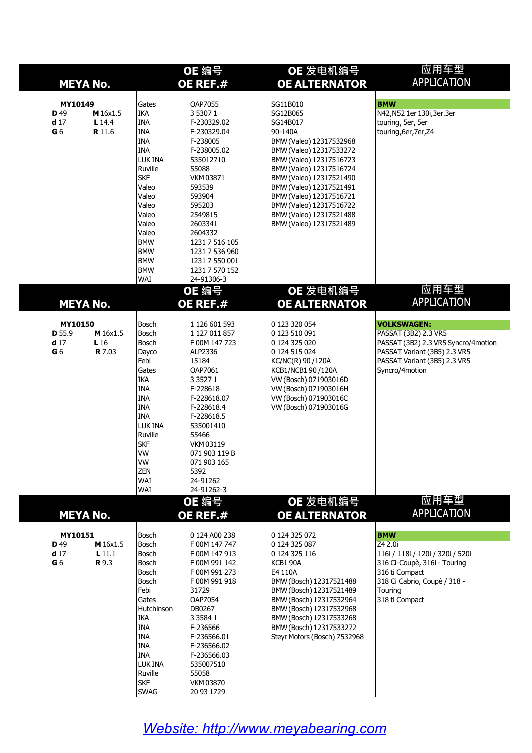| MEYA No. | | OE 编号 OE REF.# | | OE 发电机编号 OE ALTERNATOR | 应用车型 APPLICATION |
|---|---|---|---|---|---|
| **MY10149** | | Gates | OAP7055 | SG11B010 | **BMW** |
| **D** 49 | **M** 16x1.5 | IKA | 3 5307 1 | SG12B065 | N42,N52 1er 130i,3er.3er |
| **d** 17 | **L** 14.4 | INA | F-230329.02 | SG14B017 | touring, 5er, 5er |
| **G** 6 | **R** 11.6 | INA | F-230329.04 | 90-140A | touring,6er,7er,Z4 |
| | | INA | F-238005 | BMW (Valeo) 12317532968 | |
| | | INA | F-238005.02 | BMW (Valeo) 12317533272 | |
| | | LUK INA | 535012710 | BMW (Valeo) 12317516723 | |
| | | Ruville | 55088 | BMW (Valeo) 12317516724 | |
| | | SKF | VKM 03871 | BMW (Valeo) 12317521490 | |
| | | Valeo | 593539 | BMW (Valeo) 12317521491 | |
| | | Valeo | 593904 | BMW (Valeo) 12317516721 | |
| | | Valeo | 595203 | BMW (Valeo) 12317516722 | |
| | | Valeo | 2549815 | BMW (Valeo) 12317521488 | |
| | | Valeo | 2603341 | BMW (Valeo) 12317521489 | |
| | | Valeo | 2604332 | | |
| | | BMW | 1231 7 516 105 | | |
| | | BMW | 1231 7 536 960 | | |
| | | BMW | 1231 7 550 001 | | |
| | | BMW | 1231 7 570 152 | | |
| | | WAI | 24-91306-3 | | |

| MEYA No. | | OE 编号 OE REF.# | | OE 发电机编号 OE ALTERNATOR | 应用车型 APPLICATION |
|---|---|---|---|---|---|
| **MY10150** | | Bosch | 1 126 601 593 | 0 123 320 054 | **VOLKSWAGEN:** |
| **D** 55.9 | **M** 16x1.5 | Bosch | 1 127 011 857 | 0 123 510 091 | PASSAT (3B2) 2.3 VR5 |
| **d** 17 | **L** 16 | Bosch | F 00M 147 723 | 0 124 325 020 | PASSAT (3B2) 2.3 VR5 Syncro/4motion |
| **G** 6 | **R** 7.03 | Dayco | ALP2336 | 0 124 515 024 | PASSAT Variant (3B5) 2.3 VR5 |
| | | Febi | 15184 | KC/NC(R) 90 /120A | PASSAT Variant (3B5) 2.3 VR5 |
| | | Gates | OAP7061 | KCB1/NCB1 90 /120A | Syncro/4motion |
| | | IKA | 3 3527 1 | VW (Bosch) 071903016D | |
| | | INA | F-228618 | VW (Bosch) 071903016H | |
| | | INA | F-228618.07 | VW (Bosch) 071903016C | |
| | | INA | F-228618.4 | VW (Bosch) 071903016G | |
| | | INA | F-228618.5 | | |
| | | LUK INA | 535001410 | | |
| | | Ruville | 55466 | | |
| | | SKF | VKM 03119 | | |
| | | VW | 071 903 119 B | | |
| | | VW | 071 903 165 | | |
| | | ZEN | 5392 | | |
| | | WAI | 24-91262 | | |
| | | WAI | 24-91262-3 | | |

| MEYA No. | | OE 编号 OE REF.# | | OE 发电机编号 OE ALTERNATOR | 应用车型 APPLICATION |
|---|---|---|---|---|---|
| **MY10151** | | Bosch | 0 124 A00 238 | 0 124 325 072 | **BMW** |
| **D** 49 | **M** 16x1.5 | Bosch | F 00M 147 747 | 0 124 325 087 | Z4 2.0i |
| **d** 17 | **L** 11.1 | Bosch | F 00M 147 913 | 0 124 325 116 | 116i / 118i / 120i / 320i / 520i |
| **G** 6 | **R** 9.3 | Bosch | F 00M 991 142 | KCB1 90A | 316 Ci-Coupè, 316i - Touring |
| | | Bosch | F 00M 991 273 | E4 110A | 316 ti Compact |
| | | Bosch | F 00M 991 918 | BMW (Bosch) 12317521488 | 318 Ci Cabrio, Coupè / 318 - |
| | | Febi | 31729 | BMW (Bosch) 12317521489 | Touring |
| | | Gates | OAP7054 | BMW (Bosch) 12317532964 | 318 ti Compact |
| | | Hutchinson | DB0267 | BMW (Bosch) 12317532968 | |
| | | IKA | 3 3584 1 | BMW (Bosch) 12317533268 | |
| | | INA | F-236566 | BMW (Bosch) 12317533272 | |
| | | INA | F-236566.01 | Steyr Motors (Bosch) 7532968 | |
| | | INA | F-236566.02 | | |
| | | INA | F-236566.03 | | |
| | | LUK INA | 535007510 | | |
| | | Ruville | 55058 | | |
| | | SKF | VKM 03870 | | |
| | | SWAG | 20 93 1729 | | |

Website: http://www.meyabearing.com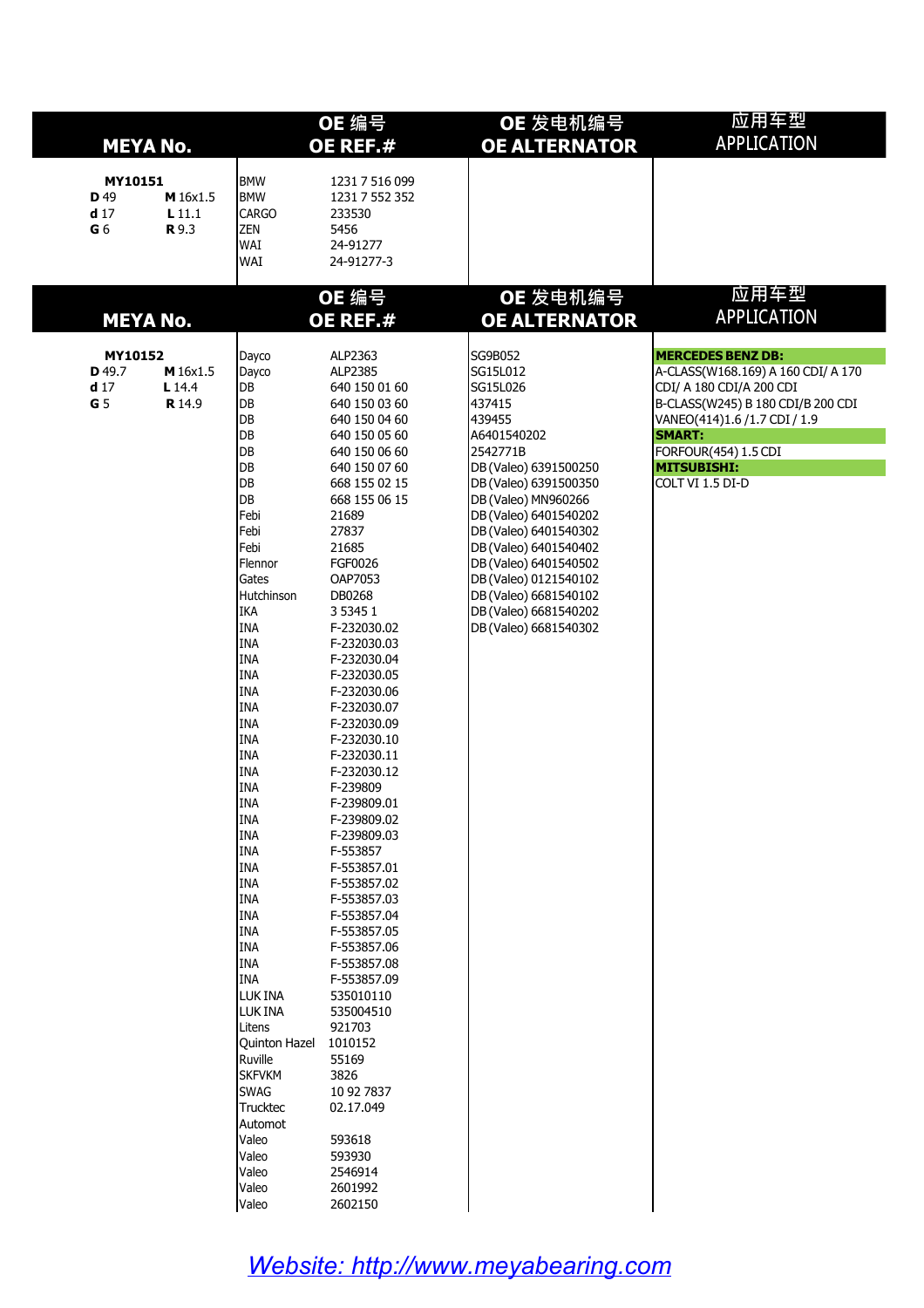| MEYA No. | OE 编号<br>OE REF.# | | OE 发电机编号<br>OE ALTERNATOR | 应用车型<br>APPLICATION |
|---|---|---|---|---|
| **MY10151** | BMW | 1231 7 516 099 | | |
| **D** 49 **M** 16x1.5 | BMW | 1231 7 552 352 | | |
| **d** 17 **L** 11.1 | CARGO | 233530 | | |
| **G** 6 **R** 9.3 | ZEN | 5456 | | |
| | WAI | 24-91277 | | |
| | WAI | 24-91277-3 | | |

| MEYA No. | OE 编号<br>OE REF.# | | OE 发电机编号<br>OE ALTERNATOR | 应用车型<br>APPLICATION |
|---|---|---|---|---|
| **MY10152** | Dayco | ALP2363 | SG9B052 | **MERCEDES BENZ DB:** |
| **D** 49.7 **M** 16x1.5 | Dayco | ALP2385 | SG15L012 | A-CLASS(W168.169) A 160 CDI/ A 170 |
| **d** 17 **L** 14.4 | DB | 640 150 01 60 | SG15L026 | CDI/ A 180 CDI/A 200 CDI |
| **G** 5 **R** 14.9 | DB | 640 150 03 60 | 437415 | B-CLASS(W245) B 180 CDI/B 200 CDI |
| | DB | 640 150 04 60 | 439455 | VANEO(414)1.6 /1.7 CDI / 1.9 |
| | DB | 640 150 05 60 | A6401540202 | **SMART:** |
| | DB | 640 150 06 60 | 2542771B | FORFOUR(454) 1.5 CDI |
| | DB | 640 150 07 60 | DB (Valeo) 6391500250 | **MITSUBISHI:** |
| | DB | 668 155 02 15 | DB (Valeo) 6391500350 | COLT VI 1.5 DI-D |
| | DB | 668 155 06 15 | DB (Valeo) MN960266 | |
| | Febi | 21689 | DB (Valeo) 6401540202 | |
| | Febi | 27837 | DB (Valeo) 6401540302 | |
| | Febi | 21685 | DB (Valeo) 6401540402 | |
| | Flennor | FGF0026 | DB (Valeo) 6401540502 | |
| | Gates | OAP7053 | DB (Valeo) 0121540102 | |
| | Hutchinson | DB0268 | DB (Valeo) 6681540102 | |
| | IKA | 3 5345 1 | DB (Valeo) 6681540202 | |
| | INA | F-232030.02 | DB (Valeo) 6681540302 | |
| | INA | F-232030.03 | | |
| | INA | F-232030.04 | | |
| | INA | F-232030.05 | | |
| | INA | F-232030.06 | | |
| | INA | F-232030.07 | | |
| | INA | F-232030.09 | | |
| | INA | F-232030.10 | | |
| | INA | F-232030.11 | | |
| | INA | F-232030.12 | | |
| | INA | F-239809 | | |
| | INA | F-239809.01 | | |
| | INA | F-239809.02 | | |
| | INA | F-239809.03 | | |
| | INA | F-553857 | | |
| | INA | F-553857.01 | | |
| | INA | F-553857.02 | | |
| | INA | F-553857.03 | | |
| | INA | F-553857.04 | | |
| | INA | F-553857.05 | | |
| | INA | F-553857.06 | | |
| | INA | F-553857.08 | | |
| | INA | F-553857.09 | | |
| | LUK INA | 535010110 | | |
| | LUK INA | 535004510 | | |
| | Litens | 921703 | | |
| | Quinton Hazel | 1010152 | | |
| | Ruville | 55169 | | |
| | SKFVKM | 3826 | | |
| | SWAG | 10 92 7837 | | |
| | Trucktec | 02.17.049 | | |
| | Automot | | | |
| | Valeo | 593618 | | |
| | Valeo | 593930 | | |
| | Valeo | 2546914 | | |
| | Valeo | 2601992 | | |
| | Valeo | 2602150 | | |

Website: http://www.meyabearing.com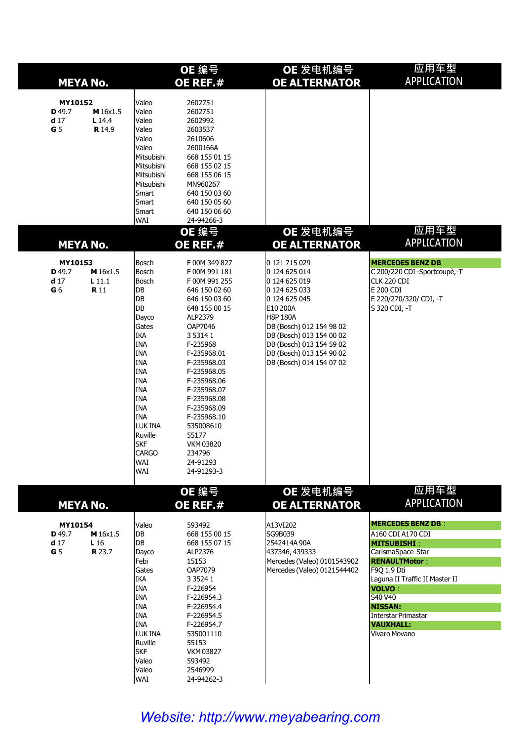| MEYA No. | OE 编号 OE REF.# | | OE 发电机编号 OE ALTERNATOR | 应用车型 APPLICATION |
|---|---|---|---|---|
| **MY10152** | Valeo | 2602751 | | |
| **D** 49.7 **M** 16x1.5 | Valeo | 2602751 | | |
| **d** 17 **L** 14.4 | Valeo | 2602992 | | |
| **G** 5 **R** 14.9 | Valeo | 2603537 | | |
| | Valeo | 2610606 | | |
| | Valeo | 2600166A | | |
| | Mitsubishi | 668 155 01 15 | | |
| | Mitsubishi | 668 155 02 15 | | |
| | Mitsubishi | 668 155 06 15 | | |
| | Mitsubishi | MN960267 | | |
| | Smart | 640 150 03 60 | | |
| | Smart | 640 150 05 60 | | |
| | Smart | 640 150 06 60 | | |
| | WAI | 24-94266-3 | | |

| MEYA No. | OE 编号 OE REF.# | | OE 发电机编号 OE ALTERNATOR | 应用车型 APPLICATION |
|---|---|---|---|---|
| **MY10153** | Bosch | F 00M 349 827 | 0 121 715 029 | **MERCEDES BENZ DB** |
| **D** 49.7 **M** 16x1.5 | Bosch | F 00M 991 181 | 0 124 625 014 | C 200/220 CDI -Sportcoupè,-T |
| **d** 17 **L** 11.1 | Bosch | F 00M 991 255 | 0 124 625 019 | CLK 220 CDI |
| **G** 6 **R** 11 | DB | 646 150 02 60 | 0 124 625 033 | E 200 CDI |
| | DB | 646 150 03 60 | 0 124 625 045 | E 220/270/320/ CDI, -T |
| | DB | 648 155 00 15 | E10 200A | S 320 CDI, -T |
| | Dayco | ALP2379 | H8P 180A | |
| | Gates | OAP7046 | DB (Bosch) 012 154 98 02 | |
| | IKA | 3 5314 1 | DB (Bosch) 013 154 00 02 | |
| | INA | F-235968 | DB (Bosch) 013 154 59 02 | |
| | INA | F-235968.01 | DB (Bosch) 013 154 90 02 | |
| | INA | F-235968.03 | DB (Bosch) 014 154 07 02 | |
| | INA | F-235968.05 | | |
| | INA | F-235968.06 | | |
| | INA | F-235968.07 | | |
| | INA | F-235968.08 | | |
| | INA | F-235968.09 | | |
| | INA | F-235968.10 | | |
| | LUK INA | 535008610 | | |
| | Ruville | 55177 | | |
| | SKF | VKM 03820 | | |
| | CARGO | 234796 | | |
| | WAI | 24-91293 | | |
| | WAI | 24-91293-3 | | |

| MEYA No. | OE 编号 OE REF.# | | OE 发电机编号 OE ALTERNATOR | 应用车型 APPLICATION |
|---|---|---|---|---|
| **MY10154** | Valeo | 593492 | A13VI202 | **MERCEDES BENZ DB** : |
| **D** 49.7 **M** 16x1.5 | DB | 668 155 00 15 | SG9B039 | A160 CDI A170 CDI |
| **d** 17 **L** 16 | DB | 668 155 07 15 | 2542414A 90A | **MITSUBISHI** : |
| **G** 5 **R** 23.7 | Dayco | ALP2376 | 437346, 439333 | CarismaSpace Star |
| | Febi | 15153 | Mercedes (Valeo) 0101543902 | **RENAULTMotor** : |
| | Gates | OAP7079 | Mercedes (Valeo) 0121544402 | F9Q 1.9 Dti |
| | IKA | 3 3524 1 | | Laguna II Traffic II Master II |
| | INA | F-226954 | | **VOLVO** : |
| | INA | F-226954.3 | | S40 V40 |
| | INA | F-226954.4 | | **NISSAN:** |
| | INA | F-226954.5 | | Interstar Primastar |
| | INA | F-226954.7 | | **VAUXHALL:** |
| | LUK INA | 535001110 | | Vivaro Movano |
| | Ruville | 55153 | | |
| | SKF | VKM 03827 | | |
| | Valeo | 593492 | | |
| | Valeo | 2546999 | | |
| | WAI | 24-94262-3 | | |

*Website: http://www.meyabearing.com*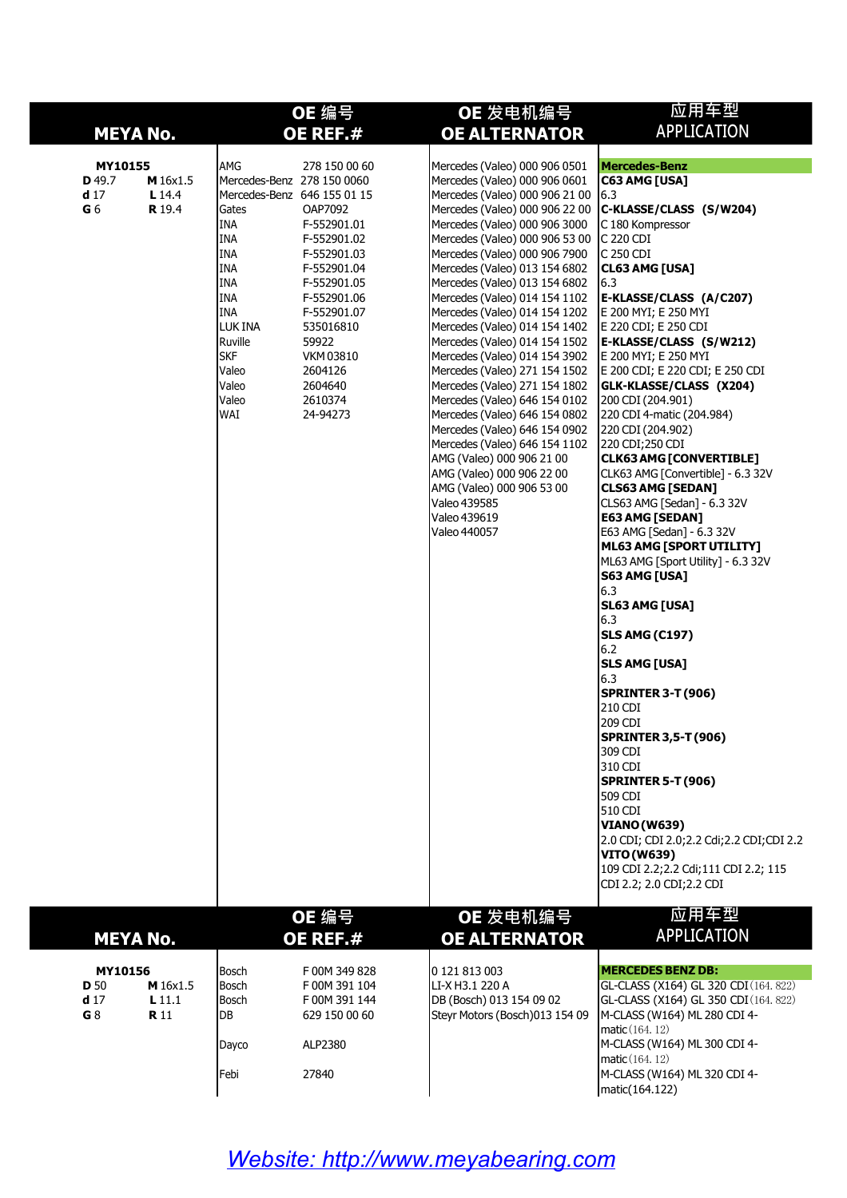| MEYA No. | OE 编号<br>OE REF.# | OE 发电机编号<br>OE ALTERNATOR | 应用车型<br>APPLICATION |
|---|---|---|---|
| **MY10155**<br>**D** 49.7 **M** 16x1.5<br>**d** 17 **L** 14.4<br>**G** 6 **R** 19.4 | AMG 278 150 00 60<br>Mercedes-Benz 278 150 0060<br>Mercedes-Benz 646 155 01 15<br>Gates OAP7092<br>INA F-552901.01<br>INA F-552901.02<br>INA F-552901.03<br>INA F-552901.04<br>INA F-552901.05<br>INA F-552901.06<br>INA F-552901.07<br>LUK INA 535016810<br>Ruville 59922<br>SKF VKM 03810<br>Valeo 2604126<br>Valeo 2604640<br>Valeo 2610374<br>WAI 24-94273 | Mercedes (Valeo) 000 906 0501<br>Mercedes (Valeo) 000 906 0601<br>Mercedes (Valeo) 000 906 21 00<br>Mercedes (Valeo) 000 906 22 00<br>Mercedes (Valeo) 000 906 3000<br>Mercedes (Valeo) 000 906 53 00<br>Mercedes (Valeo) 000 906 7900<br>Mercedes (Valeo) 013 154 6802<br>Mercedes (Valeo) 013 154 6802<br>Mercedes (Valeo) 014 154 1102<br>Mercedes (Valeo) 014 154 1202<br>Mercedes (Valeo) 014 154 1402<br>Mercedes (Valeo) 014 154 1502<br>Mercedes (Valeo) 014 154 3902<br>Mercedes (Valeo) 271 154 1502<br>Mercedes (Valeo) 271 154 1802<br>Mercedes (Valeo) 646 154 0102<br>Mercedes (Valeo) 646 154 0802<br>Mercedes (Valeo) 646 154 0902<br>Mercedes (Valeo) 646 154 1102<br>AMG (Valeo) 000 906 21 00<br>AMG (Valeo) 000 906 22 00<br>AMG (Valeo) 000 906 53 00<br>Valeo 439585<br>Valeo 439619<br>Valeo 440057 | **Mercedes-Benz**<br>**C63 AMG [USA]**<br>6.3<br>**C-KLASSE/CLASS (S/W204)**<br>C 180 Kompressor<br>C 220 CDI<br>C 250 CDI<br>**CL63 AMG [USA]**<br>6.3<br>**E-KLASSE/CLASS (A/C207)**<br>E 200 MYI; E 250 MYI<br>E 220 CDI; E 250 CDI<br>**E-KLASSE/CLASS (S/W212)**<br>E 200 MYI; E 250 MYI<br>E 200 CDI; E 220 CDI; E 250 CDI<br>**GLK-KLASSE/CLASS (X204)**<br>200 CDI (204.901)<br>220 CDI 4-matic (204.984)<br>220 CDI (204.902)<br>220 CDI;250 CDI<br>**CLK63 AMG [CONVERTIBLE]**<br>CLK63 AMG [Convertible] - 6.3 32V<br>**CLS63 AMG [SEDAN]**<br>CLS63 AMG [Sedan] - 6.3 32V<br>**E63 AMG [SEDAN]**<br>E63 AMG [Sedan] - 6.3 32V<br>**ML63 AMG [SPORT UTILITY]**<br>ML63 AMG [Sport Utility] - 6.3 32V<br>**S63 AMG [USA]**<br>6.3<br>**SL63 AMG [USA]**<br>6.3<br>**SLS AMG (C197)**<br>6.2<br>**SLS AMG [USA]**<br>6.3<br>**SPRINTER 3-T (906)**<br>210 CDI<br>209 CDI<br>**SPRINTER 3,5-T (906)**<br>309 CDI<br>310 CDI<br>**SPRINTER 5-T (906)**<br>509 CDI<br>510 CDI<br>**VIANO (W639)**<br>2.0 CDI; CDI 2.0;2.2 Cdi;2.2 CDI;CDI 2.2<br>**VITO (W639)**<br>109 CDI 2.2;2.2 Cdi;111 CDI 2.2; 115 CDI 2.2; 2.0 CDI;2.2 CDI |

| MEYA No. | OE 编号<br>OE REF.# | OE 发电机编号<br>OE ALTERNATOR | 应用车型<br>APPLICATION |
|---|---|---|---|
| **MY10156**<br>**D** 50 **M** 16x1.5<br>**d** 17 **L** 11.1<br>**G** 8 **R** 11 | Bosch F 00M 349 828<br>Bosch F 00M 391 104<br>Bosch F 00M 391 144<br>DB 629 150 00 60<br>Dayco ALP2380<br>Febi 27840 | 0 121 813 003<br>LI-X H3.1 220 A<br>DB (Bosch) 013 154 09 02<br>Steyr Motors (Bosch)013 154 09 | **MERCEDES BENZ DB:**<br>GL-CLASS (X164) GL 320 CDI (164. 822)<br>GL-CLASS (X164) GL 350 CDI (164. 822)<br>M-CLASS (W164) ML 280 CDI 4-matic (164. 12)<br>M-CLASS (W164) ML 300 CDI 4-matic (164. 12)<br>M-CLASS (W164) ML 320 CDI 4-matic(164.122) |

Website: http://www.meyabearing.com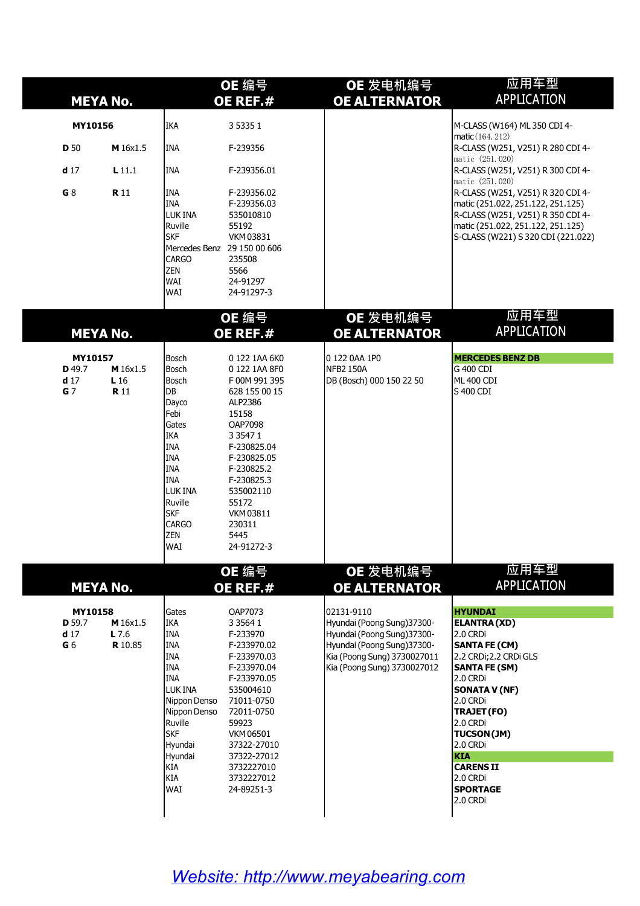| MEYA No. | OE 编号<br>OE REF.# | | OE 发电机编号<br>OE ALTERNATOR | 应用车型<br>APPLICATION |
|---|---|---|---|---|
| **MY10156** | IKA | 3 5335 1 | | M-CLASS (W164) ML 350 CDI 4-matic (164. 212) |
| **D** 50 **M** 16x1.5 | INA | F-239356 | | R-CLASS (W251, V251) R 280 CDI 4-matic (251. 020) |
| **d** 17 **L** 11.1 | INA | F-239356.01 | | R-CLASS (W251, V251) R 300 CDI 4-matic (251. 020) |
| **G** 8 **R** 11 | INA | F-239356.02 | | R-CLASS (W251, V251) R 320 CDI 4-matic (251.022, 251.122, 251.125) |
| | INA | F-239356.03 | | R-CLASS (W251, V251) R 350 CDI 4-matic (251.022, 251.122, 251.125) |
| | LUK INA | 535010810 | | S-CLASS (W221) S 320 CDI (221.022) |
| | Ruville | 55192 | | |
| | SKF | VKM 03831 | | |
| | Mercedes Benz | 29 150 00 606 | | |
| | CARGO | 235508 | | |
| | ZEN | 5566 | | |
| | WAI | 24-91297 | | |
| | WAI | 24-91297-3 | | |

| MEYA No. | OE 编号<br>OE REF.# | | OE 发电机编号<br>OE ALTERNATOR | 应用车型<br>APPLICATION |
|---|---|---|---|---|
| **MY10157** | Bosch | 0 122 1AA 6K0 | 0 122 0AA 1P0 | **MERCEDES BENZ DB** |
| **D** 49.7 **M** 16x1.5 | Bosch | 0 122 1AA 8F0 | NFB2 150A | G 400 CDI |
| **d** 17 **L** 16 | Bosch | F 00M 991 395 | DB (Bosch) 000 150 22 50 | ML 400 CDI |
| **G** 7 **R** 11 | DB | 628 155 00 15 | | S 400 CDI |
| | Dayco | ALP2386 | | |
| | Febi | 15158 | | |
| | Gates | OAP7098 | | |
| | IKA | 3 3547 1 | | |
| | INA | F-230825.04 | | |
| | INA | F-230825.05 | | |
| | INA | F-230825.2 | | |
| | INA | F-230825.3 | | |
| | LUK INA | 535002110 | | |
| | Ruville | 55172 | | |
| | SKF | VKM 03811 | | |
| | CARGO | 230311 | | |
| | ZEN | 5445 | | |
| | WAI | 24-91272-3 | | |

| MEYA No. | OE 编号<br>OE REF.# | | OE 发电机编号<br>OE ALTERNATOR | 应用车型<br>APPLICATION |
|---|---|---|---|---|
| **MY10158** | Gates | OAP7073 | 02131-9110 | **HYUNDAI** |
| **D** 59.7 **M** 16x1.5 | IKA | 3 3564 1 | Hyundai (Poong Sung)37300- | **ELANTRA (XD)** |
| **d** 17 **L** 7.6 | INA | F-233970 | Hyundai (Poong Sung)37300- | 2.0 CRDi |
| **G** 6 **R** 10.85 | INA | F-233970.02 | Hyundai (Poong Sung)37300- | **SANTA FE (CM)** |
| | INA | F-233970.03 | Kia (Poong Sung) 3730027011 | 2.2 CRDi;2.2 CRDi GLS |
| | INA | F-233970.04 | Kia (Poong Sung) 3730027012 | **SANTA FE (SM)** |
| | INA | F-233970.05 | | 2.0 CRDi |
| | LUK INA | 535004610 | | **SONATA V (NF)** |
| | Nippon Denso | 71011-0750 | | 2.0 CRDi |
| | Nippon Denso | 72011-0750 | | **TRAJET (FO)** |
| | Ruville | 59923 | | 2.0 CRDi |
| | SKF | VKM 06501 | | **TUCSON (JM)** |
| | Hyundai | 37322-27010 | | 2.0 CRDi |
| | Hyundai | 37322-27012 | | **KIA** |
| | KIA | 3732227010 | | **CARENS II** |
| | KIA | 3732227012 | | 2.0 CRDi |
| | WAI | 24-89251-3 | | **SPORTAGE** |
| | | | | 2.0 CRDi |

Website: http://www.meyabearing.com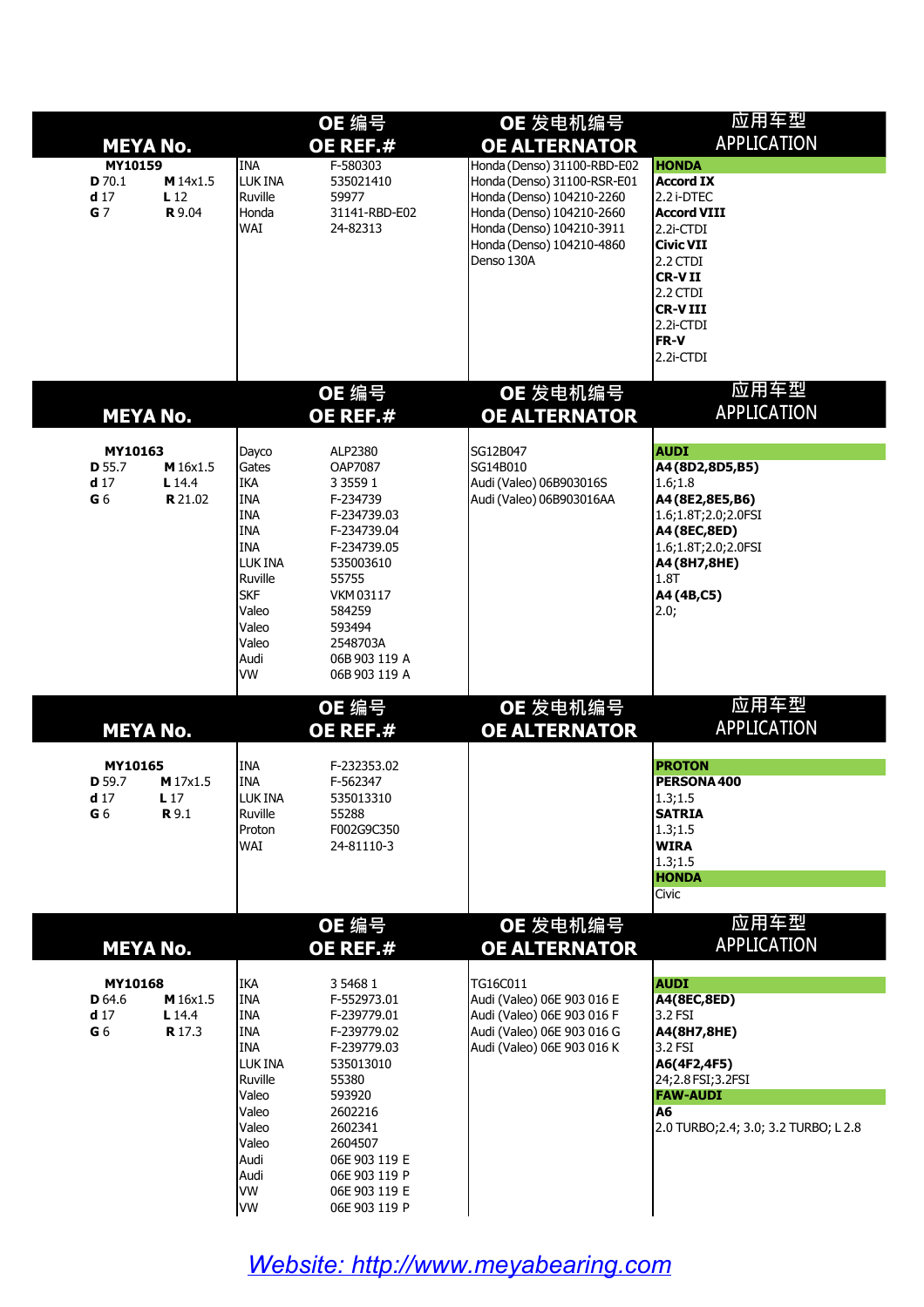| MEYA No. | OE 编号 OE REF.# | | OE 发电机编号 OE ALTERNATOR | 应用车型 APPLICATION |
|---|---|---|---|---|
| **MY10159** | INA | F-580303 | Honda (Denso) 31100-RBD-E02 | **HONDA** |
| **D** 70.1 **M** 14x1.5 | LUK INA | 535021410 | Honda (Denso) 31100-RSR-E01 | **Accord IX** |
| **d** 17 **L** 12 | Ruville | 59977 | Honda (Denso) 104210-2260 | 2.2 i-DTEC |
| **G** 7 **R** 9.04 | Honda | 31141-RBD-E02 | Honda (Denso) 104210-2660 | **Accord VIII** |
| | WAI | 24-82313 | Honda (Denso) 104210-3911 | 2.2i-CTDI |
| | | | Honda (Denso) 104210-4860 | **Civic VII** |
| | | | Denso 130A | 2.2 CTDI |
| | | | | **CR-V II** |
| | | | | 2.2 CTDI |
| | | | | **CR-V III** |
| | | | | 2.2i-CTDI |
| | | | | **FR-V** |
| | | | | 2.2i-CTDI |

| MEYA No. | OE 编号 OE REF.# | | OE 发电机编号 OE ALTERNATOR | 应用车型 APPLICATION |
|---|---|---|---|---|
| **MY10163** | Dayco | ALP2380 | SG12B047 | **AUDI** |
| **D** 55.7 **M** 16x1.5 | Gates | OAP7087 | SG14B010 | **A4 (8D2,8D5,B5)** |
| **d** 17 **L** 14.4 | IKA | 3 3559 1 | Audi (Valeo) 06B903016S | 1.6;1.8 |
| **G** 6 **R** 21.02 | INA | F-234739 | Audi (Valeo) 06B903016AA | **A4 (8E2,8E5,B6)** |
| | INA | F-234739.03 | | 1.6;1.8T;2.0;2.0FSI |
| | INA | F-234739.04 | | **A4 (8EC,8ED)** |
| | INA | F-234739.05 | | 1.6;1.8T;2.0;2.0FSI |
| | LUK INA | 535003610 | | **A4 (8H7,8HE)** |
| | Ruville | 55755 | | 1.8T |
| | SKF | VKM 03117 | | **A4 (4B,C5)** |
| | Valeo | 584259 | | 2.0; |
| | Valeo | 593494 | | |
| | Valeo | 2548703A | | |
| | Audi | 06B 903 119 A | | |
| | VW | 06B 903 119 A | | |

| MEYA No. | OE 编号 OE REF.# | | OE 发电机编号 OE ALTERNATOR | 应用车型 APPLICATION |
|---|---|---|---|---|
| **MY10165** | INA | F-232353.02 | | **PROTON** |
| **D** 59.7 **M** 17x1.5 | INA | F-562347 | | **PERSONA 400** |
| **d** 17 **L** 17 | LUK INA | 535013310 | | 1.3;1.5 |
| **G** 6 **R** 9.1 | Ruville | 55288 | | **SATRIA** |
| | Proton | F002G9C350 | | 1.3;1.5 |
| | WAI | 24-81110-3 | | **WIRA** |
| | | | | 1.3;1.5 |
| | | | | **HONDA** |
| | | | | Civic |

| MEYA No. | OE 编号 OE REF.# | | OE 发电机编号 OE ALTERNATOR | 应用车型 APPLICATION |
|---|---|---|---|---|
| **MY10168** | IKA | 3 5468 1 | TG16C011 | **AUDI** |
| **D** 64.6 **M** 16x1.5 | INA | F-552973.01 | Audi (Valeo) 06E 903 016 E | **A4(8EC,8ED)** |
| **d** 17 **L** 14.4 | INA | F-239779.01 | Audi (Valeo) 06E 903 016 F | 3.2 FSI |
| **G** 6 **R** 17.3 | INA | F-239779.02 | Audi (Valeo) 06E 903 016 G | **A4(8H7,8HE)** |
| | INA | F-239779.03 | Audi (Valeo) 06E 903 016 K | 3.2 FSI |
| | LUK INA | 535013010 | | **A6(4F2,4F5)** |
| | Ruville | 55380 | | 24;2.8 FSI;3.2FSI |
| | Valeo | 593920 | | **FAW-AUDI** |
| | Valeo | 2602216 | | **A6** |
| | Valeo | 2602341 | | 2.0 TURBO;2.4; 3.0; 3.2 TURBO; L 2.8 |
| | Valeo | 2604507 | | |
| | Audi | 06E 903 119 E | | |
| | Audi | 06E 903 119 P | | |
| | VW | 06E 903 119 E | | |
| | VW | 06E 903 119 P | | |

Website: http://www.meyabearing.com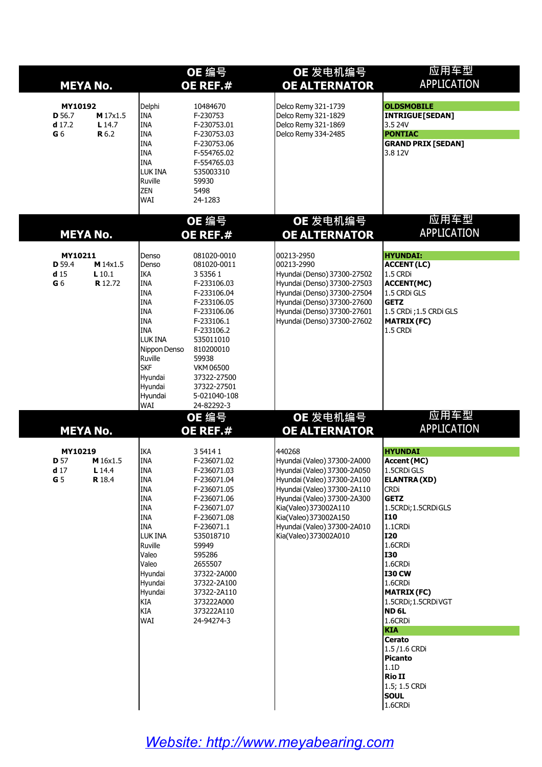| MEYA No. | OE 编号 OE REF.# | | OE 发电机编号 OE ALTERNATOR | 应用车型 APPLICATION |
|---|---|---|---|---|
| **MY10192** | Delphi | 10484670 | Delco Remy 321-1739 | **OLDSMOBILE** |
| **D** 56.7 **M** 17x1.5 | INA | F-230753 | Delco Remy 321-1829 | **INTRIGUE[SEDAN]** |
| **d** 17.2 **L** 14.7 | INA | F-230753.01 | Delco Remy 321-1869 | 3.5 24V |
| **G** 6 **R** 6.2 | INA | F-230753.03 | Delco Remy 334-2485 | **PONTIAC** |
| | INA | F-230753.06 | | **GRAND PRIX [SEDAN]** |
| | INA | F-554765.02 | | 3.8 12V |
| | INA | F-554765.03 | | |
| | LUK INA | 535003310 | | |
| | Ruville | 59930 | | |
| | ZEN | 5498 | | |
| | WAI | 24-1283 | | |

| MEYA No. | OE 编号 OE REF.# | | OE 发电机编号 OE ALTERNATOR | 应用车型 APPLICATION |
|---|---|---|---|---|
| **MY10211** | Denso | 081020-0010 | 00213-2950 | **HYUNDAI:** |
| **D** 59.4 **M** 14x1.5 | Denso | 081020-0011 | 00213-2990 | **ACCENT (LC)** |
| **d** 15 **L** 10.1 | IKA | 3 5356 1 | Hyundai (Denso) 37300-27502 | 1.5 CRDi |
| **G** 6 **R** 12.72 | INA | F-233106.03 | Hyundai (Denso) 37300-27503 | **ACCENT(MC)** |
| | INA | F-233106.04 | Hyundai (Denso) 37300-27504 | 1.5 CRDi GLS |
| | INA | F-233106.05 | Hyundai (Denso) 37300-27600 | **GETZ** |
| | INA | F-233106.06 | Hyundai (Denso) 37300-27601 | 1.5 CRDi ;1.5 CRDi GLS |
| | INA | F-233106.1 | Hyundai (Denso) 37300-27602 | **MATRIX (FC)** |
| | INA | F-233106.2 | | 1.5 CRDi |
| | LUK INA | 535011010 | | |
| | Nippon Denso | 810200010 | | |
| | Ruville | 59938 | | |
| | SKF | VKM 06500 | | |
| | Hyundai | 37322-27500 | | |
| | Hyundai | 37322-27501 | | |
| | Hyundai | 5-021040-108 | | |
| | WAI | 24-82292-3 | | |

| MEYA No. | OE 编号 OE REF.# | | OE 发电机编号 OE ALTERNATOR | 应用车型 APPLICATION |
|---|---|---|---|---|
| **MY10219** | IKA | 3 5414 1 | 440268 | **HYUNDAI** |
| **D** 57 **M** 16x1.5 | INA | F-236071.02 | Hyundai (Valeo) 37300-2A000 | **Accent (MC)** |
| **d** 17 **L** 14.4 | INA | F-236071.03 | Hyundai (Valeo) 37300-2A050 | 1.5CRDi GLS |
| **G** 5 **R** 18.4 | INA | F-236071.04 | Hyundai (Valeo) 37300-2A100 | **ELANTRA (XD)** |
| | INA | F-236071.05 | Hyundai (Valeo) 37300-2A110 | CRDi |
| | INA | F-236071.06 | Hyundai (Valeo) 37300-2A300 | **GETZ** |
| | INA | F-236071.07 | Kia(Valeo) 373002A110 | 1.5CRDi;1.5CRDi GLS |
| | INA | F-236071.08 | Kia(Valeo) 373002A150 | **I10** |
| | INA | F-236071.1 | Hyundai (Valeo) 37300-2A010 | 1.1CRDi |
| | LUK INA | 535018710 | Kia(Valeo) 373002A010 | **I20** |
| | Ruville | 59949 | | 1.6CRDi |
| | Valeo | 595286 | | **I30** |
| | Valeo | 2655507 | | 1.6CRDi |
| | Hyundai | 37322-2A000 | | **I30 CW** |
| | Hyundai | 37322-2A100 | | 1.6CRDi |
| | Hyundai | 37322-2A110 | | **MATRIX (FC)** |
| | KIA | 373222A000 | | 1.5CRDi;1.5CRDi VGT |
| | KIA | 373222A110 | | **ND 6L** |
| | WAI | 24-94274-3 | | 1.6CRDi |
| | | | | **KIA** |
| | | | | **Cerato** |
| | | | | 1.5 /1.6 CRDi |
| | | | | **Picanto** |
| | | | | 1.1D |
| | | | | **Rio II** |
| | | | | 1.5; 1.5 CRDi |
| | | | | **SOUL** |
| | | | | 1.6CRDi |

*Website: http://www.meyabearing.com*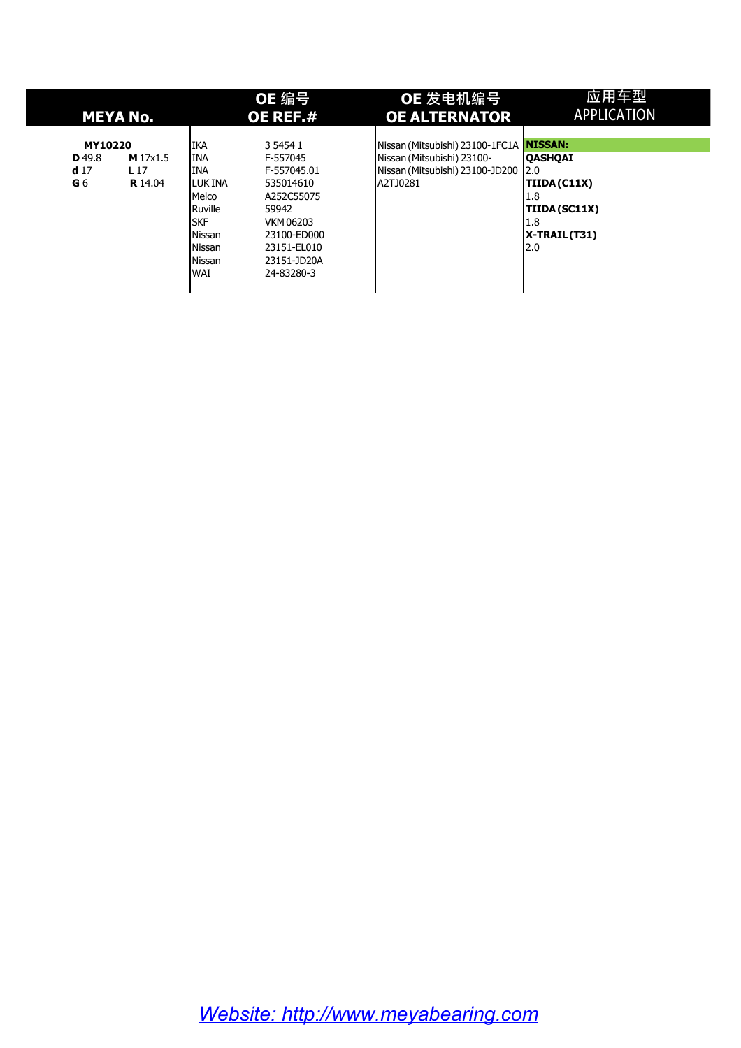| MEYA No. | OE 编号 OE REF.# | | OE 发电机编号 OE ALTERNATOR | 应用车型 APPLICATION |
|---|---|---|---|---|
| **MY10220** | IKA | 3 5454 1 | Nissan (Mitsubishi) 23100-1FC1A | **NISSAN:** |
| **D** 49.8 **M** 17x1.5 | INA | F-557045 | Nissan (Mitsubishi) 23100- | **QASHQAI** |
| **d** 17 **L** 17 | INA | F-557045.01 | Nissan (Mitsubishi) 23100-JD200 | 2.0 |
| **G** 6 **R** 14.04 | LUK INA | 535014610 | A2TJ0281 | **TIIDA (C11X)** |
| | Melco | A252C55075 | | 1.8 |
| | Ruville | 59942 | | **TIIDA (SC11X)** |
| | SKF | VKM 06203 | | 1.8 |
| | Nissan | 23100-ED000 | | **X-TRAIL (T31)** |
| | Nissan | 23151-EL010 | | 2.0 |
| | Nissan | 23151-JD20A | | |
| | WAI | 24-83280-3 | | |

*Website: http://www.meyabearing.com*